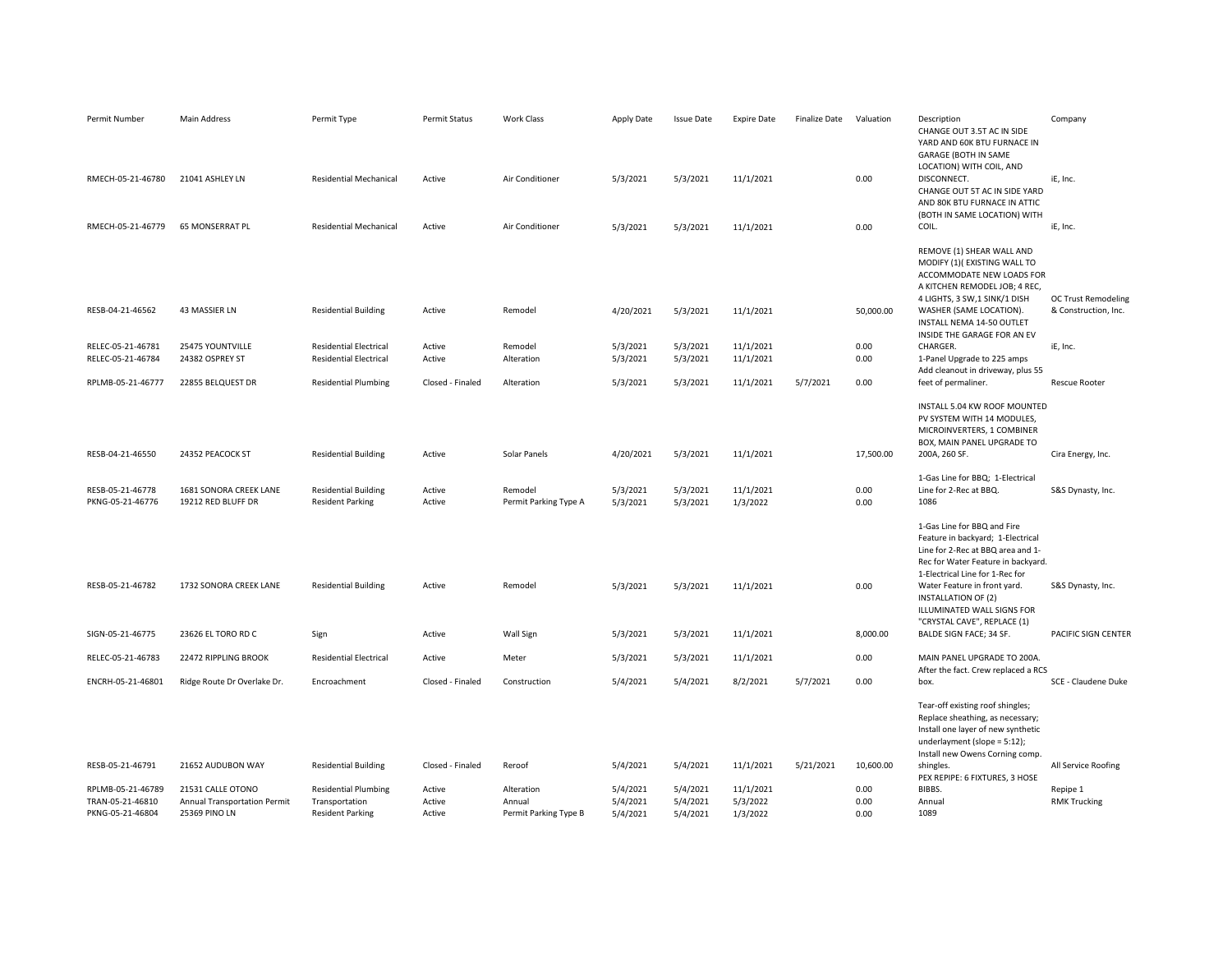| Permit Number | Main Address | Permit Type | Permit Status | Work Class | Apply Date | Issue Date | Expire Date | Finalize Date | Valuation | Description | Company |
|---|---|---|---|---|---|---|---|---|---|---|---|
| RMECH-05-21-46780 | 21041 ASHLEY LN | Residential Mechanical | Active | Air Conditioner | 5/3/2021 | 5/3/2021 | 11/1/2021 | | 0.00 | CHANGE OUT 3.5T AC IN SIDE YARD AND 60K BTU FURNACE IN GARAGE (BOTH IN SAME LOCATION) WITH COIL, AND DISCONNECT. | iE, Inc. |
| RMECH-05-21-46779 | 65 MONSERRAT PL | Residential Mechanical | Active | Air Conditioner | 5/3/2021 | 5/3/2021 | 11/1/2021 | | 0.00 | CHANGE OUT 5T AC IN SIDE YARD AND 80K BTU FURNACE IN ATTIC (BOTH IN SAME LOCATION) WITH COIL. | iE, Inc. |
| RESB-04-21-46562 | 43 MASSIER LN | Residential Building | Active | Remodel | 4/20/2021 | 5/3/2021 | 11/1/2021 | | 50,000.00 | REMOVE (1) SHEAR WALL AND MODIFY (1)( EXISTING WALL TO ACCOMMODATE NEW LOADS FOR A KITCHEN REMODEL JOB; 4 REC, 4 LIGHTS, 3 SW,1 SINK/1 DISH WASHER (SAME LOCATION). | OC Trust Remodeling & Construction, Inc. |
| RELEC-05-21-46781 | 25475 YOUNTVILLE | Residential Electrical | Active | Remodel | 5/3/2021 | 5/3/2021 | 11/1/2021 | | 0.00 | INSTALL NEMA 14-50 OUTLET INSIDE THE GARAGE FOR AN EV CHARGER. | iE, Inc. |
| RELEC-05-21-46784 | 24382 OSPREY ST | Residential Electrical | Active | Alteration | 5/3/2021 | 5/3/2021 | 11/1/2021 | | 0.00 | 1-Panel Upgrade to 225 amps | |
| RPLMB-05-21-46777 | 22855 BELQUEST DR | Residential Plumbing | Closed - Finaled | Alteration | 5/3/2021 | 5/3/2021 | 11/1/2021 | 5/7/2021 | 0.00 | Add cleanout in driveway, plus 55 feet of permaliner. | Rescue Rooter |
| RESB-04-21-46550 | 24352 PEACOCK ST | Residential Building | Active | Solar Panels | 4/20/2021 | 5/3/2021 | 11/1/2021 | | 17,500.00 | INSTALL 5.04 KW ROOF MOUNTED PV SYSTEM WITH 14 MODULES, MICROINVERTERS, 1 COMBINER BOX, MAIN PANEL UPGRADE TO 200A, 260 SF. | Cira Energy, Inc. |
| RESB-05-21-46778 | 1681 SONORA CREEK LANE | Residential Building | Active | Remodel | 5/3/2021 | 5/3/2021 | 11/1/2021 | | 0.00 | 1-Gas Line for BBQ; 1-Electrical Line for 2-Rec at BBQ. | S&S Dynasty, Inc. |
| PKNG-05-21-46776 | 19212 RED BLUFF DR | Resident Parking | Active | Permit Parking Type A | 5/3/2021 | 5/3/2021 | 1/3/2022 | | 0.00 | 1086 | |
| RESB-05-21-46782 | 1732 SONORA CREEK LANE | Residential Building | Active | Remodel | 5/3/2021 | 5/3/2021 | 11/1/2021 | | 0.00 | 1-Gas Line for BBQ and Fire Feature in backyard; 1-Electrical Line for 2-Rec at BBQ area and 1-Rec for Water Feature in backyard. 1-Electrical Line for 1-Rec for Water Feature in front yard. | S&S Dynasty, Inc. |
| SIGN-05-21-46775 | 23626 EL TORO RD C | Sign | Active | Wall Sign | 5/3/2021 | 5/3/2021 | 11/1/2021 | | 8,000.00 | INSTALLATION OF (2) ILLUMINATED WALL SIGNS FOR "CRYSTAL CAVE", REPLACE (1) BALDE SIGN FACE; 34 SF. | PACIFIC SIGN CENTER |
| RELEC-05-21-46783 | 22472 RIPPLING BROOK | Residential Electrical | Active | Meter | 5/3/2021 | 5/3/2021 | 11/1/2021 | | 0.00 | MAIN PANEL UPGRADE TO 200A. | |
| ENCRH-05-21-46801 | Ridge Route Dr Overlake Dr. | Encroachment | Closed - Finaled | Construction | 5/4/2021 | 5/4/2021 | 8/2/2021 | 5/7/2021 | 0.00 | After the fact. Crew replaced a RCS box. | SCE - Claudene Duke |
| RESB-05-21-46791 | 21652 AUDUBON WAY | Residential Building | Closed - Finaled | Reroof | 5/4/2021 | 5/4/2021 | 11/1/2021 | 5/21/2021 | 10,600.00 | Tear-off existing roof shingles; Replace sheathing, as necessary; Install one layer of new synthetic underlayment (slope = 5:12); Install new Owens Corning comp. shingles. | All Service Roofing |
| RPLMB-05-21-46789 | 21531 CALLE OTONO | Residential Plumbing | Active | Alteration | 5/4/2021 | 5/4/2021 | 11/1/2021 | | 0.00 | PEX REPIPE: 6 FIXTURES, 3 HOSE BIBBS. | Repipe 1 |
| TRAN-05-21-46810 | Annual Transportation Permit | Transportation | Active | Annual | 5/4/2021 | 5/4/2021 | 5/3/2022 | | 0.00 | Annual | RMK Trucking |
| PKNG-05-21-46804 | 25369 PINO LN | Resident Parking | Active | Permit Parking Type B | 5/4/2021 | 5/4/2021 | 1/3/2022 | | 0.00 | 1089 | |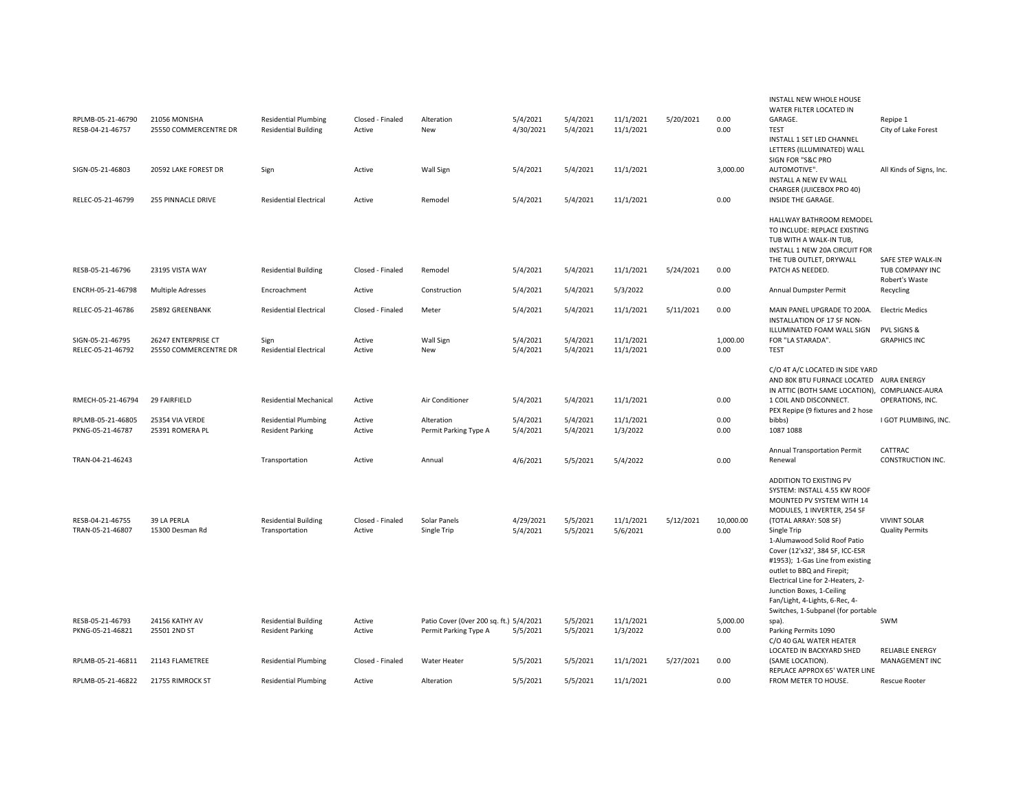| | | | | | | | | | | | |
|---|---|---|---|---|---|---|---|---|---|---|---|
| RPLMB-05-21-46790 | 21056 MONISHA | Residential Plumbing | Closed - Finaled | Alteration | 5/4/2021 | 5/4/2021 | 11/1/2021 | 5/20/2021 | 0.00 | INSTALL NEW WHOLE HOUSE WATER FILTER LOCATED IN GARAGE. | Repipe 1 |
| RESB-04-21-46757 | 25550 COMMERCENTRE DR | Residential Building | Active | New | 4/30/2021 | 5/4/2021 | 11/1/2021 | | 0.00 | TEST | City of Lake Forest |
| SIGN-05-21-46803 | 20592 LAKE FOREST DR | Sign | Active | Wall Sign | 5/4/2021 | 5/4/2021 | 11/1/2021 | | 3,000.00 | INSTALL 1 SET LED CHANNEL LETTERS (ILLUMINATED) WALL SIGN FOR "S&C PRO AUTOMOTIVE". | All Kinds of Signs, Inc. |
| RELEC-05-21-46799 | 255 PINNACLE DRIVE | Residential Electrical | Active | Remodel | 5/4/2021 | 5/4/2021 | 11/1/2021 | | 0.00 | INSTALL A NEW EV WALL CHARGER (JUICEBOX PRO 40) INSIDE THE GARAGE. | |
| RESB-05-21-46796 | 23195 VISTA WAY | Residential Building | Closed - Finaled | Remodel | 5/4/2021 | 5/4/2021 | 11/1/2021 | 5/24/2021 | 0.00 | HALLWAY BATHROOM REMODEL TO INCLUDE: REPLACE EXISTING TUB WITH A WALK-IN TUB, INSTALL 1 NEW 20A CIRCUIT FOR THE TUB OUTLET, DRYWALL PATCH AS NEEDED. | SAFE STEP WALK-IN TUB COMPANY INC |
| ENCRH-05-21-46798 | Multiple Adresses | Encroachment | Active | Construction | 5/4/2021 | 5/4/2021 | 5/3/2022 | | 0.00 | Annual Dumpster Permit | Robert's Waste Recycling |
| RELEC-05-21-46786 | 25892 GREENBANK | Residential Electrical | Closed - Finaled | Meter | 5/4/2021 | 5/4/2021 | 11/1/2021 | 5/11/2021 | 0.00 | MAIN PANEL UPGRADE TO 200A. | Electric Medics |
| SIGN-05-21-46795 | 26247 ENTERPRISE CT | Sign | Active | Wall Sign | 5/4/2021 | 5/4/2021 | 11/1/2021 | | 1,000.00 | INSTALLATION OF 17 SF NON-ILLUMINATED FOAM WALL SIGN FOR "LA STARADA". | PVL SIGNS & GRAPHICS INC |
| RELEC-05-21-46792 | 25550 COMMERCENTRE DR | Residential Electrical | Active | New | 5/4/2021 | 5/4/2021 | 11/1/2021 | | 0.00 | TEST | |
| RMECH-05-21-46794 | 29 FAIRFIELD | Residential Mechanical | Active | Air Conditioner | 5/4/2021 | 5/4/2021 | 11/1/2021 | | 0.00 | C/O 4T A/C LOCATED IN SIDE YARD AND 80K BTU FURNACE LOCATED IN ATTIC (BOTH SAME LOCATION), 1 COIL AND DISCONNECT. | AURA ENERGY COMPLIANCE-AURA OPERATIONS, INC. |
| RPLMB-05-21-46805 | 25354 VIA VERDE | Residential Plumbing | Active | Alteration | 5/4/2021 | 5/4/2021 | 11/1/2021 | | 0.00 | PEX Repipe (9 fixtures and 2 hose bibbs) | I GOT PLUMBING, INC. |
| PKNG-05-21-46787 | 25391 ROMERA PL | Resident Parking | Active | Permit Parking Type A | 5/4/2021 | 5/4/2021 | 1/3/2022 | | 0.00 | 1087 1088 | |
| TRAN-04-21-46243 | | Transportation | Active | Annual | 4/6/2021 | 5/5/2021 | 5/4/2022 | | 0.00 | Annual Transportation Permit Renewal | CATTRAC CONSTRUCTION INC. |
| RESB-04-21-46755 | 39 LA PERLA | Residential Building | Closed - Finaled | Solar Panels | 4/29/2021 | 5/5/2021 | 11/1/2021 | 5/12/2021 | 10,000.00 | ADDITION TO EXISTING PV SYSTEM: INSTALL 4.55 KW ROOF MOUNTED PV SYSTEM WITH 14 MODULES, 1 INVERTER, 254 SF (TOTAL ARRAY: 508 SF) | VIVINT SOLAR |
| TRAN-05-21-46807 | 15300 Desman Rd | Transportation | Active | Single Trip | 5/4/2021 | 5/5/2021 | 5/6/2021 | | 0.00 | Single Trip | Quality Permits |
| RESB-05-21-46793 | 24156 KATHY AV | Residential Building | Active | Patio Cover (0ver 200 sq. ft.) | 5/4/2021 | 5/5/2021 | 11/1/2021 | | 5,000.00 | 1-Alumawood Solid Roof Patio Cover (12'x32', 384 SF, ICC-ESR #1953); 1-Gas Line from existing outlet to BBQ and Firepit; Electrical Line for 2-Heaters, 2-Junction Boxes, 1-Ceiling Fan/Light, 4-Lights, 6-Rec, 4-Switches, 1-Subpanel (for portable spa). | SWM |
| PKNG-05-21-46821 | 25501 2ND ST | Resident Parking | Active | Permit Parking Type A | 5/5/2021 | 5/5/2021 | 1/3/2022 | | 0.00 | Parking Permits 1090 | |
| RPLMB-05-21-46811 | 21143 FLAMETREE | Residential Plumbing | Closed - Finaled | Water Heater | 5/5/2021 | 5/5/2021 | 11/1/2021 | 5/27/2021 | 0.00 | C/O 40 GAL WATER HEATER LOCATED IN BACKYARD SHED (SAME LOCATION). | RELIABLE ENERGY MANAGEMENT INC |
| RPLMB-05-21-46822 | 21755 RIMROCK ST | Residential Plumbing | Active | Alteration | 5/5/2021 | 5/5/2021 | 11/1/2021 | | 0.00 | REPLACE APPROX 65' WATER LINE FROM METER TO HOUSE. | Rescue Rooter |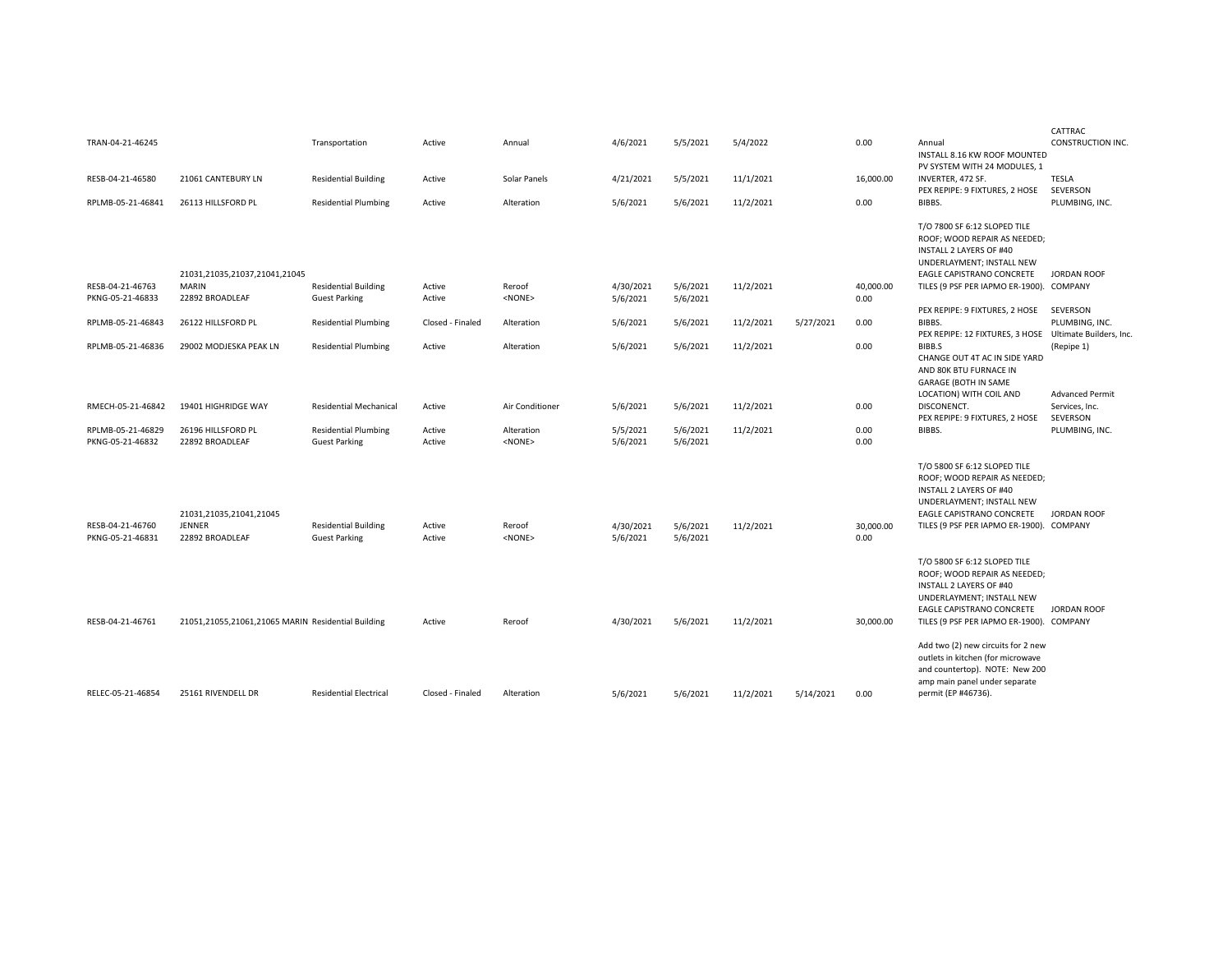| | | | | | | | | | | | |
|---|---|---|---|---|---|---|---|---|---|---|---|
| TRAN-04-21-46245 | | Transportation | Active | Annual | 4/6/2021 | 5/5/2021 | 5/4/2022 | | 0.00 | Annual | CATTRAC CONSTRUCTION INC. |
| RESB-04-21-46580 | 21061 CANTEBURY LN | Residential Building | Active | Solar Panels | 4/21/2021 | 5/5/2021 | 11/1/2021 | | 16,000.00 | INSTALL 8.16 KW ROOF MOUNTED PV SYSTEM WITH 24 MODULES, 1 INVERTER, 472 SF. | TESLA |
| RPLMB-05-21-46841 | 26113 HILLSFORD PL | Residential Plumbing | Active | Alteration | 5/6/2021 | 5/6/2021 | 11/2/2021 | | 0.00 | PEX REPIPE: 9 FIXTURES, 2 HOSE BIBBS. | SEVERSON PLUMBING, INC. |
| RESB-04-21-46763 | 21031,21035,21037,21041,21045 MARIN | Residential Building | Active | Reroof | 4/30/2021 | 5/6/2021 | 11/2/2021 | | 40,000.00 | T/O 7800 SF 6:12 SLOPED TILE ROOF; WOOD REPAIR AS NEEDED; INSTALL 2 LAYERS OF #40 UNDERLAYMENT; INSTALL NEW EAGLE CAPISTRANO CONCRETE TILES (9 PSF PER IAPMO ER-1900). | JORDAN ROOF COMPANY |
| PKNG-05-21-46833 | 22892 BROADLEAF | Guest Parking | Active | <NONE> | 5/6/2021 | 5/6/2021 | | | 0.00 | | |
| RPLMB-05-21-46843 | 26122 HILLSFORD PL | Residential Plumbing | Closed - Finaled | Alteration | 5/6/2021 | 5/6/2021 | 11/2/2021 | 5/27/2021 | 0.00 | PEX REPIPE: 9 FIXTURES, 2 HOSE BIBBS. | SEVERSON PLUMBING, INC. |
| RPLMB-05-21-46836 | 29002 MODJESKA PEAK LN | Residential Plumbing | Active | Alteration | 5/6/2021 | 5/6/2021 | 11/2/2021 | | 0.00 | PEX REPIPE: 12 FIXTURES, 3 HOSE BIBB.S | Ultimate Builders, Inc. (Repipe 1) |
| RMECH-05-21-46842 | 19401 HIGHRIDGE WAY | Residential Mechanical | Active | Air Conditioner | 5/6/2021 | 5/6/2021 | 11/2/2021 | | 0.00 | CHANGE OUT 4T AC IN SIDE YARD AND 80K BTU FURNACE IN GARAGE (BOTH IN SAME LOCATION) WITH COIL AND DISCONENCT. | Advanced Permit Services, Inc. |
| RPLMB-05-21-46829 | 26196 HILLSFORD PL | Residential Plumbing | Active | Alteration | 5/5/2021 | 5/6/2021 | 11/2/2021 | | 0.00 | PEX REPIPE: 9 FIXTURES, 2 HOSE BIBBS. | SEVERSON PLUMBING, INC. |
| PKNG-05-21-46832 | 22892 BROADLEAF | Guest Parking | Active | <NONE> | 5/6/2021 | 5/6/2021 | | | 0.00 | | |
| RESB-04-21-46760 | 21031,21035,21041,21045 JENNER | Residential Building | Active | Reroof | 4/30/2021 | 5/6/2021 | 11/2/2021 | | 30,000.00 | T/O 5800 SF 6:12 SLOPED TILE ROOF; WOOD REPAIR AS NEEDED; INSTALL 2 LAYERS OF #40 UNDERLAYMENT; INSTALL NEW EAGLE CAPISTRANO CONCRETE TILES (9 PSF PER IAPMO ER-1900). | JORDAN ROOF COMPANY |
| PKNG-05-21-46831 | 22892 BROADLEAF | Guest Parking | Active | <NONE> | 5/6/2021 | 5/6/2021 | | | 0.00 | | |
| RESB-04-21-46761 | 21051,21055,21061,21065 MARIN | Residential Building | Active | Reroof | 4/30/2021 | 5/6/2021 | 11/2/2021 | | 30,000.00 | T/O 5800 SF 6:12 SLOPED TILE ROOF; WOOD REPAIR AS NEEDED; INSTALL 2 LAYERS OF #40 UNDERLAYMENT; INSTALL NEW EAGLE CAPISTRANO CONCRETE TILES (9 PSF PER IAPMO ER-1900). | JORDAN ROOF COMPANY |
| RELEC-05-21-46854 | 25161 RIVENDELL DR | Residential Electrical | Closed - Finaled | Alteration | 5/6/2021 | 5/6/2021 | 11/2/2021 | 5/14/2021 | 0.00 | Add two (2) new circuits for 2 new outlets in kitchen (for microwave and countertop). NOTE: New 200 amp main panel under separate permit (EP #46736). | |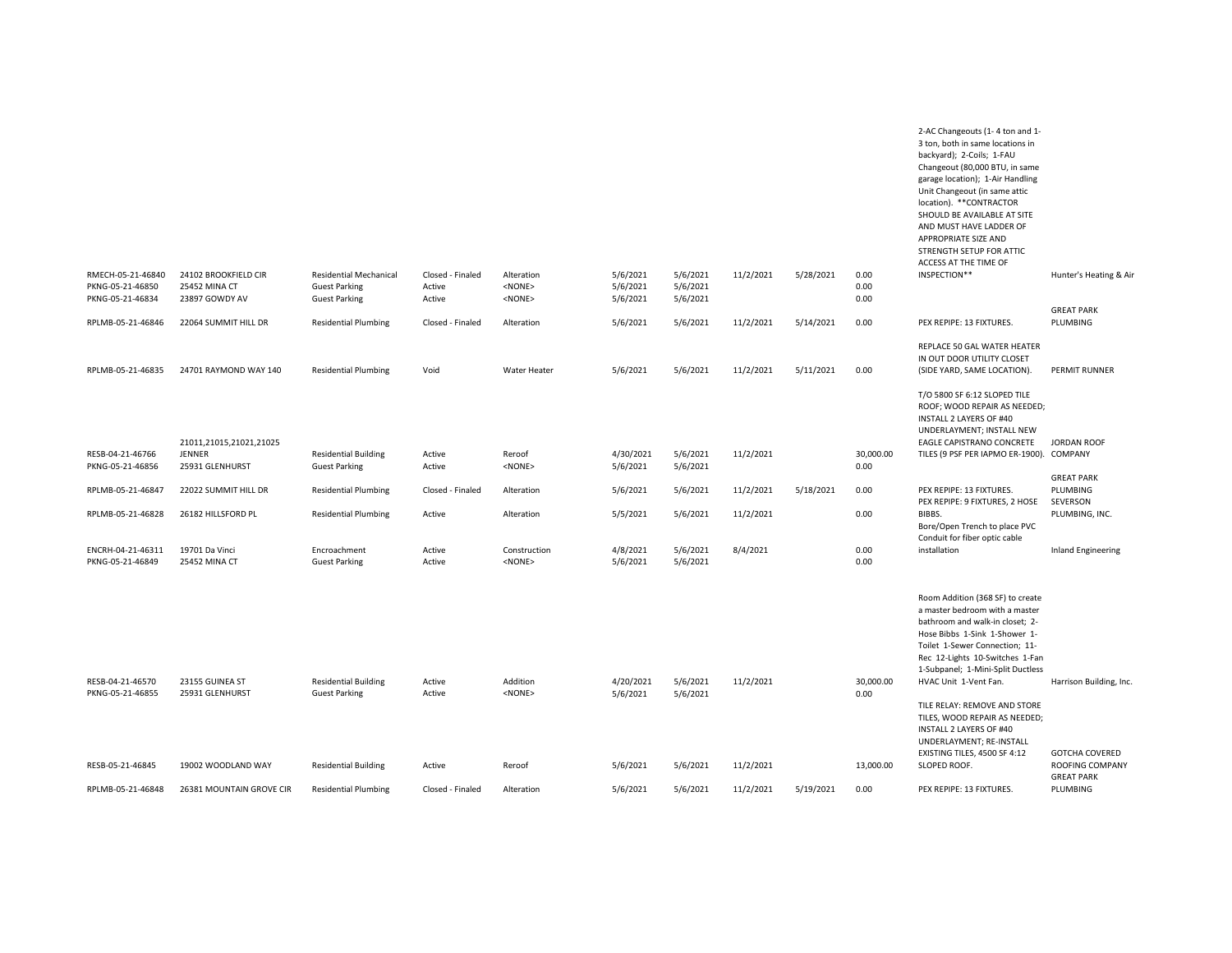| | | | | | | | | | | | |
|---|---|---|---|---|---|---|---|---|---|---|---|
| RMECH-05-21-46840 | 24102 BROOKFIELD CIR | Residential Mechanical | Closed - Finaled | Alteration | 5/6/2021 | 5/6/2021 | 11/2/2021 | 5/28/2021 | 0.00 | 2-AC Changeouts (1- 4 ton and 1-3 ton, both in same locations in backyard); 2-Coils; 1-FAU Changeout (80,000 BTU, in same garage location); 1-Air Handling Unit Changeout (in same attic location). **CONTRACTOR SHOULD BE AVAILABLE AT SITE AND MUST HAVE LADDER OF APPROPRIATE SIZE AND STRENGTH SETUP FOR ATTIC ACCESS AT THE TIME OF INSPECTION** | Hunter's Heating & Air |
| PKNG-05-21-46850 | 25452 MINA CT | Guest Parking | Active | <NONE> | 5/6/2021 | 5/6/2021 | | | 0.00 | | |
| PKNG-05-21-46834 | 23897 GOWDY AV | Guest Parking | Active | <NONE> | 5/6/2021 | 5/6/2021 | | | 0.00 | | |
| RPLMB-05-21-46846 | 22064 SUMMIT HILL DR | Residential Plumbing | Closed - Finaled | Alteration | 5/6/2021 | 5/6/2021 | 11/2/2021 | 5/14/2021 | 0.00 | PEX REPIPE: 13 FIXTURES. | GREAT PARK PLUMBING |
| RPLMB-05-21-46835 | 24701 RAYMOND WAY 140 | Residential Plumbing | Void | Water Heater | 5/6/2021 | 5/6/2021 | 11/2/2021 | 5/11/2021 | 0.00 | REPLACE 50 GAL WATER HEATER IN OUT DOOR UTILITY CLOSET (SIDE YARD, SAME LOCATION). | PERMIT RUNNER |
| RESB-04-21-46766 | 21011,21015,21021,21025 JENNER | Residential Building | Active | Reroof | 4/30/2021 | 5/6/2021 | 11/2/2021 | | 30,000.00 | T/O 5800 SF 6:12 SLOPED TILE ROOF; WOOD REPAIR AS NEEDED; INSTALL 2 LAYERS OF #40 UNDERLAYMENT; INSTALL NEW EAGLE CAPISTRANO CONCRETE TILES (9 PSF PER IAPMO ER-1900). | JORDAN ROOF COMPANY |
| PKNG-05-21-46856 | 25931 GLENHURST | Guest Parking | Active | <NONE> | 5/6/2021 | 5/6/2021 | | | 0.00 | | |
| RPLMB-05-21-46847 | 22022 SUMMIT HILL DR | Residential Plumbing | Closed - Finaled | Alteration | 5/6/2021 | 5/6/2021 | 11/2/2021 | 5/18/2021 | 0.00 | PEX REPIPE: 13 FIXTURES. | GREAT PARK PLUMBING |
| RPLMB-05-21-46828 | 26182 HILLSFORD PL | Residential Plumbing | Active | Alteration | 5/5/2021 | 5/6/2021 | 11/2/2021 | | 0.00 | PEX REPIPE: 9 FIXTURES, 2 HOSE BIBBS. | SEVERSON PLUMBING, INC. |
| ENCRH-04-21-46311 | 19701 Da Vinci | Encroachment | Active | Construction | 4/8/2021 | 5/6/2021 | 8/4/2021 | | 0.00 | Bore/Open Trench to place PVC Conduit for fiber optic cable installation | Inland Engineering |
| PKNG-05-21-46849 | 25452 MINA CT | Guest Parking | Active | <NONE> | 5/6/2021 | 5/6/2021 | | | 0.00 | | |
| RESB-04-21-46570 | 23155 GUINEA ST | Residential Building | Active | Addition | 4/20/2021 | 5/6/2021 | 11/2/2021 | | 30,000.00 | Room Addition (368 SF) to create a master bedroom with a master bathroom and walk-in closet; 2-Hose Bibbs 1-Sink 1-Shower 1-Toilet 1-Sewer Connection; 11-Rec 12-Lights 10-Switches 1-Fan 1-Subpanel; 1-Mini-Split Ductless HVAC Unit 1-Vent Fan. | Harrison Building, Inc. |
| PKNG-05-21-46855 | 25931 GLENHURST | Guest Parking | Active | <NONE> | 5/6/2021 | 5/6/2021 | | | 0.00 | | |
| RESB-05-21-46845 | 19002 WOODLAND WAY | Residential Building | Active | Reroof | 5/6/2021 | 5/6/2021 | 11/2/2021 | | 13,000.00 | TILE RELAY: REMOVE AND STORE TILES, WOOD REPAIR AS NEEDED; INSTALL 2 LAYERS OF #40 UNDERLAYMENT; RE-INSTALL EXISTING TILES, 4500 SF 4:12 SLOPED ROOF. | GOTCHA COVERED ROOFING COMPANY |
| RPLMB-05-21-46848 | 26381 MOUNTAIN GROVE CIR | Residential Plumbing | Closed - Finaled | Alteration | 5/6/2021 | 5/6/2021 | 11/2/2021 | 5/19/2021 | 0.00 | PEX REPIPE: 13 FIXTURES. | GREAT PARK PLUMBING |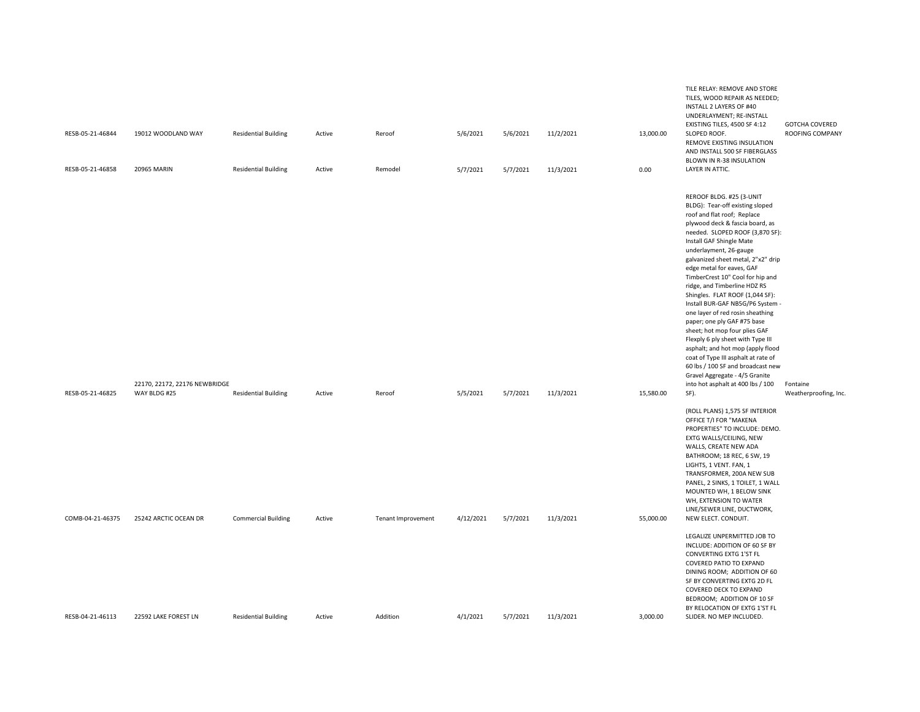| | | | | | | | | | | |
|---|---|---|---|---|---|---|---|---|---|---|
| RESB-05-21-46844 | 19012 WOODLAND WAY | Residential Building | Active | Reroof | 5/6/2021 | 5/6/2021 | 11/2/2021 | 13,000.00 | TILE RELAY: REMOVE AND STORE TILES, WOOD REPAIR AS NEEDED; INSTALL 2 LAYERS OF #40 UNDERLAYMENT; RE-INSTALL EXISTING TILES, 4500 SF 4:12 SLOPED ROOF. | GOTCHA COVERED ROOFING COMPANY |
| RESB-05-21-46858 | 20965 MARIN | Residential Building | Active | Remodel | 5/7/2021 | 5/7/2021 | 11/3/2021 | 0.00 | REMOVE EXISTING INSULATION AND INSTALL 500 SF FIBERGLASS BLOWN IN R-38 INSULATION LAYER IN ATTIC. | |
| RESB-05-21-46825 | 22170, 22172, 22176 NEWBRIDGE WAY BLDG #25 | Residential Building | Active | Reroof | 5/5/2021 | 5/7/2021 | 11/3/2021 | 15,580.00 | REROOF BLDG. #25 (3-UNIT BLDG): Tear-off existing sloped roof and flat roof; Replace plywood deck & fascia board, as needed. SLOPED ROOF (3,870 SF): Install GAF Shingle Mate underlayment, 26-gauge galvanized sheet metal, 2"x2" drip edge metal for eaves, GAF TimberCrest 10" Cool for hip and ridge, and Timberline HDZ RS Shingles. FLAT ROOF (1,044 SF): Install BUR-GAF NB5G/P6 System - one layer of red rosin sheathing paper; one ply GAF #75 base sheet; hot mop four plies GAF Flexply 6 ply sheet with Type III asphalt; and hot mop (apply flood coat of Type III asphalt at rate of 60 lbs / 100 SF and broadcast new Gravel Aggregate - 4/5 Granite into hot asphalt at 400 lbs / 100 SF). | Fontaine Weatherproofing, Inc. |
| COMB-04-21-46375 | 25242 ARCTIC OCEAN DR | Commercial Building | Active | Tenant Improvement | 4/12/2021 | 5/7/2021 | 11/3/2021 | 55,000.00 | (ROLL PLANS) 1,575 SF INTERIOR OFFICE T/I FOR "MAKENA PROPERTIES" TO INCLUDE: DEMO. EXTG WALLS/CEILING, NEW WALLS, CREATE NEW ADA BATHROOM; 18 REC, 6 SW, 19 LIGHTS, 1 VENT. FAN, 1 TRANSFORMER, 200A NEW SUB PANEL, 2 SINKS, 1 TOILET, 1 WALL MOUNTED WH, 1 BELOW SINK WH, EXTENSION TO WATER LINE/SEWER LINE, DUCTWORK, NEW ELECT. CONDUIT. | |
| RESB-04-21-46113 | 22592 LAKE FOREST LN | Residential Building | Active | Addition | 4/1/2021 | 5/7/2021 | 11/3/2021 | 3,000.00 | LEGALIZE UNPERMITTED JOB TO INCLUDE: ADDITION OF 60 SF BY CONVERTING EXTG 1'ST FL COVERED PATIO TO EXPAND DINING ROOM; ADDITION OF 60 SF BY CONVERTING EXTG 2D FL COVERED DECK TO EXPAND BEDROOM; ADDITION OF 10 SF BY RELOCATION OF EXTG 1'ST FL SLIDER. NO MEP INCLUDED. | |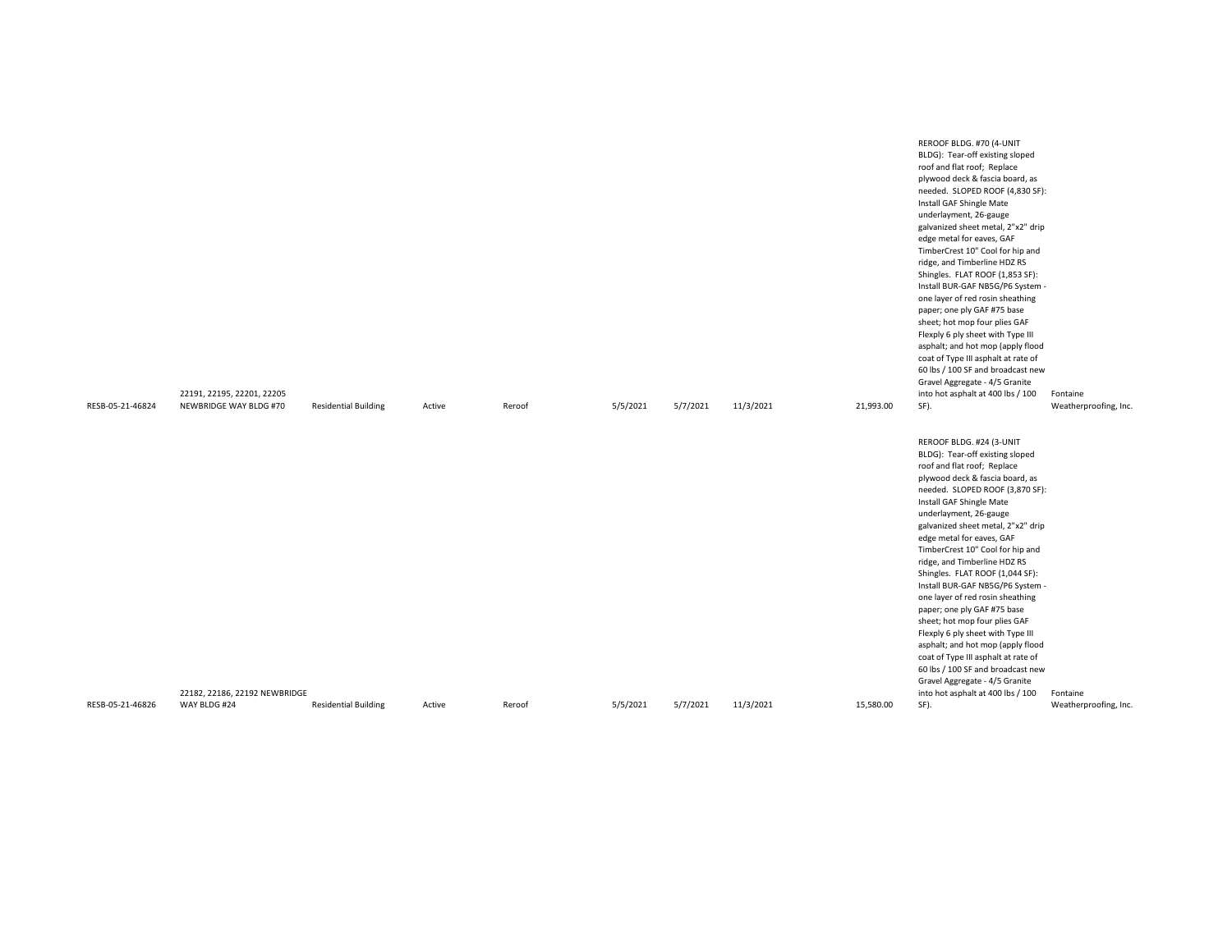| | | | | | | | | | | |
|---|---|---|---|---|---|---|---|---|---|---|
| RESB-05-21-46824 | 22191, 22195, 22201, 22205 NEWBRIDGE WAY BLDG #70 | Residential Building | Active | Reroof | 5/5/2021 | 5/7/2021 | 11/3/2021 | 21,993.00 | REROOF BLDG. #70 (4-UNIT BLDG): Tear-off existing sloped roof and flat roof; Replace plywood deck & fascia board, as needed. SLOPED ROOF (4,830 SF): Install GAF Shingle Mate underlayment, 26-gauge galvanized sheet metal, 2"x2" drip edge metal for eaves, GAF TimberCrest 10" Cool for hip and ridge, and Timberline HDZ RS Shingles. FLAT ROOF (1,853 SF): Install BUR-GAF NB5G/P6 System - one layer of red rosin sheathing paper; one ply GAF #75 base sheet; hot mop four plies GAF Flexply 6 ply sheet with Type III asphalt; and hot mop (apply flood coat of Type III asphalt at rate of 60 lbs / 100 SF and broadcast new Gravel Aggregate - 4/5 Granite into hot asphalt at 400 lbs / 100 SF). | Fontaine Weatherproofing, Inc. |
| RESB-05-21-46826 | 22182, 22186, 22192 NEWBRIDGE WAY BLDG #24 | Residential Building | Active | Reroof | 5/5/2021 | 5/7/2021 | 11/3/2021 | 15,580.00 | REROOF BLDG. #24 (3-UNIT BLDG): Tear-off existing sloped roof and flat roof; Replace plywood deck & fascia board, as needed. SLOPED ROOF (3,870 SF): Install GAF Shingle Mate underlayment, 26-gauge galvanized sheet metal, 2"x2" drip edge metal for eaves, GAF TimberCrest 10" Cool for hip and ridge, and Timberline HDZ RS Shingles. FLAT ROOF (1,044 SF): Install BUR-GAF NB5G/P6 System - one layer of red rosin sheathing paper; one ply GAF #75 base sheet; hot mop four plies GAF Flexply 6 ply sheet with Type III asphalt; and hot mop (apply flood coat of Type III asphalt at rate of 60 lbs / 100 SF and broadcast new Gravel Aggregate - 4/5 Granite into hot asphalt at 400 lbs / 100 SF). | Fontaine Weatherproofing, Inc. |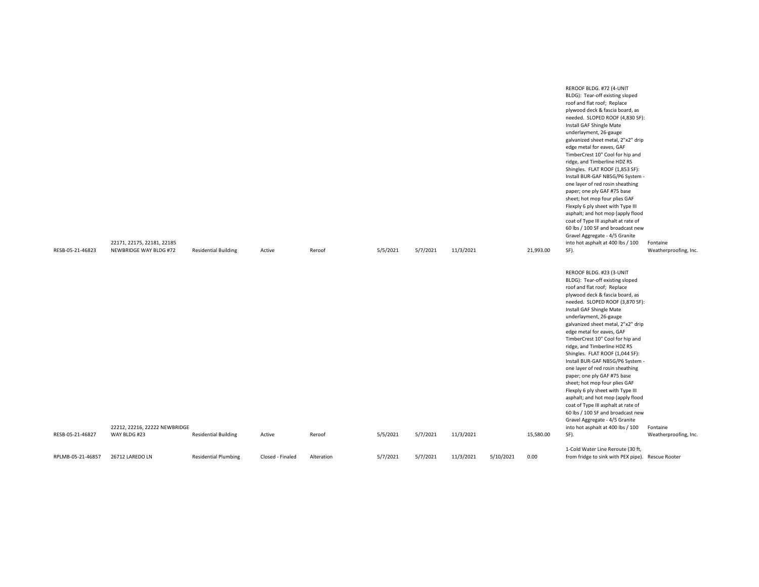| | | | | | | | | | | | |
|---|---|---|---|---|---|---|---|---|---|---|---|
| RESB-05-21-46823 | 22171, 22175, 22181, 22185 NEWBRIDGE WAY BLDG #72 | Residential Building | Active | Reroof | 5/5/2021 | 5/7/2021 | 11/3/2021 | | 21,993.00 | REROOF BLDG. #72 (4-UNIT BLDG): Tear-off existing sloped roof and flat roof; Replace plywood deck & fascia board, as needed. SLOPED ROOF (4,830 SF): Install GAF Shingle Mate underlayment, 26-gauge galvanized sheet metal, 2"x2" drip edge metal for eaves, GAF TimberCrest 10" Cool for hip and ridge, and Timberline HDZ RS Shingles. FLAT ROOF (1,853 SF): Install BUR-GAF NB5G/P6 System - one layer of red rosin sheathing paper; one ply GAF #75 base sheet; hot mop four plies GAF Flexply 6 ply sheet with Type III asphalt; and hot mop (apply flood coat of Type III asphalt at rate of 60 lbs / 100 SF and broadcast new Gravel Aggregate - 4/5 Granite into hot asphalt at 400 lbs / 100 SF). | Fontaine Weatherproofing, Inc. |
| RESB-05-21-46827 | 22212, 22216, 22222 NEWBRIDGE WAY BLDG #23 | Residential Building | Active | Reroof | 5/5/2021 | 5/7/2021 | 11/3/2021 | | 15,580.00 | REROOF BLDG. #23 (3-UNIT BLDG): Tear-off existing sloped roof and flat roof; Replace plywood deck & fascia board, as needed. SLOPED ROOF (3,870 SF): Install GAF Shingle Mate underlayment, 26-gauge galvanized sheet metal, 2"x2" drip edge metal for eaves, GAF TimberCrest 10" Cool for hip and ridge, and Timberline HDZ RS Shingles. FLAT ROOF (1,044 SF): Install BUR-GAF NB5G/P6 System - one layer of red rosin sheathing paper; one ply GAF #75 base sheet; hot mop four plies GAF Flexply 6 ply sheet with Type III asphalt; and hot mop (apply flood coat of Type III asphalt at rate of 60 lbs / 100 SF and broadcast new Gravel Aggregate - 4/5 Granite into hot asphalt at 400 lbs / 100 SF). | Fontaine Weatherproofing, Inc. |
| RPLMB-05-21-46857 | 26712 LAREDO LN | Residential Plumbing | Closed - Finaled | Alteration | 5/7/2021 | 5/7/2021 | 11/3/2021 | 5/10/2021 | 0.00 | 1-Cold Water Line Reroute (30 ft, from fridge to sink with PEX pipe). | Rescue Rooter |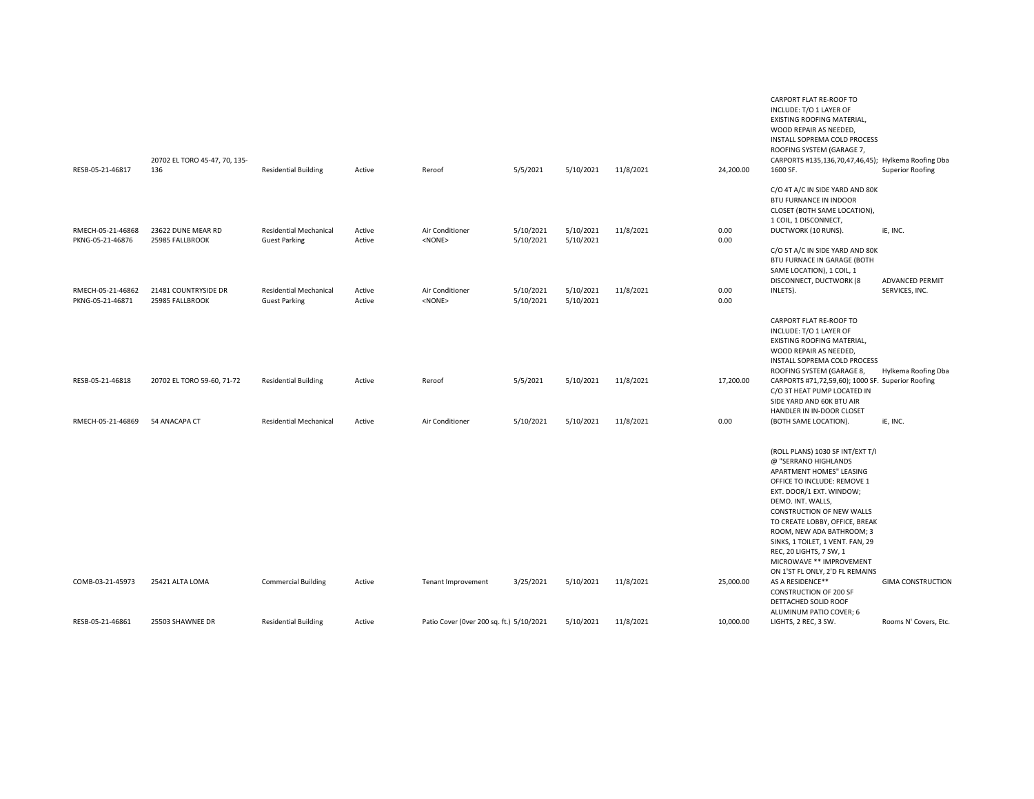| | | | | | | | | | | |
|---|---|---|---|---|---|---|---|---|---|---|
| RESB-05-21-46817 | 20702 EL TORO 45-47, 70, 135-136 | Residential Building | Active | Reroof | 5/5/2021 | 5/10/2021 | 11/8/2021 | 24,200.00 | CARPORT FLAT RE-ROOF TO INCLUDE: T/O 1 LAYER OF EXISTING ROOFING MATERIAL, WOOD REPAIR AS NEEDED, INSTALL SOPREMA COLD PROCESS ROOFING SYSTEM (GARAGE 7, CARPORTS #135,136,70,47,46,45); 1600 SF. | Hylkema Roofing Dba Superior Roofing |
| RMECH-05-21-46868 | 23622 DUNE MEAR RD | Residential Mechanical | Active | Air Conditioner | 5/10/2021 | 5/10/2021 | 11/8/2021 | 0.00 | C/O 4T A/C IN SIDE YARD AND 80K BTU FURNACE IN INDOOR CLOSET (BOTH SAME LOCATION), 1 COIL, 1 DISCONNECT, DUCTWORK (10 RUNS). | iE, INC. |
| PKNG-05-21-46876 | 25985 FALLBROOK | Guest Parking | Active | <NONE> | 5/10/2021 | 5/10/2021 | | 0.00 | | |
| RMECH-05-21-46862 | 21481 COUNTRYSIDE DR | Residential Mechanical | Active | Air Conditioner | 5/10/2021 | 5/10/2021 | 11/8/2021 | 0.00 | C/O 5T A/C IN SIDE YARD AND 80K BTU FURNACE IN GARAGE (BOTH SAME LOCATION), 1 COIL, 1 DISCONNECT, DUCTWORK (8 INLETS). | ADVANCED PERMIT SERVICES, INC. |
| PKNG-05-21-46871 | 25985 FALLBROOK | Guest Parking | Active | <NONE> | 5/10/2021 | 5/10/2021 | | 0.00 | | |
| RESB-05-21-46818 | 20702 EL TORO 59-60, 71-72 | Residential Building | Active | Reroof | 5/5/2021 | 5/10/2021 | 11/8/2021 | 17,200.00 | CARPORT FLAT RE-ROOF TO INCLUDE: T/O 1 LAYER OF EXISTING ROOFING MATERIAL, WOOD REPAIR AS NEEDED, INSTALL SOPREMA COLD PROCESS ROOFING SYSTEM (GARAGE 8, CARPORTS #71,72,59,60); 1000 SF. | Hylkema Roofing Dba Superior Roofing |
| RMECH-05-21-46869 | 54 ANACAPA CT | Residential Mechanical | Active | Air Conditioner | 5/10/2021 | 5/10/2021 | 11/8/2021 | 0.00 | C/O 3T HEAT PUMP LOCATED IN SIDE YARD AND 60K BTU AIR HANDLER IN IN-DOOR CLOSET (BOTH SAME LOCATION). | iE, INC. |
| COMB-03-21-45973 | 25421 ALTA LOMA | Commercial Building | Active | Tenant Improvement | 3/25/2021 | 5/10/2021 | 11/8/2021 | 25,000.00 | (ROLL PLANS) 1030 SF INT/EXT T/I @ "SERRANO HIGHLANDS APARTMENT HOMES" LEASING OFFICE TO INCLUDE: REMOVE 1 EXT. DOOR/1 EXT. WINDOW; DEMO. INT. WALLS, CONSTRUCTION OF NEW WALLS TO CREATE LOBBY, OFFICE, BREAK ROOM, NEW ADA BATHROOM; 3 SINKS, 1 TOILET, 1 VENT. FAN, 29 REC, 20 LIGHTS, 7 SW, 1 MICROWAVE ** IMPROVEMENT ON 1'ST FL ONLY, 2'D FL REMAINS AS A RESIDENCE** | GIMA CONSTRUCTION |
| RESB-05-21-46861 | 25503 SHAWNEE DR | Residential Building | Active | Patio Cover (0ver 200 sq. ft.) | 5/10/2021 | 5/10/2021 | 11/8/2021 | 10,000.00 | CONSTRUCTION OF 200 SF DETTACHED SOLID ROOF ALUMINUM PATIO COVER; 6 LIGHTS, 2 REC, 3 SW. | Rooms N' Covers, Etc. |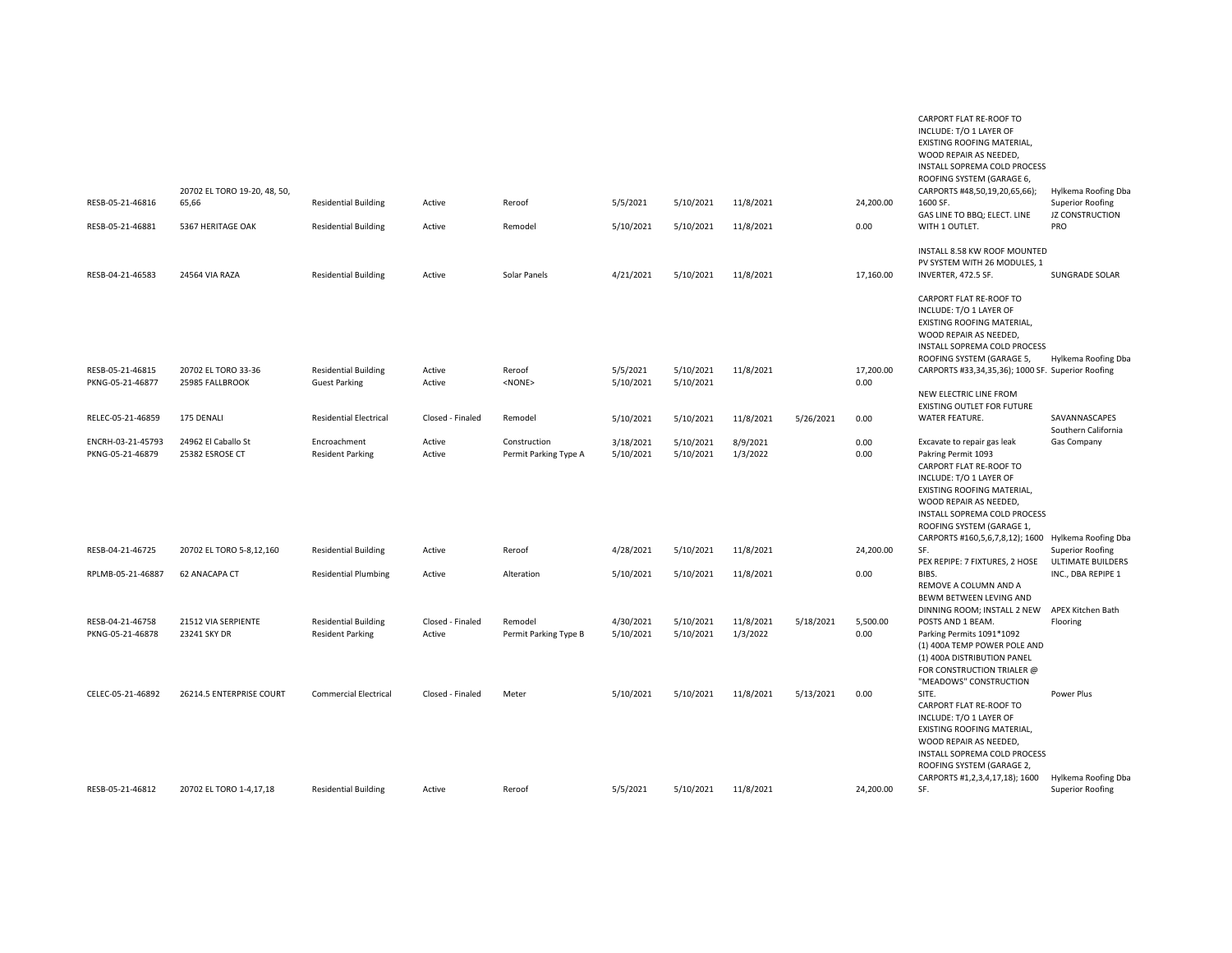| | | | | | | | | | | | |
|---|---|---|---|---|---|---|---|---|---|---|---|
| RESB-05-21-46816 | 20702 EL TORO 19-20, 48, 50, 65,66 | Residential Building | Active | Reroof | 5/5/2021 | 5/10/2021 | 11/8/2021 | | 24,200.00 | CARPORT FLAT RE-ROOF TO INCLUDE: T/O 1 LAYER OF EXISTING ROOFING MATERIAL, WOOD REPAIR AS NEEDED, INSTALL SOPREMA COLD PROCESS ROOFING SYSTEM (GARAGE 6, CARPORTS #48,50,19,20,65,66); 1600 SF. | Hylkema Roofing Dba Superior Roofing |
| RESB-05-21-46881 | 5367 HERITAGE OAK | Residential Building | Active | Remodel | 5/10/2021 | 5/10/2021 | 11/8/2021 | | 0.00 | GAS LINE TO BBQ; ELECT. LINE WITH 1 OUTLET. | JZ CONSTRUCTION PRO |
| RESB-04-21-46583 | 24564 VIA RAZA | Residential Building | Active | Solar Panels | 4/21/2021 | 5/10/2021 | 11/8/2021 | | 17,160.00 | INSTALL 8.58 KW ROOF MOUNTED PV SYSTEM WITH 26 MODULES, 1 INVERTER, 472.5 SF. | SUNGRADE SOLAR |
| RESB-05-21-46815 | 20702 EL TORO 33-36 | Residential Building | Active | Reroof | 5/5/2021 | 5/10/2021 | 11/8/2021 | | 17,200.00 | CARPORT FLAT RE-ROOF TO INCLUDE: T/O 1 LAYER OF EXISTING ROOFING MATERIAL, WOOD REPAIR AS NEEDED, INSTALL SOPREMA COLD PROCESS ROOFING SYSTEM (GARAGE 5, CARPORTS #33,34,35,36); 1000 SF. | Hylkema Roofing Dba Superior Roofing |
| PKNG-05-21-46877 | 25985 FALLBROOK | Guest Parking | Active | <NONE> | 5/10/2021 | 5/10/2021 | | | 0.00 | | |
| RELEC-05-21-46859 | 175 DENALI | Residential Electrical | Closed - Finaled | Remodel | 5/10/2021 | 5/10/2021 | 11/8/2021 | 5/26/2021 | 0.00 | NEW ELECTRIC LINE FROM EXISTING OUTLET FOR FUTURE WATER FEATURE. | SAVANNASCAPES |
| ENCRH-03-21-45793 | 24962 El Caballo St | Encroachment | Active | Construction | 3/18/2021 | 5/10/2021 | 8/9/2021 | | 0.00 | Excavate to repair gas leak | Southern California Gas Company |
| PKNG-05-21-46879 | 25382 ESROSE CT | Resident Parking | Active | Permit Parking Type A | 5/10/2021 | 5/10/2021 | 1/3/2022 | | 0.00 | Pakring Permit 1093 | |
| RESB-04-21-46725 | 20702 EL TORO 5-8,12,160 | Residential Building | Active | Reroof | 4/28/2021 | 5/10/2021 | 11/8/2021 | | 24,200.00 | CARPORT FLAT RE-ROOF TO INCLUDE: T/O 1 LAYER OF EXISTING ROOFING MATERIAL, WOOD REPAIR AS NEEDED, INSTALL SOPREMA COLD PROCESS ROOFING SYSTEM (GARAGE 1, CARPORTS #160,5,6,7,8,12); 1600 SF. | Hylkema Roofing Dba Superior Roofing |
| RPLMB-05-21-46887 | 62 ANACAPA CT | Residential Plumbing | Active | Alteration | 5/10/2021 | 5/10/2021 | 11/8/2021 | | 0.00 | PEX REPIPE: 7 FIXTURES, 2 HOSE BIBS. | ULTIMATE BUILDERS INC., DBA REPIPE 1 |
| RESB-04-21-46758 | 21512 VIA SERPIENTE | Residential Building | Closed - Finaled | Remodel | 4/30/2021 | 5/10/2021 | 11/8/2021 | 5/18/2021 | 5,500.00 | REMOVE A COLUMN AND A BEWM BETWEEN LEVING AND DINNING ROOM; INSTALL 2 NEW POSTS AND 1 BEAM. | APEX Kitchen Bath Flooring |
| PKNG-05-21-46878 | 23241 SKY DR | Resident Parking | Active | Permit Parking Type B | 5/10/2021 | 5/10/2021 | 1/3/2022 | | 0.00 | Parking Permits 1091*1092 | |
| CELEC-05-21-46892 | 26214.5 ENTERPRISE COURT | Commercial Electrical | Closed - Finaled | Meter | 5/10/2021 | 5/10/2021 | 11/8/2021 | 5/13/2021 | 0.00 | (1) 400A TEMP POWER POLE AND (1) 400A DISTRIBUTION PANEL FOR CONSTRUCTION TRIALER @ "MEADOWS" CONSTRUCTION SITE. | Power Plus |
| RESB-05-21-46812 | 20702 EL TORO 1-4,17,18 | Residential Building | Active | Reroof | 5/5/2021 | 5/10/2021 | 11/8/2021 | | 24,200.00 | CARPORT FLAT RE-ROOF TO INCLUDE: T/O 1 LAYER OF EXISTING ROOFING MATERIAL, WOOD REPAIR AS NEEDED, INSTALL SOPREMA COLD PROCESS ROOFING SYSTEM (GARAGE 2, CARPORTS #1,2,3,4,17,18); 1600 SF. | Hylkema Roofing Dba Superior Roofing |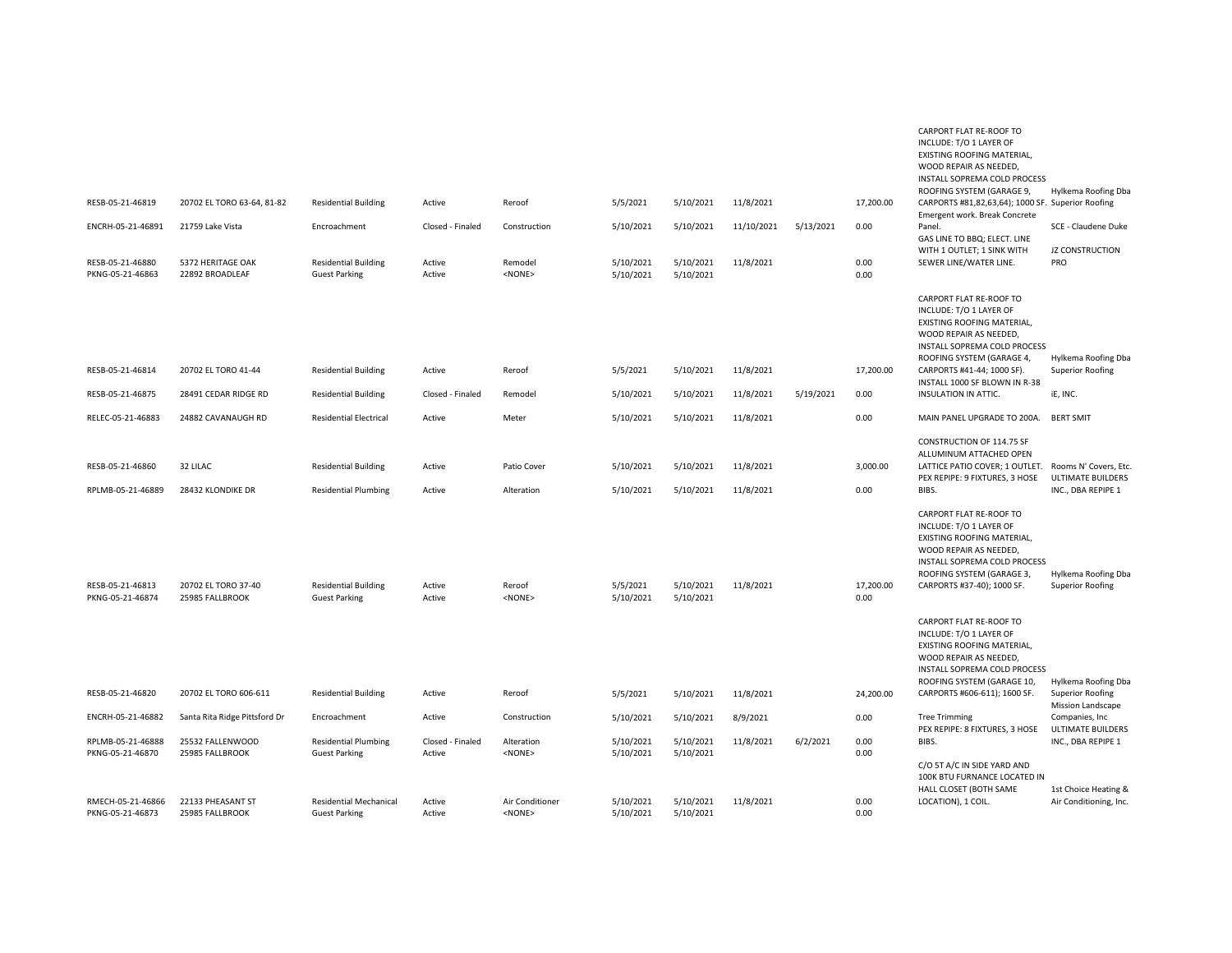| | | | | | | | | | | | |
|---|---|---|---|---|---|---|---|---|---|---|---|
| RESB-05-21-46819 | 20702 EL TORO 63-64, 81-82 | Residential Building | Active | Reroof | 5/5/2021 | 5/10/2021 | 11/8/2021 | | 17,200.00 | CARPORT FLAT RE-ROOF TO INCLUDE: T/O 1 LAYER OF EXISTING ROOFING MATERIAL, WOOD REPAIR AS NEEDED, INSTALL SOPREMA COLD PROCESS ROOFING SYSTEM (GARAGE 9, CARPORTS #81,82,63,64); 1000 SF. | Hylkema Roofing Dba Superior Roofing |
| ENCRH-05-21-46891 | 21759 Lake Vista | Encroachment | Closed - Finaled | Construction | 5/10/2021 | 5/10/2021 | 11/10/2021 | 5/13/2021 | 0.00 | Emergent work. Break Concrete Panel. | SCE - Claudene Duke |
| RESB-05-21-46880 | 5372 HERITAGE OAK | Residential Building | Active | Remodel | 5/10/2021 | 5/10/2021 | 11/8/2021 | | 0.00 | GAS LINE TO BBQ; ELECT. LINE WITH 1 OUTLET; 1 SINK WITH SEWER LINE/WATER LINE. | JZ CONSTRUCTION PRO |
| PKNG-05-21-46863 | 22892 BROADLEAF | Guest Parking | Active | <NONE> | 5/10/2021 | 5/10/2021 | | | 0.00 | | |
| RESB-05-21-46814 | 20702 EL TORO 41-44 | Residential Building | Active | Reroof | 5/5/2021 | 5/10/2021 | 11/8/2021 | | 17,200.00 | CARPORT FLAT RE-ROOF TO INCLUDE: T/O 1 LAYER OF EXISTING ROOFING MATERIAL, WOOD REPAIR AS NEEDED, INSTALL SOPREMA COLD PROCESS ROOFING SYSTEM (GARAGE 4, CARPORTS #41-44; 1000 SF). | Hylkema Roofing Dba Superior Roofing |
| RESB-05-21-46875 | 28491 CEDAR RIDGE RD | Residential Building | Closed - Finaled | Remodel | 5/10/2021 | 5/10/2021 | 11/8/2021 | 5/19/2021 | 0.00 | INSTALL 1000 SF BLOWN IN R-38 INSULATION IN ATTIC. | iE, INC. |
| RELEC-05-21-46883 | 24882 CAVANAUGH RD | Residential Electrical | Active | Meter | 5/10/2021 | 5/10/2021 | 11/8/2021 | | 0.00 | MAIN PANEL UPGRADE TO 200A. | BERT SMIT |
| RESB-05-21-46860 | 32 LILAC | Residential Building | Active | Patio Cover | 5/10/2021 | 5/10/2021 | 11/8/2021 | | 3,000.00 | CONSTRUCTION OF 114.75 SF ALLUMINUM ATTACHED OPEN LATTICE PATIO COVER; 1 OUTLET. | Rooms N' Covers, Etc. |
| RPLMB-05-21-46889 | 28432 KLONDIKE DR | Residential Plumbing | Active | Alteration | 5/10/2021 | 5/10/2021 | 11/8/2021 | | 0.00 | PEX REPIPE: 9 FIXTURES, 3 HOSE BIBS. | ULTIMATE BUILDERS INC., DBA REPIPE 1 |
| RESB-05-21-46813 | 20702 EL TORO 37-40 | Residential Building | Active | Reroof | 5/5/2021 | 5/10/2021 | 11/8/2021 | | 17,200.00 | CARPORT FLAT RE-ROOF TO INCLUDE: T/O 1 LAYER OF EXISTING ROOFING MATERIAL, WOOD REPAIR AS NEEDED, INSTALL SOPREMA COLD PROCESS ROOFING SYSTEM (GARAGE 3, CARPORTS #37-40); 1000 SF. | Hylkema Roofing Dba Superior Roofing |
| PKNG-05-21-46874 | 25985 FALLBROOK | Guest Parking | Active | <NONE> | 5/10/2021 | 5/10/2021 | | | 0.00 | | |
| RESB-05-21-46820 | 20702 EL TORO 606-611 | Residential Building | Active | Reroof | 5/5/2021 | 5/10/2021 | 11/8/2021 | | 24,200.00 | CARPORT FLAT RE-ROOF TO INCLUDE: T/O 1 LAYER OF EXISTING ROOFING MATERIAL, WOOD REPAIR AS NEEDED, INSTALL SOPREMA COLD PROCESS ROOFING SYSTEM (GARAGE 10, CARPORTS #606-611); 1600 SF. | Hylkema Roofing Dba Superior Roofing |
| ENCRH-05-21-46882 | Santa Rita Ridge Pittsford Dr | Encroachment | Active | Construction | 5/10/2021 | 5/10/2021 | 8/9/2021 | | 0.00 | Tree Trimming | Mission Landscape Companies, Inc |
| RPLMB-05-21-46888 | 25532 FALLENWOOD | Residential Plumbing | Closed - Finaled | Alteration | 5/10/2021 | 5/10/2021 | 11/8/2021 | 6/2/2021 | 0.00 | PEX REPIPE: 8 FIXTURES, 3 HOSE BIBS. | ULTIMATE BUILDERS INC., DBA REPIPE 1 |
| PKNG-05-21-46870 | 25985 FALLBROOK | Guest Parking | Active | <NONE> | 5/10/2021 | 5/10/2021 | | | 0.00 | | |
| RMECH-05-21-46866 | 22133 PHEASANT ST | Residential Mechanical | Active | Air Conditioner | 5/10/2021 | 5/10/2021 | 11/8/2021 | | 0.00 | C/O 5T A/C IN SIDE YARD AND 100K BTU FURNANCE LOCATED IN HALL CLOSET (BOTH SAME LOCATION), 1 COIL. | 1st Choice Heating & Air Conditioning, Inc. |
| PKNG-05-21-46873 | 25985 FALLBROOK | Guest Parking | Active | <NONE> | 5/10/2021 | 5/10/2021 | | | 0.00 | | |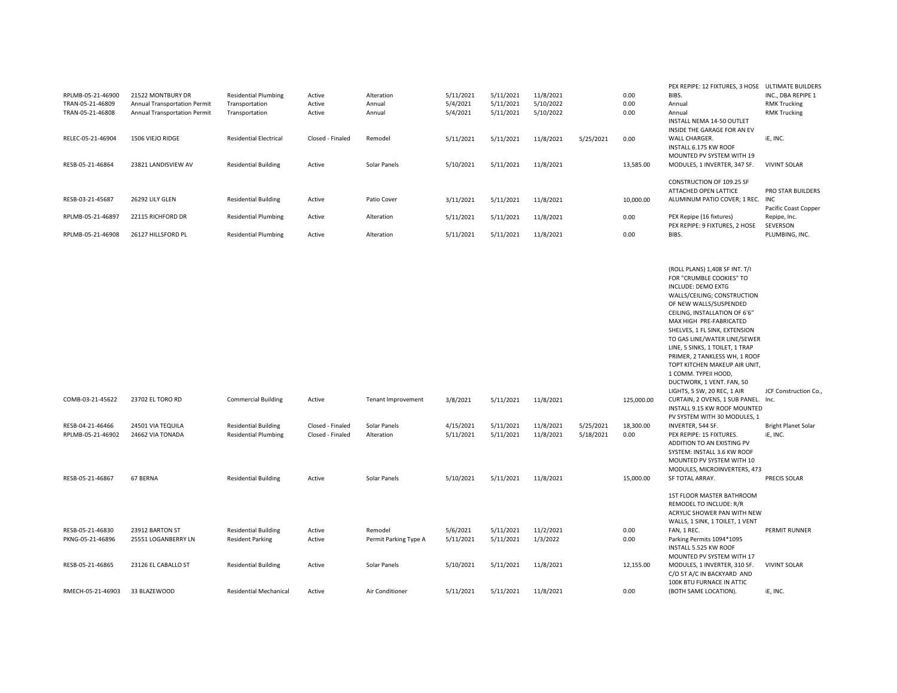| | | | | | | | | | | | |
|---|---|---|---|---|---|---|---|---|---|---|---|
| RPLMB-05-21-46900 | 21522 MONTBURY DR | Residential Plumbing | Active | Alteration | 5/11/2021 | 5/11/2021 | 11/8/2021 | | 0.00 | PEX REPIPE: 12 FIXTURES, 3 HOSE BIBS. | ULTIMATE BUILDERS INC., DBA REPIPE 1 |
| TRAN-05-21-46809 | Annual Transportation Permit | Transportation | Active | Annual | 5/4/2021 | 5/11/2021 | 5/10/2022 | | 0.00 | Annual | RMK Trucking |
| TRAN-05-21-46808 | Annual Transportation Permit | Transportation | Active | Annual | 5/4/2021 | 5/11/2021 | 5/10/2022 | | 0.00 | Annual | RMK Trucking |
| RELEC-05-21-46904 | 1506 VIEJO RIDGE | Residential Electrical | Closed - Finaled | Remodel | 5/11/2021 | 5/11/2021 | 11/8/2021 | 5/25/2021 | 0.00 | INSTALL NEMA 14-50 OUTLET INSIDE THE GARAGE FOR AN EV WALL CHARGER. | iE, INC. |
| RESB-05-21-46864 | 23821 LANDISVIEW AV | Residential Building | Active | Solar Panels | 5/10/2021 | 5/11/2021 | 11/8/2021 | | 13,585.00 | INSTALL 6.175 KW ROOF MOUNTED PV SYSTEM WITH 19 MODULES, 1 INVERTER, 347 SF. | VIVINT SOLAR |
| RESB-03-21-45687 | 26292 LILY GLEN | Residential Building | Active | Patio Cover | 3/11/2021 | 5/11/2021 | 11/8/2021 | | 10,000.00 | CONSTRUCTION OF 109.25 SF ATTACHED OPEN LATTICE ALUMINUM PATIO COVER; 1 REC. | PRO STAR BUILDERS INC |
| RPLMB-05-21-46897 | 22115 RICHFORD DR | Residential Plumbing | Active | Alteration | 5/11/2021 | 5/11/2021 | 11/8/2021 | | 0.00 | PEX Repipe (16 fixtures) | Pacific Coast Copper Repipe, Inc. |
| RPLMB-05-21-46908 | 26127 HILLSFORD PL | Residential Plumbing | Active | Alteration | 5/11/2021 | 5/11/2021 | 11/8/2021 | | 0.00 | PEX REPIPE: 9 FIXTURES, 2 HOSE BIBS. | SEVERSON PLUMBING, INC. |
| COMB-03-21-45622 | 23702 EL TORO RD | Commercial Building | Active | Tenant Improvement | 3/8/2021 | 5/11/2021 | 11/8/2021 | | 125,000.00 | (ROLL PLANS) 1,408 SF INT. T/I FOR "CRUMBLE COOKIES" TO INCLUDE: DEMO EXTG WALLS/CEILING; CONSTRUCTION OF NEW WALLS/SUSPENDED CEILING, INSTALLATION OF 6'6" MAX HIGH PRE-FABRICATED SHELVES, 1 FL SINK, EXTENSION TO GAS LINE/WATER LINE/SEWER LINE, 5 SINKS, 1 TOILET, 1 TRAP PRIMER, 2 TANKLESS WH, 1 ROOF TOPT KITCHEN MAKEUP AIR UNIT, 1 COMM. TYPEII HOOD, DUCTWORK, 1 VENT. FAN, 50 LIGHTS, 5 SW, 20 REC, 1 AIR CURTAIN, 2 OVENS, 1 SUB PANEL. | JCF Construction Co., Inc. |
| RESB-04-21-46466 | 24501 VIA TEQUILA | Residential Building | Closed - Finaled | Solar Panels | 4/15/2021 | 5/11/2021 | 11/8/2021 | 5/25/2021 | 18,300.00 | INSTALL 9.15 KW ROOF MOUNTED PV SYSTEM WITH 30 MODULES, 1 INVERTER, 544 SF. | Bright Planet Solar |
| RPLMB-05-21-46902 | 24662 VIA TONADA | Residential Plumbing | Closed - Finaled | Alteration | 5/11/2021 | 5/11/2021 | 11/8/2021 | 5/18/2021 | 0.00 | PEX REPIPE: 15 FIXTURES. | iE, INC. |
| RESB-05-21-46867 | 67 BERNA | Residential Building | Active | Solar Panels | 5/10/2021 | 5/11/2021 | 11/8/2021 | | 15,000.00 | ADDITION TO AN EXISTING PV SYSTEM: INSTALL 3.6 KW ROOF MOUNTED PV SYSTEM WITH 10 MODULES, MICROINVERTERS, 473 SF TOTAL ARRAY. | PRECIS SOLAR |
| RESB-05-21-46830 | 23912 BARTON ST | Residential Building | Active | Remodel | 5/6/2021 | 5/11/2021 | 11/2/2021 | | 0.00 | 1ST FLOOR MASTER BATHROOM REMODEL TO INCLUDE: R/R ACRYLIC SHOWER PAN WITH NEW WALLS, 1 SINK, 1 TOILET, 1 VENT FAN, 1 REC. | PERMIT RUNNER |
| PKNG-05-21-46896 | 25551 LOGANBERRY LN | Resident Parking | Active | Permit Parking Type A | 5/11/2021 | 5/11/2021 | 1/3/2022 | | 0.00 | Parking Permits 1094*1095 | |
| RESB-05-21-46865 | 23126 EL CABALLO ST | Residential Building | Active | Solar Panels | 5/10/2021 | 5/11/2021 | 11/8/2021 | | 12,155.00 | INSTALL 5.525 KW ROOF MOUNTED PV SYSTEM WITH 17 MODULES, 1 INVERTER, 310 SF. | VIVINT SOLAR |
| RMECH-05-21-46903 | 33 BLAZEWOOD | Residential Mechanical | Active | Air Conditioner | 5/11/2021 | 5/11/2021 | 11/8/2021 | | 0.00 | C/O 5T A/C IN BACKYARD AND 100K BTU FURNACE IN ATTIC (BOTH SAME LOCATION). | iE, INC. |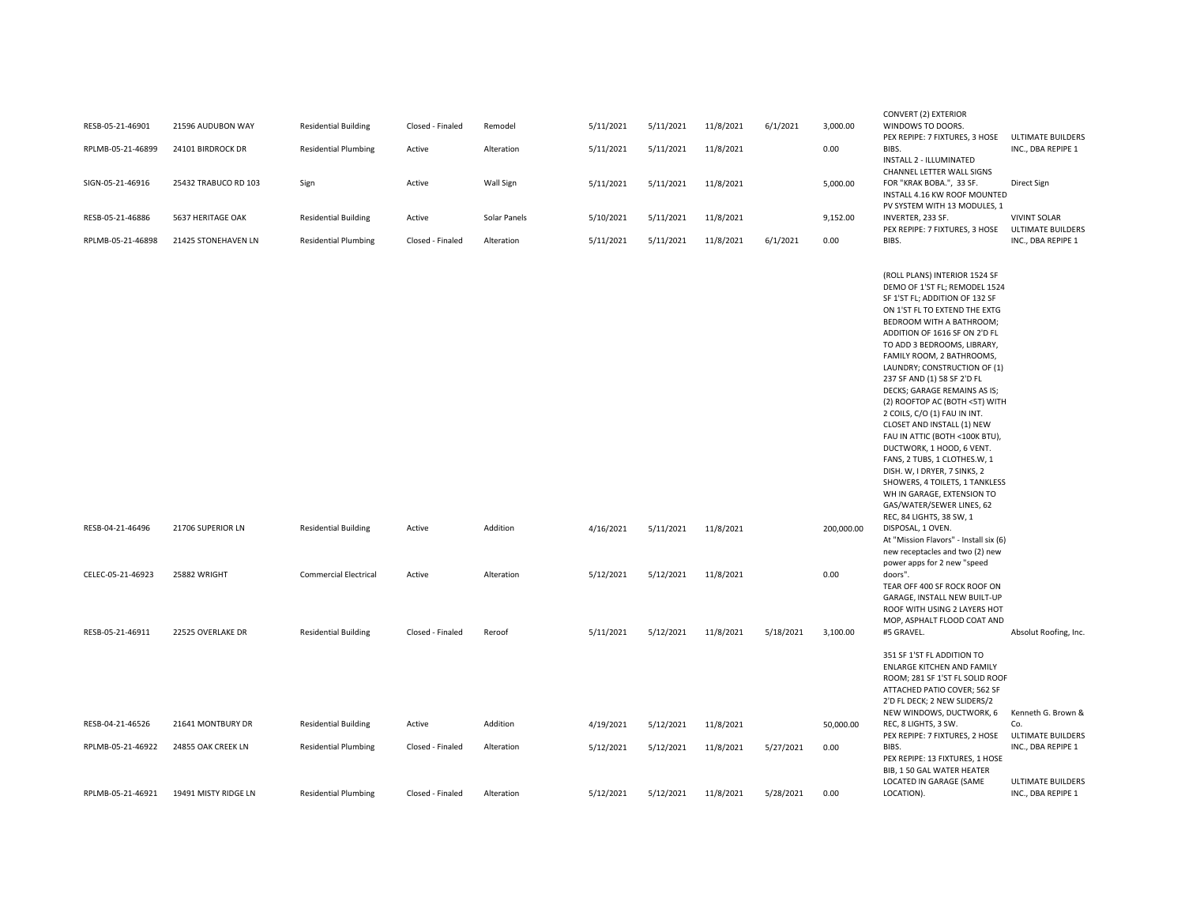| | | | | | | | | | | | |
|---|---|---|---|---|---|---|---|---|---|---|---|
| RESB-05-21-46901 | 21596 AUDUBON WAY | Residential Building | Closed - Finaled | Remodel | 5/11/2021 | 5/11/2021 | 11/8/2021 | 6/1/2021 | 3,000.00 | CONVERT (2) EXTERIOR WINDOWS TO DOORS. | |
| RPLMB-05-21-46899 | 24101 BIRDROCK DR | Residential Plumbing | Active | Alteration | 5/11/2021 | 5/11/2021 | 11/8/2021 | | 0.00 | PEX REPIPE: 7 FIXTURES, 3 HOSE BIBS. | ULTIMATE BUILDERS INC., DBA REPIPE 1 |
| SIGN-05-21-46916 | 25432 TRABUCO RD 103 | Sign | Active | Wall Sign | 5/11/2021 | 5/11/2021 | 11/8/2021 | | 5,000.00 | INSTALL 2 - ILLUMINATED CHANNEL LETTER WALL SIGNS FOR "KRAK BOBA.", 33 SF. | Direct Sign |
| RESB-05-21-46886 | 5637 HERITAGE OAK | Residential Building | Active | Solar Panels | 5/10/2021 | 5/11/2021 | 11/8/2021 | | 9,152.00 | INSTALL 4.16 KW ROOF MOUNTED PV SYSTEM WITH 13 MODULES, 1 INVERTER, 233 SF. | VIVINT SOLAR |
| RPLMB-05-21-46898 | 21425 STONEHAVEN LN | Residential Plumbing | Closed - Finaled | Alteration | 5/11/2021 | 5/11/2021 | 11/8/2021 | 6/1/2021 | 0.00 | PEX REPIPE: 7 FIXTURES, 3 HOSE BIBS. | ULTIMATE BUILDERS INC., DBA REPIPE 1 |
| RESB-04-21-46496 | 21706 SUPERIOR LN | Residential Building | Active | Addition | 4/16/2021 | 5/11/2021 | 11/8/2021 | | 200,000.00 | (ROLL PLANS) INTERIOR 1524 SF DEMO OF 1'ST FL; REMODEL 1524 SF 1'ST FL; ADDITION OF 132 SF ON 1'ST FL TO EXTEND THE EXTG BEDROOM WITH A BATHROOM; ADDITION OF 1616 SF ON 2'D FL TO ADD 3 BEDROOMS, LIBRARY, FAMILY ROOM, 2 BATHROOMS, LAUNDRY; CONSTRUCTION OF (1) 237 SF AND (1) 58 SF 2'D FL DECKS; GARAGE REMAINS AS IS; (2) ROOFTOP AC (BOTH <5T) WITH 2 COILS, C/O (1) FAU IN INT. CLOSET AND INSTALL (1) NEW FAU IN ATTIC (BOTH <100K BTU), DUCTWORK, 1 HOOD, 6 VENT. FANS, 2 TUBS, 1 CLOTHES.W, 1 DISH. W, I DRYER, 7 SINKS, 2 SHOWERS, 4 TOILETS, 1 TANKLESS WH IN GARAGE, EXTENSION TO GAS/WATER/SEWER LINES, 62 REC, 84 LIGHTS, 38 SW, 1 DISPOSAL, 1 OVEN. | |
| CELEC-05-21-46923 | 25882 WRIGHT | Commercial Electrical | Active | Alteration | 5/12/2021 | 5/12/2021 | 11/8/2021 | | 0.00 | At "Mission Flavors" - Install six (6) new receptacles and two (2) new power apps for 2 new "speed doors". | |
| RESB-05-21-46911 | 22525 OVERLAKE DR | Residential Building | Closed - Finaled | Reroof | 5/11/2021 | 5/12/2021 | 11/8/2021 | 5/18/2021 | 3,100.00 | TEAR OFF 400 SF ROCK ROOF ON GARAGE, INSTALL NEW BUILT-UP ROOF WITH USING 2 LAYERS HOT MOP, ASPHALT FLOOD COAT AND #5 GRAVEL. | Absolut Roofing, Inc. |
| RESB-04-21-46526 | 21641 MONTBURY DR | Residential Building | Active | Addition | 4/19/2021 | 5/12/2021 | 11/8/2021 | | 50,000.00 | 351 SF 1'ST FL ADDITION TO ENLARGE KITCHEN AND FAMILY ROOM; 281 SF 1'ST FL SOLID ROOF ATTACHED PATIO COVER; 562 SF 2'D FL DECK; 2 NEW SLIDERS/2 NEW WINDOWS, DUCTWORK, 6 REC, 8 LIGHTS, 3 SW. | Kenneth G. Brown & Co. |
| RPLMB-05-21-46922 | 24855 OAK CREEK LN | Residential Plumbing | Closed - Finaled | Alteration | 5/12/2021 | 5/12/2021 | 11/8/2021 | 5/27/2021 | 0.00 | PEX REPIPE: 7 FIXTURES, 2 HOSE BIBS. | ULTIMATE BUILDERS INC., DBA REPIPE 1 |
| RPLMB-05-21-46921 | 19491 MISTY RIDGE LN | Residential Plumbing | Closed - Finaled | Alteration | 5/12/2021 | 5/12/2021 | 11/8/2021 | 5/28/2021 | 0.00 | PEX REPIPE: 13 FIXTURES, 1 HOSE BIB, 1 50 GAL WATER HEATER LOCATED IN GARAGE (SAME LOCATION). | ULTIMATE BUILDERS INC., DBA REPIPE 1 |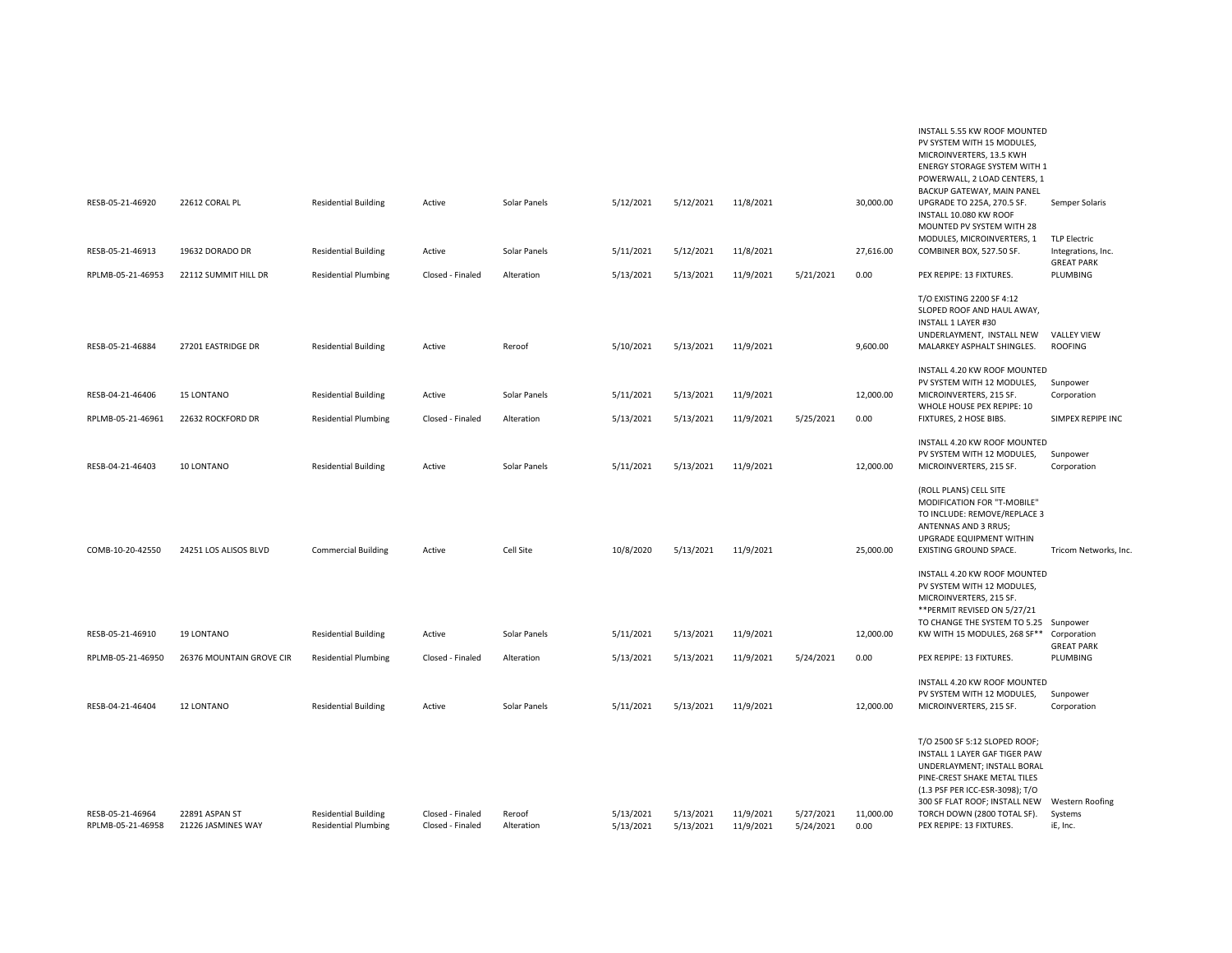| | | | | | | | | | | | |
|---|---|---|---|---|---|---|---|---|---|---|---|
| RESB-05-21-46920 | 22612 CORAL PL | Residential Building | Active | Solar Panels | 5/12/2021 | 5/12/2021 | 11/8/2021 | | 30,000.00 | INSTALL 5.55 KW ROOF MOUNTED PV SYSTEM WITH 15 MODULES, MICROINVERTERS, 13.5 KWH ENERGY STORAGE SYSTEM WITH 1 POWERWALL, 2 LOAD CENTERS, 1 BACKUP GATEWAY, MAIN PANEL UPGRADE TO 225A, 270.5 SF. | Semper Solaris |
| RESB-05-21-46913 | 19632 DORADO DR | Residential Building | Active | Solar Panels | 5/11/2021 | 5/12/2021 | 11/8/2021 | | 27,616.00 | INSTALL 10.080 KW ROOF MOUNTED PV SYSTEM WITH 28 MODULES, MICROINVERTERS, 1 COMBINER BOX, 527.50 SF. | TLP Electric Integrations, Inc. |
| RPLMB-05-21-46953 | 22112 SUMMIT HILL DR | Residential Plumbing | Closed - Finaled | Alteration | 5/13/2021 | 5/13/2021 | 11/9/2021 | 5/21/2021 | 0.00 | PEX REPIPE: 13 FIXTURES. | GREAT PARK PLUMBING |
| RESB-05-21-46884 | 27201 EASTRIDGE DR | Residential Building | Active | Reroof | 5/10/2021 | 5/13/2021 | 11/9/2021 | | 9,600.00 | T/O EXISTING 2200 SF 4:12 SLOPED ROOF AND HAUL AWAY, INSTALL 1 LAYER #30 UNDERLAYMENT, INSTALL NEW MALARKEY ASPHALT SHINGLES. | VALLEY VIEW ROOFING |
| RESB-04-21-46406 | 15 LONTANO | Residential Building | Active | Solar Panels | 5/11/2021 | 5/13/2021 | 11/9/2021 | | 12,000.00 | INSTALL 4.20 KW ROOF MOUNTED PV SYSTEM WITH 12 MODULES, MICROINVERTERS, 215 SF. | Sunpower Corporation |
| RPLMB-05-21-46961 | 22632 ROCKFORD DR | Residential Plumbing | Closed - Finaled | Alteration | 5/13/2021 | 5/13/2021 | 11/9/2021 | 5/25/2021 | 0.00 | WHOLE HOUSE PEX REPIPE: 10 FIXTURES, 2 HOSE BIBS. | SIMPEX REPIPE INC |
| RESB-04-21-46403 | 10 LONTANO | Residential Building | Active | Solar Panels | 5/11/2021 | 5/13/2021 | 11/9/2021 | | 12,000.00 | INSTALL 4.20 KW ROOF MOUNTED PV SYSTEM WITH 12 MODULES, MICROINVERTERS, 215 SF. | Sunpower Corporation |
| COMB-10-20-42550 | 24251 LOS ALISOS BLVD | Commercial Building | Active | Cell Site | 10/8/2020 | 5/13/2021 | 11/9/2021 | | 25,000.00 | (ROLL PLANS) CELL SITE MODIFICATION FOR "T-MOBILE" TO INCLUDE: REMOVE/REPLACE 3 ANTENNAS AND 3 RRUS; UPGRADE EQUIPMENT WITHIN EXISTING GROUND SPACE. | Tricom Networks, Inc. |
| RESB-05-21-46910 | 19 LONTANO | Residential Building | Active | Solar Panels | 5/11/2021 | 5/13/2021 | 11/9/2021 | | 12,000.00 | INSTALL 4.20 KW ROOF MOUNTED PV SYSTEM WITH 12 MODULES, MICROINVERTERS, 215 SF. **PERMIT REVISED ON 5/27/21 TO CHANGE THE SYSTEM TO 5.25 KW WITH 15 MODULES, 268 SF** | Sunpower Corporation |
| RPLMB-05-21-46950 | 26376 MOUNTAIN GROVE CIR | Residential Plumbing | Closed - Finaled | Alteration | 5/13/2021 | 5/13/2021 | 11/9/2021 | 5/24/2021 | 0.00 | PEX REPIPE: 13 FIXTURES. | GREAT PARK PLUMBING |
| RESB-04-21-46404 | 12 LONTANO | Residential Building | Active | Solar Panels | 5/11/2021 | 5/13/2021 | 11/9/2021 | | 12,000.00 | INSTALL 4.20 KW ROOF MOUNTED PV SYSTEM WITH 12 MODULES, MICROINVERTERS, 215 SF. | Sunpower Corporation |
| RESB-05-21-46964 | 22891 ASPAN ST | Residential Building | Closed - Finaled | Reroof | 5/13/2021 | 5/13/2021 | 11/9/2021 | 5/27/2021 | 11,000.00 | T/O 2500 SF 5:12 SLOPED ROOF; INSTALL 1 LAYER GAF TIGER PAW UNDERLAYMENT; INSTALL BORAL PINE-CREST SHAKE METAL TILES (1.3 PSF PER ICC-ESR-3098); T/O 300 SF FLAT ROOF; INSTALL NEW TORCH DOWN (2800 TOTAL SF). | Western Roofing Systems |
| RPLMB-05-21-46958 | 21226 JASMINES WAY | Residential Plumbing | Closed - Finaled | Alteration | 5/13/2021 | 5/13/2021 | 11/9/2021 | 5/24/2021 | 0.00 | PEX REPIPE: 13 FIXTURES. | iE, Inc. |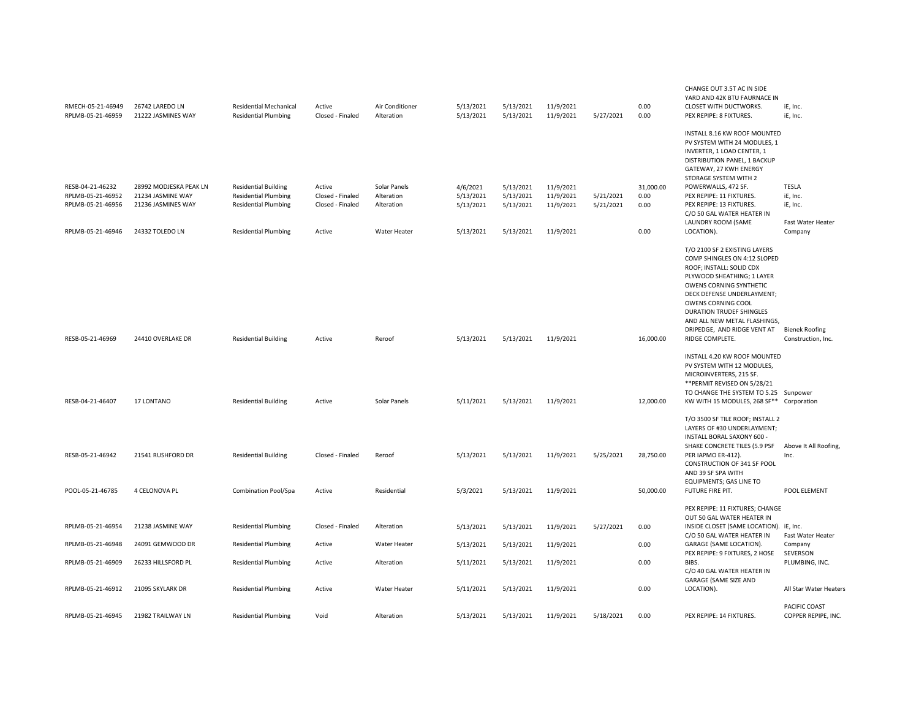| | | | | | | | | | | | |
|---|---|---|---|---|---|---|---|---|---|---|---|
| RMECH-05-21-46949 | 26742 LAREDO LN | Residential Mechanical | Active | Air Conditioner | 5/13/2021 | 5/13/2021 | 11/9/2021 | | 0.00 | CHANGE OUT 3.5T AC IN SIDE YARD AND 42K BTU FAURNACE IN CLOSET WITH DUCTWORKS. | iE, Inc. |
| RPLMB-05-21-46959 | 21222 JASMINES WAY | Residential Plumbing | Closed - Finaled | Alteration | 5/13/2021 | 5/13/2021 | 11/9/2021 | 5/27/2021 | 0.00 | PEX REPIPE: 8 FIXTURES. | iE, Inc. |
| RESB-04-21-46232 | 28992 MODJESKA PEAK LN | Residential Building | Active | Solar Panels | 4/6/2021 | 5/13/2021 | 11/9/2021 | | 31,000.00 | INSTALL 8.16 KW ROOF MOUNTED PV SYSTEM WITH 24 MODULES, 1 INVERTER, 1 LOAD CENTER, 1 DISTRIBUTION PANEL, 1 BACKUP GATEWAY, 27 KWH ENERGY STORAGE SYSTEM WITH 2 POWERWALLS, 472 SF. | TESLA |
| RPLMB-05-21-46952 | 21234 JASMINE WAY | Residential Plumbing | Closed - Finaled | Alteration | 5/13/2021 | 5/13/2021 | 11/9/2021 | 5/21/2021 | 0.00 | PEX REPIPE: 11 FIXTURES. | iE, Inc. |
| RPLMB-05-21-46956 | 21236 JASMINES WAY | Residential Plumbing | Closed - Finaled | Alteration | 5/13/2021 | 5/13/2021 | 11/9/2021 | 5/21/2021 | 0.00 | PEX REPIPE: 13 FIXTURES. | iE, Inc. |
| RPLMB-05-21-46946 | 24332 TOLEDO LN | Residential Plumbing | Active | Water Heater | 5/13/2021 | 5/13/2021 | 11/9/2021 | | 0.00 | C/O 50 GAL WATER HEATER IN LAUNDRY ROOM (SAME LOCATION). | Fast Water Heater Company |
| RESB-05-21-46969 | 24410 OVERLAKE DR | Residential Building | Active | Reroof | 5/13/2021 | 5/13/2021 | 11/9/2021 | | 16,000.00 | T/O 2100 SF 2 EXISTING LAYERS COMP SHINGLES ON 4:12 SLOPED ROOF; INSTALL: SOLID CDX PLYWOOD SHEATHING; 1 LAYER OWENS CORNING SYNTHETIC DECK DEFENSE UNDERLAYMENT; OWENS CORNING COOL DURATION TRUDEF SHINGLES AND ALL NEW METAL FLASHINGS, DRIPEDGE, AND RIDGE VENT AT RIDGE COMPLETE. | Bienek Roofing Construction, Inc. |
| RESB-04-21-46407 | 17 LONTANO | Residential Building | Active | Solar Panels | 5/11/2021 | 5/13/2021 | 11/9/2021 | | 12,000.00 | INSTALL 4.20 KW ROOF MOUNTED PV SYSTEM WITH 12 MODULES, MICROINVERTERS, 215 SF. **PERMIT REVISED ON 5/28/21 TO CHANGE THE SYSTEM TO 5.25 KW WITH 15 MODULES, 268 SF** | Sunpower Corporation |
| RESB-05-21-46942 | 21541 RUSHFORD DR | Residential Building | Closed - Finaled | Reroof | 5/13/2021 | 5/13/2021 | 11/9/2021 | 5/25/2021 | 28,750.00 | T/O 3500 SF TILE ROOF; INSTALL 2 LAYERS OF #30 UNDERLAYMENT; INSTALL BORAL SAXONY 600 - SHAKE CONCRETE TILES (5.9 PSF PER IAPMO ER-412). | Above It All Roofing, Inc. |
| POOL-05-21-46785 | 4 CELONOVA PL | Combination Pool/Spa | Active | Residential | 5/3/2021 | 5/13/2021 | 11/9/2021 | | 50,000.00 | CONSTRUCTION OF 341 SF POOL AND 39 SF SPA WITH EQUIPMENTS; GAS LINE TO FUTURE FIRE PIT. | POOL ELEMENT |
| RPLMB-05-21-46954 | 21238 JASMINE WAY | Residential Plumbing | Closed - Finaled | Alteration | 5/13/2021 | 5/13/2021 | 11/9/2021 | 5/27/2021 | 0.00 | PEX REPIPE: 11 FIXTURES; CHANGE OUT 50 GAL WATER HEATER IN INSIDE CLOSET (SAME LOCATION). | iE, Inc. |
| RPLMB-05-21-46948 | 24091 GEMWOOD DR | Residential Plumbing | Active | Water Heater | 5/13/2021 | 5/13/2021 | 11/9/2021 | | 0.00 | C/O 50 GAL WATER HEATER IN GARAGE (SAME LOCATION). | Fast Water Heater Company |
| RPLMB-05-21-46909 | 26233 HILLSFORD PL | Residential Plumbing | Active | Alteration | 5/11/2021 | 5/13/2021 | 11/9/2021 | | 0.00 | PEX REPIPE: 9 FIXTURES, 2 HOSE BIBS. | SEVERSON PLUMBING, INC. |
| RPLMB-05-21-46912 | 21095 SKYLARK DR | Residential Plumbing | Active | Water Heater | 5/11/2021 | 5/13/2021 | 11/9/2021 | | 0.00 | C/O 40 GAL WATER HEATER IN GARAGE (SAME SIZE AND LOCATION). | All Star Water Heaters |
| RPLMB-05-21-46945 | 21982 TRAILWAY LN | Residential Plumbing | Void | Alteration | 5/13/2021 | 5/13/2021 | 11/9/2021 | 5/18/2021 | 0.00 | PEX REPIPE: 14 FIXTURES. | PACIFIC COAST COPPER REPIPE, INC. |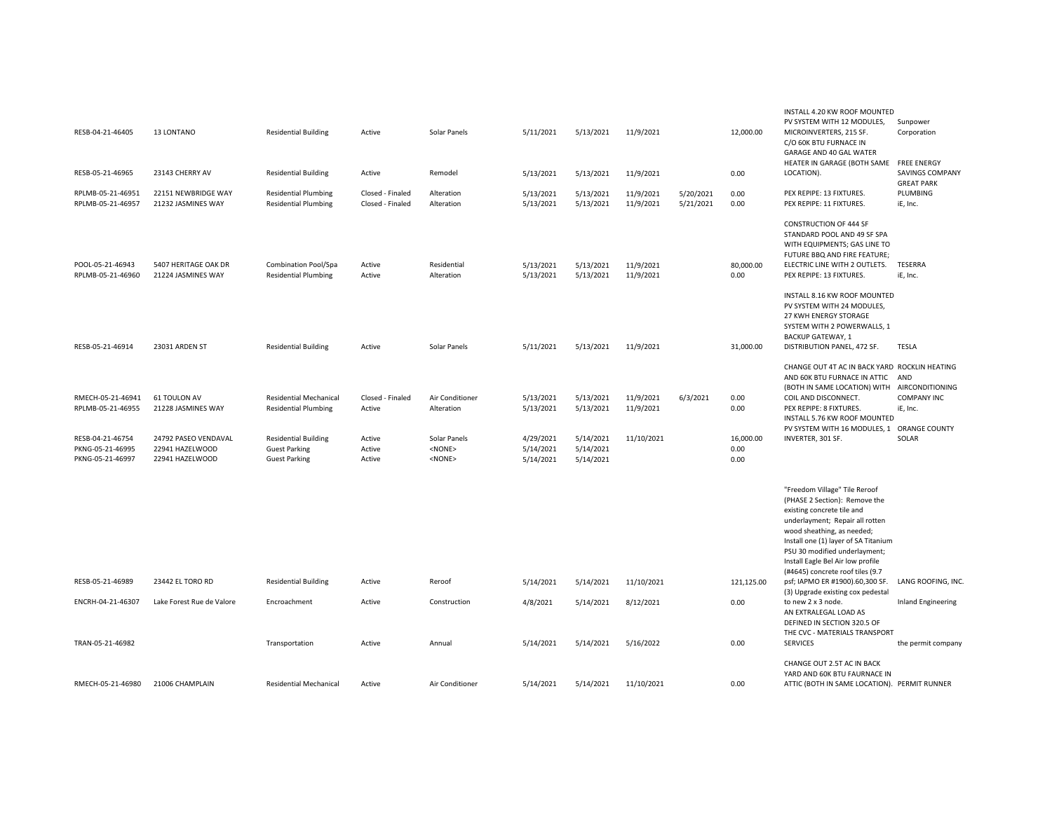| | | | | | | | | | | | |
|---|---|---|---|---|---|---|---|---|---|---|---|
| RESB-04-21-46405 | 13 LONTANO | Residential Building | Active | Solar Panels | 5/11/2021 | 5/13/2021 | 11/9/2021 | | 12,000.00 | INSTALL 4.20 KW ROOF MOUNTED PV SYSTEM WITH 12 MODULES, MICROINVERTERS, 215 SF. | Sunpower Corporation |
| RESB-05-21-46965 | 23143 CHERRY AV | Residential Building | Active | Remodel | 5/13/2021 | 5/13/2021 | 11/9/2021 | | 0.00 | C/O 60K BTU FURNACE IN GARAGE AND 40 GAL WATER HEATER IN GARAGE (BOTH SAME LOCATION). | FREE ENERGY SAVINGS COMPANY |
| RPLMB-05-21-46951 | 22151 NEWBRIDGE WAY | Residential Plumbing | Closed - Finaled | Alteration | 5/13/2021 | 5/13/2021 | 11/9/2021 | 5/20/2021 | 0.00 | PEX REPIPE: 13 FIXTURES. | GREAT PARK PLUMBING |
| RPLMB-05-21-46957 | 21232 JASMINES WAY | Residential Plumbing | Closed - Finaled | Alteration | 5/13/2021 | 5/13/2021 | 11/9/2021 | 5/21/2021 | 0.00 | PEX REPIPE: 11 FIXTURES. | iE, Inc. |
| POOL-05-21-46943 | 5407 HERITAGE OAK DR | Combination Pool/Spa | Active | Residential | 5/13/2021 | 5/13/2021 | 11/9/2021 | | 80,000.00 | CONSTRUCTION OF 444 SF STANDARD POOL AND 49 SF SPA WITH EQUIPMENTS; GAS LINE TO FUTURE BBQ AND FIRE FEATURE; ELECTRIC LINE WITH 2 OUTLETS. | TESERRA |
| RPLMB-05-21-46960 | 21224 JASMINES WAY | Residential Plumbing | Active | Alteration | 5/13/2021 | 5/13/2021 | 11/9/2021 | | 0.00 | PEX REPIPE: 13 FIXTURES. | iE, Inc. |
| RESB-05-21-46914 | 23031 ARDEN ST | Residential Building | Active | Solar Panels | 5/11/2021 | 5/13/2021 | 11/9/2021 | | 31,000.00 | INSTALL 8.16 KW ROOF MOUNTED PV SYSTEM WITH 24 MODULES, 27 KWH ENERGY STORAGE SYSTEM WITH 2 POWERWALLS, 1 BACKUP GATEWAY, 1 DISTRIBUTION PANEL, 472 SF. | TESLA |
| RMECH-05-21-46941 | 61 TOULON AV | Residential Mechanical | Closed - Finaled | Air Conditioner | 5/13/2021 | 5/13/2021 | 11/9/2021 | 6/3/2021 | 0.00 | CHANGE OUT 4T AC IN BACK YARD AND 60K BTU FURNACE IN ATTIC (BOTH IN SAME LOCATION) WITH COIL AND DISCONNECT. | ROCKLIN HEATING AND AIRCONDITIONING COMPANY INC |
| RPLMB-05-21-46955 | 21228 JASMINES WAY | Residential Plumbing | Active | Alteration | 5/13/2021 | 5/13/2021 | 11/9/2021 | | 0.00 | PEX REPIPE: 8 FIXTURES. | iE, Inc. |
| RESB-04-21-46754 | 24792 PASEO VENDAVAL | Residential Building | Active | Solar Panels | 4/29/2021 | 5/14/2021 | 11/10/2021 | | 16,000.00 | INSTALL 5.76 KW ROOF MOUNTED PV SYSTEM WITH 16 MODULES, 1 INVERTER, 301 SF. | ORANGE COUNTY SOLAR |
| PKNG-05-21-46995 | 22941 HAZELWOOD | Guest Parking | Active | <NONE> | 5/14/2021 | 5/14/2021 | | | 0.00 | | |
| PKNG-05-21-46997 | 22941 HAZELWOOD | Guest Parking | Active | <NONE> | 5/14/2021 | 5/14/2021 | | | 0.00 | | |
| RESB-05-21-46989 | 23442 EL TORO RD | Residential Building | Active | Reroof | 5/14/2021 | 5/14/2021 | 11/10/2021 | | 121,125.00 | "Freedom Village" Tile Reroof (PHASE 2 Section): Remove the existing concrete tile and underlayment; Repair all rotten wood sheathing, as needed; Install one (1) layer of SA Titanium PSU 30 modified underlayment; Install Eagle Bel Air low profile (#4645) concrete roof tiles (9.7 psf; IAPMO ER #1900).60,300 SF. | LANG ROOFING, INC. |
| ENCRH-04-21-46307 | Lake Forest Rue de Valore | Encroachment | Active | Construction | 4/8/2021 | 5/14/2021 | 8/12/2021 | | 0.00 | (3) Upgrade existing cox pedestal to new 2 x 3 node. | Inland Engineering |
| TRAN-05-21-46982 | | Transportation | Active | Annual | 5/14/2021 | 5/14/2021 | 5/16/2022 | | 0.00 | AN EXTRALEGAL LOAD AS DEFINED IN SECTION 320.5 OF THE CVC - MATERIALS TRANSPORT SERVICES | the permit company |
| RMECH-05-21-46980 | 21006 CHAMPLAIN | Residential Mechanical | Active | Air Conditioner | 5/14/2021 | 5/14/2021 | 11/10/2021 | | 0.00 | CHANGE OUT 2.5T AC IN BACK YARD AND 60K BTU FAURNACE IN ATTIC (BOTH IN SAME LOCATION). | PERMIT RUNNER |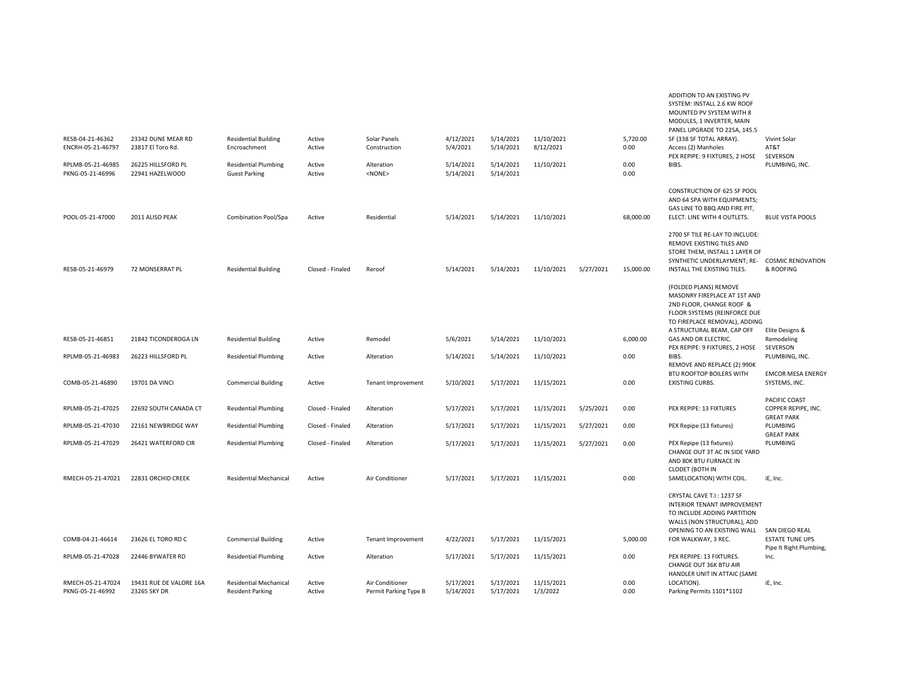| | | | | | | | | | | | |
|---|---|---|---|---|---|---|---|---|---|---|---|
| RESB-04-21-46362 | 23342 DUNE MEAR RD | Residential Building | Active | Solar Panels | 4/12/2021 | 5/14/2021 | 11/10/2021 | | 5,720.00 | ADDITION TO AN EXISTING PV SYSTEM: INSTALL 2.6 KW ROOF MOUNTED PV SYSTEM WITH 8 MODULES, 1 INVERTER, MAIN PANEL UPGRADE TO 225A, 145.5 SF (338 SF TOTAL ARRAY). | Vivint Solar |
| ENCRH-05-21-46797 | 23817 El Toro Rd. | Encroachment | Active | Construction | 5/4/2021 | 5/14/2021 | 8/12/2021 | | 0.00 | Access (2) Manholes | AT&T |
| RPLMB-05-21-46985 | 26225 HILLSFORD PL | Residential Plumbing | Active | Alteration | 5/14/2021 | 5/14/2021 | 11/10/2021 | | 0.00 | PEX REPIPE: 9 FIXTURES, 2 HOSE BIBS. | SEVERSON PLUMBING, INC. |
| PKNG-05-21-46996 | 22941 HAZELWOOD | Guest Parking | Active | <NONE> | 5/14/2021 | 5/14/2021 | | | 0.00 | | |
| POOL-05-21-47000 | 2011 ALISO PEAK | Combination Pool/Spa | Active | Residential | 5/14/2021 | 5/14/2021 | 11/10/2021 | | 68,000.00 | CONSTRUCTION OF 625 SF POOL AND 64 SPA WITH EQUIPMENTS; GAS LINE TO BBQ AND FIRE PIT, ELECT. LINE WITH 4 OUTLETS. | BLUE VISTA POOLS |
| RESB-05-21-46979 | 72 MONSERRAT PL | Residential Building | Closed - Finaled | Reroof | 5/14/2021 | 5/14/2021 | 11/10/2021 | 5/27/2021 | 15,000.00 | 2700 SF TILE RE-LAY TO INCLUDE: REMOVE EXISTING TILES AND STORE THEM, INSTALL 1 LAYER OF SYNTHETIC UNDERLAYMENT; RE-INSTALL THE EXISTING TILES. | COSMIC RENOVATION & ROOFING |
| RESB-05-21-46851 | 21842 TICONDEROGA LN | Residential Building | Active | Remodel | 5/6/2021 | 5/14/2021 | 11/10/2021 | | 6,000.00 | (FOLDED PLANS) REMOVE MASONRY FIREPLACE AT 1ST AND 2ND FLOOR, CHANGE ROOF & FLOOR SYSTEMS (REINFORCE DUE TO FIREPLACE REMOVAL), ADDING A STRUCTURAL BEAM, CAP OFF GAS AND OR ELECTRIC. | Elite Designs & Remodeling |
| RPLMB-05-21-46983 | 26223 HILLSFORD PL | Residential Plumbing | Active | Alteration | 5/14/2021 | 5/14/2021 | 11/10/2021 | | 0.00 | PEX REPIPE: 9 FIXTURES, 2 HOSE BIBS. | SEVERSON PLUMBING, INC. |
| COMB-05-21-46890 | 19701 DA VINCI | Commercial Building | Active | Tenant Improvement | 5/10/2021 | 5/17/2021 | 11/15/2021 | | 0.00 | REMOVE AND REPLACE (2) 990K BTU ROOFTOP BOILERS WITH EXISTING CURBS. | EMCOR MESA ENERGY SYSTEMS, INC. |
| RPLMB-05-21-47025 | 22692 SOUTH CANADA CT | Residential Plumbing | Closed - Finaled | Alteration | 5/17/2021 | 5/17/2021 | 11/15/2021 | 5/25/2021 | 0.00 | PEX REPIPE: 13 FIXTURES | PACIFIC COAST COPPER REPIPE, INC. |
| RPLMB-05-21-47030 | 22161 NEWBRIDGE WAY | Residential Plumbing | Closed - Finaled | Alteration | 5/17/2021 | 5/17/2021 | 11/15/2021 | 5/27/2021 | 0.00 | PEX Repipe (13 fixtures) | GREAT PARK PLUMBING |
| RPLMB-05-21-47029 | 26421 WATERFORD CIR | Residential Plumbing | Closed - Finaled | Alteration | 5/17/2021 | 5/17/2021 | 11/15/2021 | 5/27/2021 | 0.00 | PEX Repipe (13 fixtures) | GREAT PARK PLUMBING |
| RMECH-05-21-47021 | 22831 ORCHID CREEK | Residential Mechanical | Active | Air Conditioner | 5/17/2021 | 5/17/2021 | 11/15/2021 | | 0.00 | CHANGE OUT 3T AC IN SIDE YARD AND 80K BTU FURNACE IN CLODET (BOTH IN SAMELOCATION) WITH COIL. | iE, Inc. |
| COMB-04-21-46614 | 23626 EL TORO RD C | Commercial Building | Active | Tenant Improvement | 4/22/2021 | 5/17/2021 | 11/15/2021 | | 5,000.00 | CRYSTAL CAVE T.I : 1237 SF INTERIOR TENANT IMPROVEMENT TO INCLUDE ADDING PARTITION WALLS (NON STRUCTURAL), ADD OPENING TO AN EXISTING WALL FOR WALKWAY, 3 REC. | SAN DIEGO REAL ESTATE TUNE UPS |
| RPLMB-05-21-47028 | 22446 BYWATER RD | Residential Plumbing | Active | Alteration | 5/17/2021 | 5/17/2021 | 11/15/2021 | | 0.00 | PEX REPIIPE: 13 FIXTURES. | Pipe It Right Plumbing, Inc. |
| RMECH-05-21-47024 | 19431 RUE DE VALORE 16A | Residential Mechanical | Active | Air Conditioner | 5/17/2021 | 5/17/2021 | 11/15/2021 | | 0.00 | CHANGE OUT 36K BTU AIR HANDLER UNIT IN ATTAIC (SAME LOCATION). | iE, Inc. |
| PKNG-05-21-46992 | 23265 SKY DR | Resident Parking | Active | Permit Parking Type B | 5/14/2021 | 5/17/2021 | 1/3/2022 | | 0.00 | Parking Permits 1101*1102 | |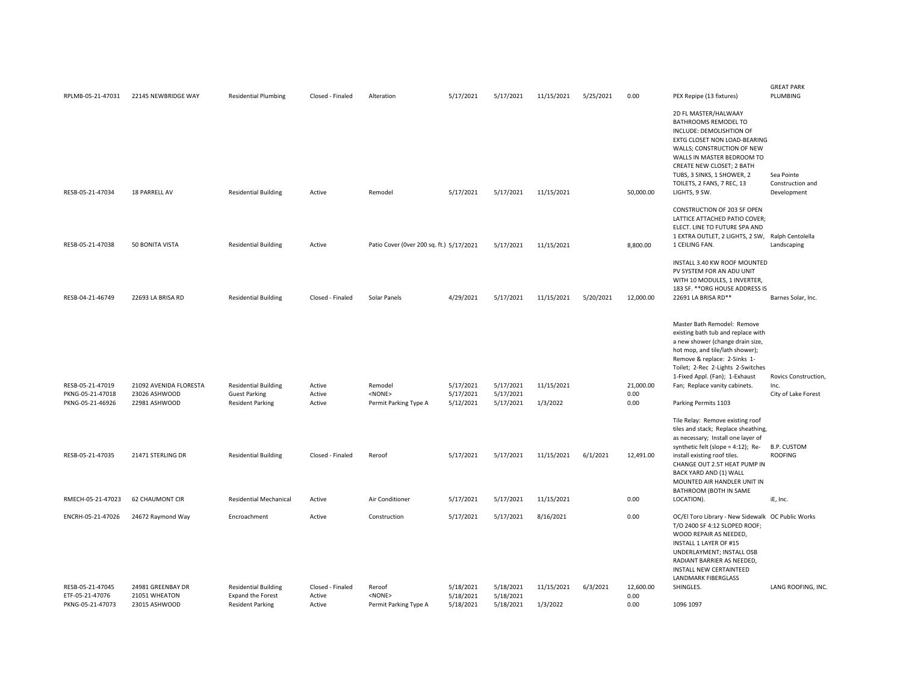| | | | | | | | | | | | |
|---|---|---|---|---|---|---|---|---|---|---|---|
| RPLMB-05-21-47031 | 22145 NEWBRIDGE WAY | Residential Plumbing | Closed - Finaled | Alteration | 5/17/2021 | 5/17/2021 | 11/15/2021 | 5/25/2021 | 0.00 | PEX Repipe (13 fixtures) | GREAT PARK PLUMBING |
| RESB-05-21-47034 | 18 PARRELL AV | Residential Building | Active | Remodel | 5/17/2021 | 5/17/2021 | 11/15/2021 | | 50,000.00 | 2D FL MASTER/HALWAAY BATHROOMS REMODEL TO INCLUDE: DEMOLISHTION OF EXTG CLOSET NON LOAD-BEARING WALLS; CONSTRUCTION OF NEW WALLS IN MASTER BEDROOM TO CREATE NEW CLOSET; 2 BATH TUBS, 3 SINKS, 1 SHOWER, 2 TOILETS, 2 FANS, 7 REC, 13 LIGHTS, 9 SW. | Sea Pointe Construction and Development |
| RESB-05-21-47038 | 50 BONITA VISTA | Residential Building | Active | Patio Cover (0ver 200 sq. ft.) | 5/17/2021 | 5/17/2021 | 11/15/2021 | | 8,800.00 | CONSTRUCTION OF 203 SF OPEN LATTICE ATTACHED PATIO COVER; ELECT. LINE TO FUTURE SPA AND 1 EXTRA OUTLET, 2 LIGHTS, 2 SW, 1 CEILING FAN. | Ralph Centolella Landscaping |
| RESB-04-21-46749 | 22693 LA BRISA RD | Residential Building | Closed - Finaled | Solar Panels | 4/29/2021 | 5/17/2021 | 11/15/2021 | 5/20/2021 | 12,000.00 | INSTALL 3.40 KW ROOF MOUNTED PV SYSTEM FOR AN ADU UNIT WITH 10 MODULES, 1 INVERTER, 183 SF. **ORG HOUSE ADDRESS IS 22691 LA BRISA RD** | Barnes Solar, Inc. |
| RESB-05-21-47019 | 21092 AVENIDA FLORESTA | Residential Building | Active | Remodel | 5/17/2021 | 5/17/2021 | 11/15/2021 | | 21,000.00 | Master Bath Remodel: Remove existing bath tub and replace with a new shower (change drain size, hot mop, and tile/lath shower); Remove & replace: 2-Sinks 1-Toilet; 2-Rec 2-Lights 2-Switches 1-Fixed Appl. (Fan); 1-Exhaust Fan; Replace vanity cabinets. | Rovics Construction, Inc. |
| PKNG-05-21-47018 | 23026 ASHWOOD | Guest Parking | Active | <NONE> | 5/17/2021 | 5/17/2021 | | | 0.00 | | City of Lake Forest |
| PKNG-05-21-46926 | 22981 ASHWOOD | Resident Parking | Active | Permit Parking Type A | 5/12/2021 | 5/17/2021 | 1/3/2022 | | 0.00 | Parking Permits 1103 | |
| RESB-05-21-47035 | 21471 STERLING DR | Residential Building | Closed - Finaled | Reroof | 5/17/2021 | 5/17/2021 | 11/15/2021 | 6/1/2021 | 12,491.00 | Tile Relay: Remove existing roof tiles and stack; Replace sheathing, as necessary; Install one layer of synthetic felt (slope = 4:12); Re-install existing roof tiles. | B.P. CUSTOM ROOFING |
| RMECH-05-21-47023 | 62 CHAUMONT CIR | Residential Mechanical | Active | Air Conditioner | 5/17/2021 | 5/17/2021 | 11/15/2021 | | 0.00 | CHANGE OUT 2.5T HEAT PUMP IN BACK YARD AND (1) WALL MOUNTED AIR HANDLER UNIT IN BATHROOM (BOTH IN SAME LOCATION). | iE, Inc. |
| ENCRH-05-21-47026 | 24672 Raymond Way | Encroachment | Active | Construction | 5/17/2021 | 5/17/2021 | 8/16/2021 | | 0.00 | OC/El Toro Library - New Sidewalk | OC Public Works |
| RESB-05-21-47045 | 24981 GREENBAY DR | Residential Building | Closed - Finaled | Reroof | 5/18/2021 | 5/18/2021 | 11/15/2021 | 6/3/2021 | 12,600.00 | T/O 2400 SF 4:12 SLOPED ROOF; WOOD REPAIR AS NEEDED, INSTALL 1 LAYER OF #15 UNDERLAYMENT; INSTALL OSB RADIANT BARRIER AS NEEDED, INSTALL NEW CERTAINTEED LANDMARK FIBERGLASS SHINGLES. | LANG ROOFING, INC. |
| ETF-05-21-47076 | 21051 WHEATON | Expand the Forest | Active | <NONE> | 5/18/2021 | 5/18/2021 | | | 0.00 | | |
| PKNG-05-21-47073 | 23015 ASHWOOD | Resident Parking | Active | Permit Parking Type A | 5/18/2021 | 5/18/2021 | 1/3/2022 | | 0.00 | 1096 1097 | |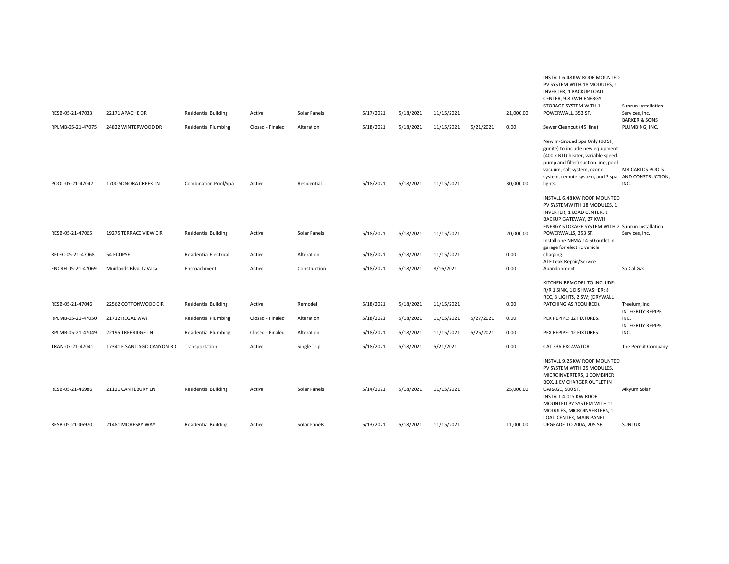| | | | | | | | | | | | |
|---|---|---|---|---|---|---|---|---|---|---|---|
| RESB-05-21-47033 | 22171 APACHE DR | Residential Building | Active | Solar Panels | 5/17/2021 | 5/18/2021 | 11/15/2021 | | 21,000.00 | INSTALL 6.48 KW ROOF MOUNTED PV SYSTEM WITH 18 MODULES, 1 INVERTER, 1 BACKUP LOAD CENTER, 9.8 KWH ENERGY STORAGE SYSTEM WITH 1 POWERWALL, 353 SF. | Sunrun Installation Services, Inc. |
| RPLMB-05-21-47075 | 24822 WINTERWOOD DR | Residential Plumbing | Closed - Finaled | Alteration | 5/18/2021 | 5/18/2021 | 11/15/2021 | 5/21/2021 | 0.00 | Sewer Cleanout (45' line) | BARKER & SONS PLUMBING, INC. |
| POOL-05-21-47047 | 1700 SONORA CREEK LN | Combination Pool/Spa | Active | Residential | 5/18/2021 | 5/18/2021 | 11/15/2021 | | 30,000.00 | New In-Ground Spa Only (90 SF, gunite) to include new equipment (400 k BTU heater, variable speed pump and filter) suction line, pool vacuum, salt system, ozone system, remote system, and 2 spa lights. | MR CARLOS POOLS AND CONSTRUCTION, INC. |
| RESB-05-21-47065 | 19275 TERRACE VIEW CIR | Residential Building | Active | Solar Panels | 5/18/2021 | 5/18/2021 | 11/15/2021 | | 20,000.00 | INSTALL 6.48 KW ROOF MOUNTED PV SYSTEMW ITH 18 MODULES, 1 INVERTER, 1 LOAD CENTER, 1 BACKUP GATEWAY, 27 KWH ENERGY STORAGE SYSTEM WITH 2 POWERWALLS, 353 SF. | Sunrun Installation Services, Inc. |
| RELEC-05-21-47068 | 54 ECLIPSE | Residential Electrical | Active | Alteration | 5/18/2021 | 5/18/2021 | 11/15/2021 | | 0.00 | Install one NEMA 14-50 outlet in garage for electric vehicle charging. | |
| ENCRH-05-21-47069 | Muirlands Blvd. LaVaca | Encroachment | Active | Construction | 5/18/2021 | 5/18/2021 | 8/16/2021 | | 0.00 | ATF Leak Repair/Service Abandonment | So Cal Gas |
| RESB-05-21-47046 | 22562 COTTONWOOD CIR | Residential Building | Active | Remodel | 5/18/2021 | 5/18/2021 | 11/15/2021 | | 0.00 | KITCHEN REMODEL TO INCLUDE: R/R 1 SINK, 1 DISHWASHER; 8 REC, 8 LIGHTS, 2 SW; (DRYWALL PATCHING AS REQUIRED). | Treeium, Inc. |
| RPLMB-05-21-47050 | 21712 REGAL WAY | Residential Plumbing | Closed - Finaled | Alteration | 5/18/2021 | 5/18/2021 | 11/15/2021 | 5/27/2021 | 0.00 | PEX REPIPE: 12 FIXTURES. | INTEGRITY REPIPE, INC. |
| RPLMB-05-21-47049 | 22195 TREERIDGE LN | Residential Plumbing | Closed - Finaled | Alteration | 5/18/2021 | 5/18/2021 | 11/15/2021 | 5/25/2021 | 0.00 | PEX REPIPE: 12 FIXTURES. | INTEGRITY REPIPE, INC. |
| TRAN-05-21-47041 | 17341 E SANTIAGO CANYON RD | Transportation | Active | Single Trip | 5/18/2021 | 5/18/2021 | 5/21/2021 | | 0.00 | CAT 336 EXCAVATOR | The Permit Company |
| RESB-05-21-46986 | 21121 CANTEBURY LN | Residential Building | Active | Solar Panels | 5/14/2021 | 5/18/2021 | 11/15/2021 | | 25,000.00 | INSTALL 9.25 KW ROOF MOUNTED PV SYSTEM WITH 25 MODULES, MICROINVERTERS, 1 COMBINER BOX, 1 EV CHARGER OUTLET IN GARAGE, 500 SF. | Aikyum Solar |
| RESB-05-21-46970 | 21481 MORESBY WAY | Residential Building | Active | Solar Panels | 5/13/2021 | 5/18/2021 | 11/15/2021 | | 11,000.00 | INSTALL 4.015 KW ROOF MOUNTED PV SYSTEM WITH 11 MODULES, MICROINVERTERS, 1 LOAD CENTER, MAIN PANEL UPGRADE TO 200A, 205 SF. | SUNLUX |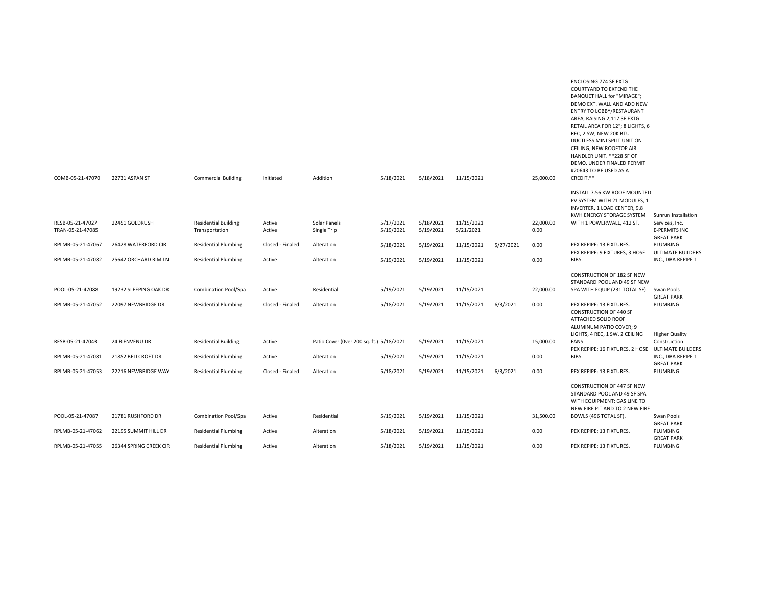| | | | | | | | | | | | |
|---|---|---|---|---|---|---|---|---|---|---|---|
| COMB-05-21-47070 | 22731 ASPAN ST | Commercial Building | Initiated | Addition | 5/18/2021 | 5/18/2021 | 11/15/2021 | | 25,000.00 | ENCLOSING 774 SF EXTG COURTYARD TO EXTEND THE BANQUET HALL for "MIRAGE"; DEMO EXT. WALL AND ADD NEW ENTRY TO LOBBY/RESTAURANT AREA, RAISING 2,117 SF EXTG RETAIL AREA FOR 12"; 8 LIGHTS, 6 REC, 2 SW, NEW 20K BTU DUCTLESS MINI SPLIT UNIT ON CEILING, NEW ROOFTOP AIR HANDLER UNIT. **228 SF OF DEMO. UNDER FINALED PERMIT #20643 TO BE USED AS A CREDIT.** | |
| RESB-05-21-47027 | 22451 GOLDRUSH | Residential Building | Active | Solar Panels | 5/17/2021 | 5/18/2021 | 11/15/2021 | | 22,000.00 | INSTALL 7.56 KW ROOF MOUNTED PV SYSTEM WITH 21 MODULES, 1 INVERTER, 1 LOAD CENTER, 9.8 KWH ENERGY STORAGE SYSTEM WITH 1 POWERWALL, 412 SF. | Sunrun Installation Services, Inc. |
| TRAN-05-21-47085 | | Transportation | Active | Single Trip | 5/19/2021 | 5/19/2021 | 5/21/2021 | | 0.00 | | E-PERMITS INC |
| RPLMB-05-21-47067 | 26428 WATERFORD CIR | Residential Plumbing | Closed - Finaled | Alteration | 5/18/2021 | 5/19/2021 | 11/15/2021 | 5/27/2021 | 0.00 | PEX REPIPE: 13 FIXTURES. | GREAT PARK PLUMBING |
| RPLMB-05-21-47082 | 25642 ORCHARD RIM LN | Residential Plumbing | Active | Alteration | 5/19/2021 | 5/19/2021 | 11/15/2021 | | 0.00 | PEX REPIPE: 9 FIXTURES, 3 HOSE BIBS. | ULTIMATE BUILDERS INC., DBA REPIPE 1 |
| POOL-05-21-47088 | 19232 SLEEPING OAK DR | Combination Pool/Spa | Active | Residential | 5/19/2021 | 5/19/2021 | 11/15/2021 | | 22,000.00 | CONSTRUCTION OF 182 SF NEW STANDARD POOL AND 49 SF NEW SPA WITH EQUIP (231 TOTAL SF). | Swan Pools |
| RPLMB-05-21-47052 | 22097 NEWBRIDGE DR | Residential Plumbing | Closed - Finaled | Alteration | 5/18/2021 | 5/19/2021 | 11/15/2021 | 6/3/2021 | 0.00 | PEX REPIPE: 13 FIXTURES. | GREAT PARK PLUMBING |
| RESB-05-21-47043 | 24 BIENVENU DR | Residential Building | Active | Patio Cover (0ver 200 sq. ft.) | 5/18/2021 | 5/19/2021 | 11/15/2021 | | 15,000.00 | CONSTRUCTION OF 440 SF ATTACHED SOLID ROOF ALUMINUM PATIO COVER; 9 LIGHTS, 4 REC, 1 SW, 2 CEILING FANS. | Higher Quality Construction |
| RPLMB-05-21-47081 | 21852 BELLCROFT DR | Residential Plumbing | Active | Alteration | 5/19/2021 | 5/19/2021 | 11/15/2021 | | 0.00 | PEX REPIPE: 16 FIXTURES, 2 HOSE BIBS. | ULTIMATE BUILDERS INC., DBA REPIPE 1 |
| RPLMB-05-21-47053 | 22216 NEWBRIDGE WAY | Residential Plumbing | Closed - Finaled | Alteration | 5/18/2021 | 5/19/2021 | 11/15/2021 | 6/3/2021 | 0.00 | PEX REPIPE: 13 FIXTURES. | GREAT PARK PLUMBING |
| POOL-05-21-47087 | 21781 RUSHFORD DR | Combination Pool/Spa | Active | Residential | 5/19/2021 | 5/19/2021 | 11/15/2021 | | 31,500.00 | CONSTRUCTION OF 447 SF NEW STANDARD POOL AND 49 SF SPA WITH EQUIPMENT; GAS LINE TO NEW FIRE PIT AND TO 2 NEW FIRE BOWLS (496 TOTAL SF). | Swan Pools |
| RPLMB-05-21-47062 | 22195 SUMMIT HILL DR | Residential Plumbing | Active | Alteration | 5/18/2021 | 5/19/2021 | 11/15/2021 | | 0.00 | PEX REPIPE: 13 FIXTURES. | GREAT PARK PLUMBING |
| RPLMB-05-21-47055 | 26344 SPRING CREEK CIR | Residential Plumbing | Active | Alteration | 5/18/2021 | 5/19/2021 | 11/15/2021 | | 0.00 | PEX REPIPE: 13 FIXTURES. | GREAT PARK PLUMBING |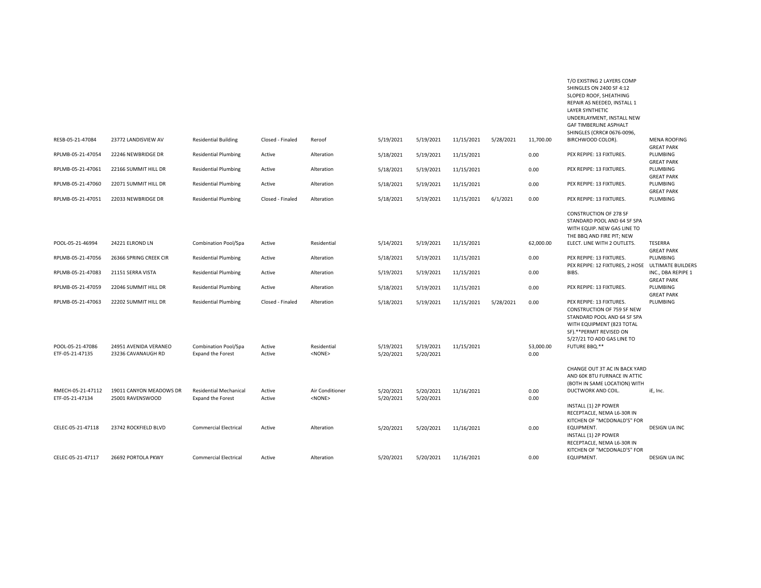| | | | | | | | | | | | |
|---|---|---|---|---|---|---|---|---|---|---|---|
| RESB-05-21-47084 | 23772 LANDISVIEW AV | Residential Building | Closed - Finaled | Reroof | 5/19/2021 | 5/19/2021 | 11/15/2021 | 5/28/2021 | 11,700.00 | T/O EXISTING 2 LAYERS COMP SHINGLES ON 2400 SF 4:12 SLOPED ROOF, SHEATHING REPAIR AS NEEDED, INSTALL 1 LAYER SYNTHETIC UNDERLAYMENT, INSTALL NEW GAF TIMBERLINE ASPHALT SHINGLES (CRRC# 0676-0096, BIRCHWOOD COLOR). | MENA ROOFING |
| RPLMB-05-21-47054 | 22246 NEWBRIDGE DR | Residential Plumbing | Active | Alteration | 5/18/2021 | 5/19/2021 | 11/15/2021 | | 0.00 | PEX REPIPE: 13 FIXTURES. | GREAT PARK PLUMBING |
| RPLMB-05-21-47061 | 22166 SUMMIT HILL DR | Residential Plumbing | Active | Alteration | 5/18/2021 | 5/19/2021 | 11/15/2021 | | 0.00 | PEX REPIPE: 13 FIXTURES. | GREAT PARK PLUMBING |
| RPLMB-05-21-47060 | 22071 SUMMIT HILL DR | Residential Plumbing | Active | Alteration | 5/18/2021 | 5/19/2021 | 11/15/2021 | | 0.00 | PEX REPIPE: 13 FIXTURES. | GREAT PARK PLUMBING |
| RPLMB-05-21-47051 | 22033 NEWBRIDGE DR | Residential Plumbing | Closed - Finaled | Alteration | 5/18/2021 | 5/19/2021 | 11/15/2021 | 6/1/2021 | 0.00 | PEX REPIPE: 13 FIXTURES. | GREAT PARK PLUMBING |
| POOL-05-21-46994 | 24221 ELROND LN | Combination Pool/Spa | Active | Residential | 5/14/2021 | 5/19/2021 | 11/15/2021 | | 62,000.00 | CONSTRUCTION OF 278 SF STANDARD POOL AND 64 SF SPA WITH EQUIP. NEW GAS LINE TO THE BBQ AND FIRE PIT; NEW ELECT. LINE WITH 2 OUTLETS. | TESERRA |
| RPLMB-05-21-47056 | 26366 SPRING CREEK CIR | Residential Plumbing | Active | Alteration | 5/18/2021 | 5/19/2021 | 11/15/2021 | | 0.00 | PEX REPIPE: 13 FIXTURES. | GREAT PARK PLUMBING |
| RPLMB-05-21-47083 | 21151 SERRA VISTA | Residential Plumbing | Active | Alteration | 5/19/2021 | 5/19/2021 | 11/15/2021 | | 0.00 | PEX REPIPE: 12 FIXTURES, 2 HOSE BIBS. | ULTIMATE BUILDERS INC., DBA REPIPE 1 |
| RPLMB-05-21-47059 | 22046 SUMMIT HILL DR | Residential Plumbing | Active | Alteration | 5/18/2021 | 5/19/2021 | 11/15/2021 | | 0.00 | PEX REPIPE: 13 FIXTURES. | GREAT PARK PLUMBING |
| RPLMB-05-21-47063 | 22202 SUMMIT HILL DR | Residential Plumbing | Closed - Finaled | Alteration | 5/18/2021 | 5/19/2021 | 11/15/2021 | 5/28/2021 | 0.00 | PEX REPIPE: 13 FIXTURES. | GREAT PARK PLUMBING |
| POOL-05-21-47086 | 24951 AVENIDA VERANEO | Combination Pool/Spa | Active | Residential | 5/19/2021 | 5/19/2021 | 11/15/2021 | | 53,000.00 | CONSTRUCTION OF 759 SF NEW STANDARD POOL AND 64 SF SPA WITH EQUIPMENT (823 TOTAL SF).**PERMIT REVISED ON 5/27/21 TO ADD GAS LINE TO FUTURE BBQ.** | |
| ETF-05-21-47135 | 23236 CAVANAUGH RD | Expand the Forest | Active | <NONE> | 5/20/2021 | 5/20/2021 | | | 0.00 | | |
| RMECH-05-21-47112 | 19011 CANYON MEADOWS DR | Residential Mechanical | Active | Air Conditioner | 5/20/2021 | 5/20/2021 | 11/16/2021 | | 0.00 | CHANGE OUT 3T AC IN BACK YARD AND 60K BTU FURNACE IN ATTIC (BOTH IN SAME LOCATION) WITH DUCTWORK AND COIL. | iE, Inc. |
| ETF-05-21-47134 | 25001 RAVENSWOOD | Expand the Forest | Active | <NONE> | 5/20/2021 | 5/20/2021 | | | 0.00 | | |
| CELEC-05-21-47118 | 23742 ROCKFIELD BLVD | Commercial Electrical | Active | Alteration | 5/20/2021 | 5/20/2021 | 11/16/2021 | | 0.00 | INSTALL (1) 2P POWER RECEPTACLE, NEMA L6-30R IN KITCHEN OF "MCDONALD'S" FOR EQUIPMENT. | DESIGN UA INC |
| CELEC-05-21-47117 | 26692 PORTOLA PKWY | Commercial Electrical | Active | Alteration | 5/20/2021 | 5/20/2021 | 11/16/2021 | | 0.00 | INSTALL (1) 2P POWER RECEPTACLE, NEMA L6-30R IN KITCHEN OF "MCDONALD'S" FOR EQUIPMENT. | DESIGN UA INC |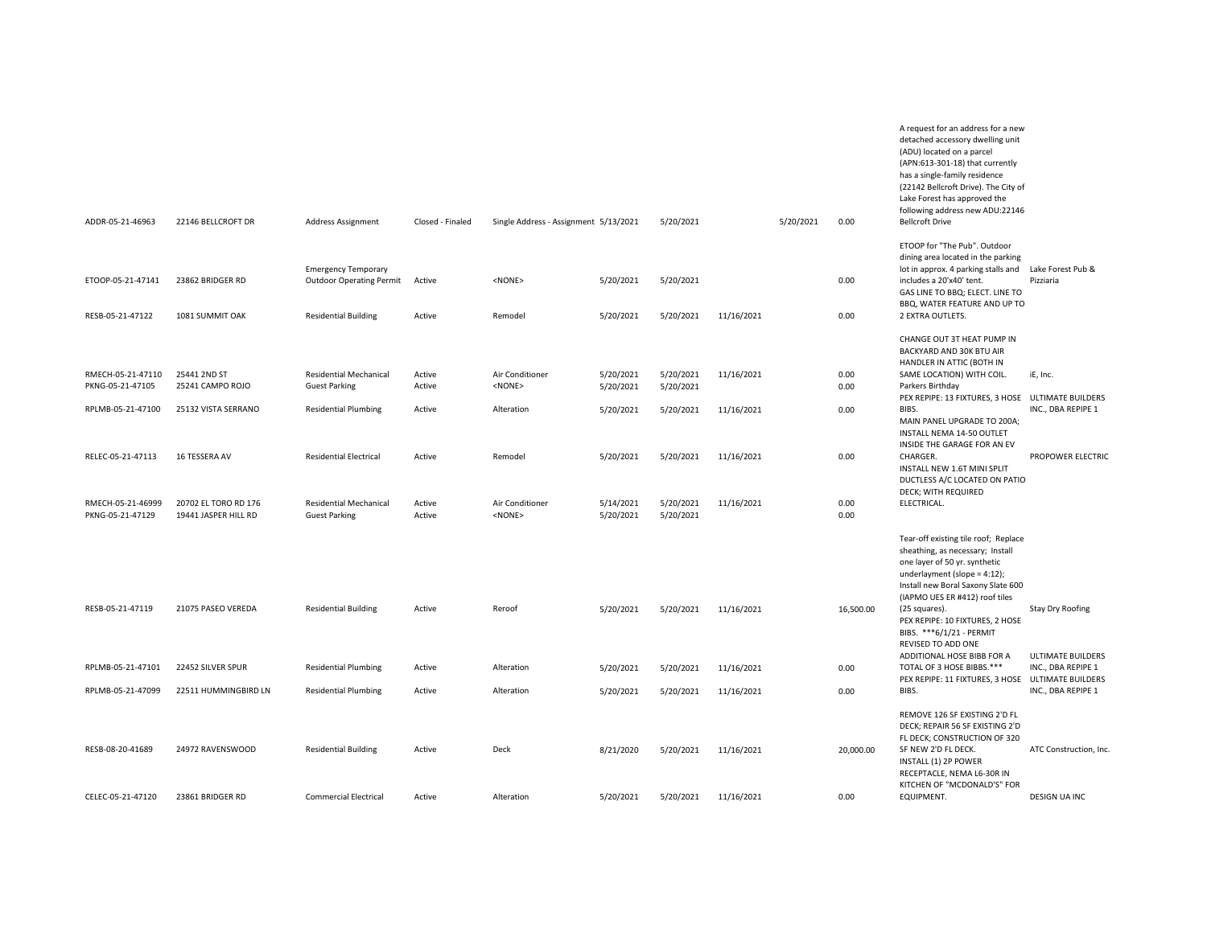| | | | | | | | | | | | |
|---|---|---|---|---|---|---|---|---|---|---|---|
| ADDR-05-21-46963 | 22146 BELLCROFT DR | Address Assignment | Closed - Finaled | Single Address - Assignment | 5/13/2021 | 5/20/2021 | | 5/20/2021 | 0.00 | A request for an address for a new detached accessory dwelling unit (ADU) located on a parcel (APN:613-301-18) that currently has a single-family residence (22142 Bellcroft Drive). The City of Lake Forest has approved the following address new ADU:22146 Bellcroft Drive | |
| ETOOP-05-21-47141 | 23862 BRIDGER RD | Emergency Temporary Outdoor Operating Permit | Active | <NONE> | 5/20/2021 | 5/20/2021 | | | 0.00 | ETOOP for "The Pub". Outdoor dining area located in the parking lot in approx. 4 parking stalls and includes a 20'x40' tent. | Lake Forest Pub & Pizziaria |
| RESB-05-21-47122 | 1081 SUMMIT OAK | Residential Building | Active | Remodel | 5/20/2021 | 5/20/2021 | 11/16/2021 | | 0.00 | GAS LINE TO BBQ; ELECT. LINE TO BBQ, WATER FEATURE AND UP TO 2 EXTRA OUTLETS. | |
| RMECH-05-21-47110 | 25441 2ND ST | Residential Mechanical | Active | Air Conditioner | 5/20/2021 | 5/20/2021 | 11/16/2021 | | 0.00 | CHANGE OUT 3T HEAT PUMP IN BACKYARD AND 30K BTU AIR HANDLER IN ATTIC (BOTH IN SAME LOCATION) WITH COIL. | iE, Inc. |
| PKNG-05-21-47105 | 25241 CAMPO ROJO | Guest Parking | Active | <NONE> | 5/20/2021 | 5/20/2021 | | | 0.00 | Parkers Birthday | |
| RPLMB-05-21-47100 | 25132 VISTA SERRANO | Residential Plumbing | Active | Alteration | 5/20/2021 | 5/20/2021 | 11/16/2021 | | 0.00 | PEX REPIPE: 13 FIXTURES, 3 HOSE BIBS. | ULTIMATE BUILDERS INC., DBA REPIPE 1 |
| RELEC-05-21-47113 | 16 TESSERA AV | Residential Electrical | Active | Remodel | 5/20/2021 | 5/20/2021 | 11/16/2021 | | 0.00 | MAIN PANEL UPGRADE TO 200A; INSTALL NEMA 14-50 OUTLET INSIDE THE GARAGE FOR AN EV CHARGER. | PROPOWER ELECTRIC |
| RMECH-05-21-46999 | 20702 EL TORO RD 176 | Residential Mechanical | Active | Air Conditioner | 5/14/2021 | 5/20/2021 | 11/16/2021 | | 0.00 | INSTALL NEW 1.6T MINI SPLIT DUCTLESS A/C LOCATED ON PATIO DECK; WITH REQUIRED ELECTRICAL. | |
| PKNG-05-21-47129 | 19441 JASPER HILL RD | Guest Parking | Active | <NONE> | 5/20/2021 | 5/20/2021 | | | 0.00 | | |
| RESB-05-21-47119 | 21075 PASEO VEREDA | Residential Building | Active | Reroof | 5/20/2021 | 5/20/2021 | 11/16/2021 | | 16,500.00 | Tear-off existing tile roof; Replace sheathing, as necessary; Install one layer of 50 yr. synthetic underlayment (slope = 4:12); Install new Boral Saxony Slate 600 (IAPMO UES ER #412) roof tiles (25 squares). | Stay Dry Roofing |
| RPLMB-05-21-47101 | 22452 SILVER SPUR | Residential Plumbing | Active | Alteration | 5/20/2021 | 5/20/2021 | 11/16/2021 | | 0.00 | PEX REPIPE: 10 FIXTURES, 2 HOSE BIBS. ***6/1/21 - PERMIT REVISED TO ADD ONE ADDITIONAL HOSE BIBB FOR A TOTAL OF 3 HOSE BIBBS.*** | ULTIMATE BUILDERS INC., DBA REPIPE 1 |
| RPLMB-05-21-47099 | 22511 HUMMINGBIRD LN | Residential Plumbing | Active | Alteration | 5/20/2021 | 5/20/2021 | 11/16/2021 | | 0.00 | PEX REPIPE: 11 FIXTURES, 3 HOSE BIBS. | ULTIMATE BUILDERS INC., DBA REPIPE 1 |
| RESB-08-20-41689 | 24972 RAVENSWOOD | Residential Building | Active | Deck | 8/21/2020 | 5/20/2021 | 11/16/2021 | | 20,000.00 | REMOVE 126 SF EXISTING 2'D FL DECK; REPAIR 56 SF EXISTING 2'D FL DECK; CONSTRUCTION OF 320 SF NEW 2'D FL DECK. | ATC Construction, Inc. |
| CELEC-05-21-47120 | 23861 BRIDGER RD | Commercial Electrical | Active | Alteration | 5/20/2021 | 5/20/2021 | 11/16/2021 | | 0.00 | INSTALL (1) 2P POWER RECEPTACLE, NEMA L6-30R IN KITCHEN OF "MCDONALD'S" FOR EQUIPMENT. | DESIGN UA INC |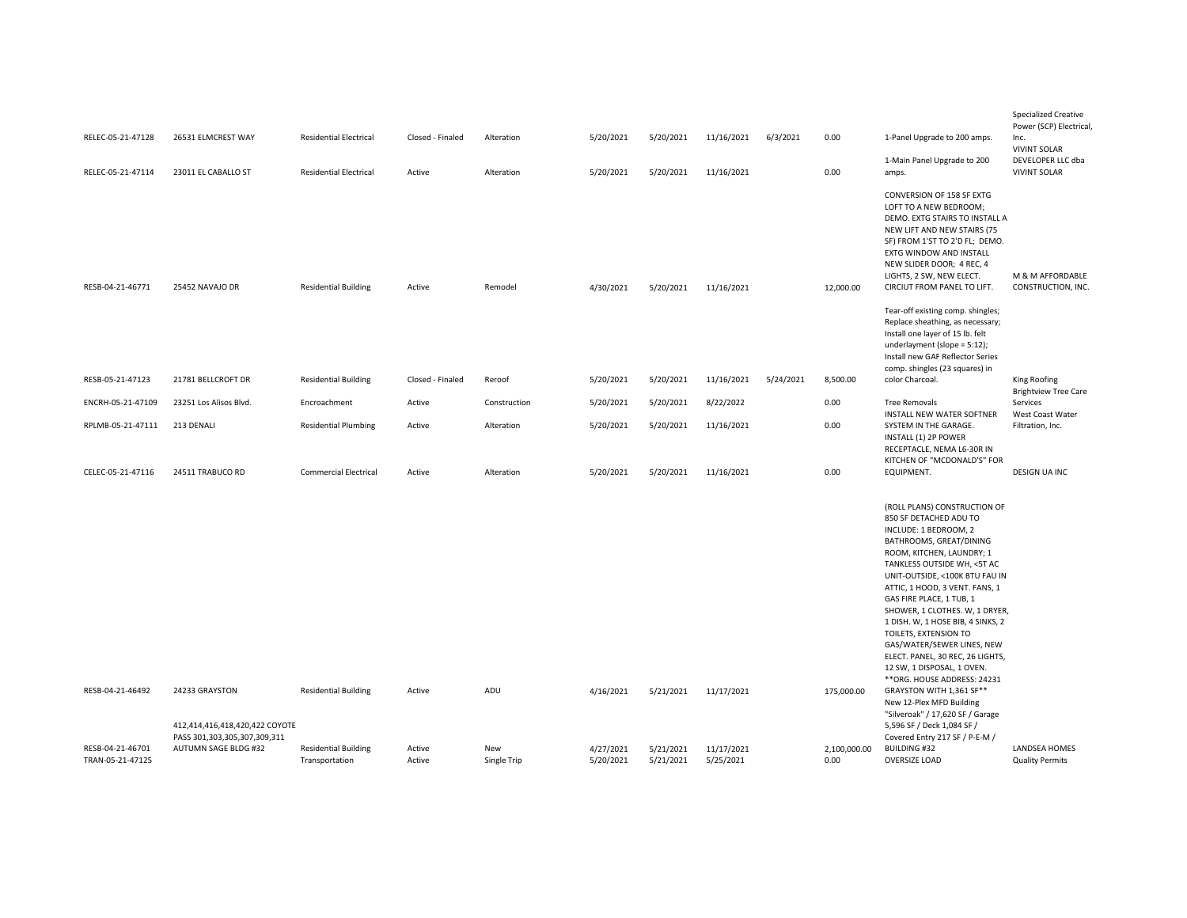| | | | | | | | | | | | |
|---|---|---|---|---|---|---|---|---|---|---|---|
| RELEC-05-21-47128 | 26531 ELMCREST WAY | Residential Electrical | Closed - Finaled | Alteration | 5/20/2021 | 5/20/2021 | 11/16/2021 | 6/3/2021 | 0.00 | 1-Panel Upgrade to 200 amps. | Specialized Creative Power (SCP) Electrical, Inc. |
| RELEC-05-21-47114 | 23011 EL CABALLO ST | Residential Electrical | Active | Alteration | 5/20/2021 | 5/20/2021 | 11/16/2021 | | 0.00 | 1-Main Panel Upgrade to 200 amps. | VIVINT SOLAR DEVELOPER LLC dba VIVINT SOLAR |
| RESB-04-21-46771 | 25452 NAVAJO DR | Residential Building | Active | Remodel | 4/30/2021 | 5/20/2021 | 11/16/2021 | | 12,000.00 | CONVERSION OF 158 SF EXTG LOFT TO A NEW BEDROOM; DEMO. EXTG STAIRS TO INSTALL A NEW LIFT AND NEW STAIRS (75 SF) FROM 1'ST TO 2'D FL; DEMO. EXTG WINDOW AND INSTALL NEW SLIDER DOOR; 4 REC, 4 LIGHTS, 2 SW, NEW ELECT. CIRCIUT FROM PANEL TO LIFT. | M & M AFFORDABLE CONSTRUCTION, INC. |
| RESB-05-21-47123 | 21781 BELLCROFT DR | Residential Building | Closed - Finaled | Reroof | 5/20/2021 | 5/20/2021 | 11/16/2021 | 5/24/2021 | 8,500.00 | Tear-off existing comp. shingles; Replace sheathing, as necessary; Install one layer of 15 lb. felt underlayment (slope = 5:12); Install new GAF Reflector Series comp. shingles (23 squares) in color Charcoal. | King Roofing |
| ENCRH-05-21-47109 | 23251 Los Alisos Blvd. | Encroachment | Active | Construction | 5/20/2021 | 5/20/2021 | 8/22/2022 | | 0.00 | Tree Removals | Brightview Tree Care Services |
| RPLMB-05-21-47111 | 213 DENALI | Residential Plumbing | Active | Alteration | 5/20/2021 | 5/20/2021 | 11/16/2021 | | 0.00 | INSTALL NEW WATER SOFTNER SYSTEM IN THE GARAGE. | West Coast Water Filtration, Inc. |
| CELEC-05-21-47116 | 24511 TRABUCO RD | Commercial Electrical | Active | Alteration | 5/20/2021 | 5/20/2021 | 11/16/2021 | | 0.00 | INSTALL (1) 2P POWER RECEPTACLE, NEMA L6-30R IN KITCHEN OF "MCDONALD'S" FOR EQUIPMENT. | DESIGN UA INC |
| RESB-04-21-46492 | 24233 GRAYSTON | Residential Building | Active | ADU | 4/16/2021 | 5/21/2021 | 11/17/2021 | | 175,000.00 | (ROLL PLANS) CONSTRUCTION OF 850 SF DETACHED ADU TO INCLUDE: 1 BEDROOM, 2 BATHROOMS, GREAT/DINING ROOM, KITCHEN, LAUNDRY; 1 TANKLESS OUTSIDE WH, <5T AC UNIT-OUTSIDE, <100K BTU FAU IN ATTIC, 1 HOOD, 3 VENT. FANS, 1 GAS FIRE PLACE, 1 TUB, 1 SHOWER, 1 CLOTHES. W, 1 DRYER, 1 DISH. W, 1 HOSE BIB, 4 SINKS, 2 TOILETS, EXTENSION TO GAS/WATER/SEWER LINES, NEW ELECT. PANEL, 30 REC, 26 LIGHTS, 12 SW, 1 DISPOSAL, 1 OVEN. **ORG. HOUSE ADDRESS: 24231 GRAYSTON WITH 1,361 SF** | |
| RESB-04-21-46701 | 412,414,416,418,420,422 COYOTE PASS 301,303,305,307,309,311 AUTUMN SAGE BLDG #32 | Residential Building | Active | New | 4/27/2021 | 5/21/2021 | 11/17/2021 | | 2,100,000.00 | New 12-Plex MFD Building "Silveroak" / 17,620 SF / Garage 5,596 SF / Deck 1,084 SF / Covered Entry 217 SF / P-E-M / BUILDING #32 | LANDSEA HOMES |
| TRAN-05-21-47125 | | Transportation | Active | Single Trip | 5/20/2021 | 5/21/2021 | 5/25/2021 | | 0.00 | OVERSIZE LOAD | Quality Permits |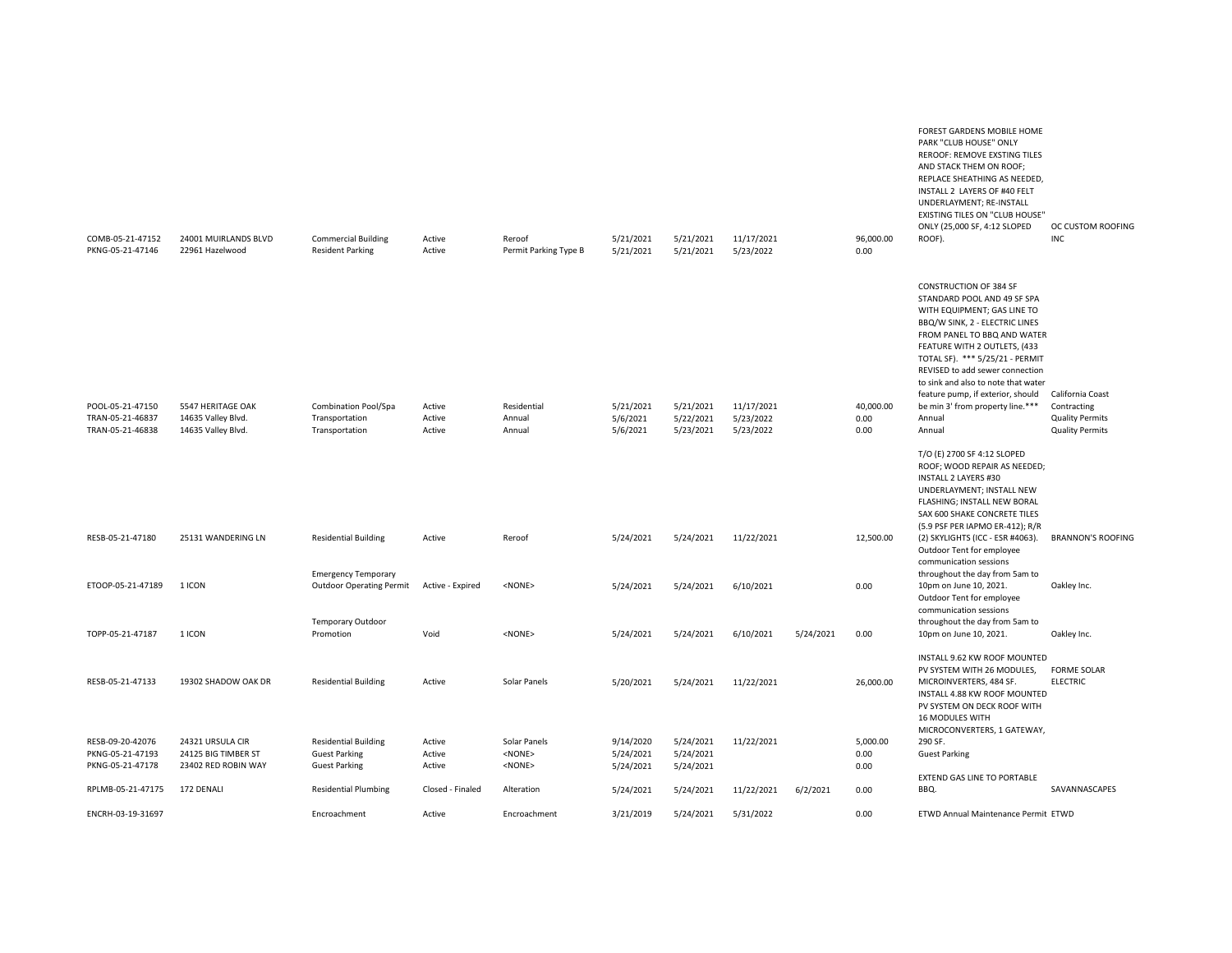| | | | | | | | | | | | |
|---|---|---|---|---|---|---|---|---|---|---|---|
| COMB-05-21-47152 | 24001 MUIRLANDS BLVD | Commercial Building | Active | Reroof | 5/21/2021 | 5/21/2021 | 11/17/2021 | | 96,000.00 | FOREST GARDENS MOBILE HOME PARK "CLUB HOUSE" ONLY REROOF: REMOVE EXSTING TILES AND STACK THEM ON ROOF; REPLACE SHEATHING AS NEEDED, INSTALL 2 LAYERS OF #40 FELT UNDERLAYMENT; RE-INSTALL EXISTING TILES ON "CLUB HOUSE" ONLY (25,000 SF, 4:12 SLOPED ROOF). | OC CUSTOM ROOFING INC |
| PKNG-05-21-47146 | 22961 Hazelwood | Resident Parking | Active | Permit Parking Type B | 5/21/2021 | 5/21/2021 | 5/23/2022 | | 0.00 | | |
| POOL-05-21-47150 | 5547 HERITAGE OAK | Combination Pool/Spa | Active | Residential | 5/21/2021 | 5/21/2021 | 11/17/2021 | | 40,000.00 | CONSTRUCTION OF 384 SF STANDARD POOL AND 49 SF SPA WITH EQUIPMENT; GAS LINE TO BBQ/W SINK, 2 - ELECTRIC LINES FROM PANEL TO BBQ AND WATER FEATURE WITH 2 OUTLETS, (433 TOTAL SF). *** 5/25/21 - PERMIT REVISED to add sewer connection to sink and also to note that water feature pump, if exterior, should be min 3' from property line.*** | California Coast Contracting |
| TRAN-05-21-46837 | 14635 Valley Blvd. | Transportation | Active | Annual | 5/6/2021 | 5/22/2021 | 5/23/2022 | | 0.00 | Annual | Quality Permits |
| TRAN-05-21-46838 | 14635 Valley Blvd. | Transportation | Active | Annual | 5/6/2021 | 5/23/2021 | 5/23/2022 | | 0.00 | Annual | Quality Permits |
| RESB-05-21-47180 | 25131 WANDERING LN | Residential Building | Active | Reroof | 5/24/2021 | 5/24/2021 | 11/22/2021 | | 12,500.00 | T/O (E) 2700 SF 4:12 SLOPED ROOF; WOOD REPAIR AS NEEDED; INSTALL 2 LAYERS #30 UNDERLAYMENT; INSTALL NEW FLASHING; INSTALL NEW BORAL SAX 600 SHAKE CONCRETE TILES (5.9 PSF PER IAPMO ER-412); R/R (2) SKYLIGHTS (ICC - ESR #4063). | BRANNON'S ROOFING |
| ETOOP-05-21-47189 | 1 ICON | Emergency Temporary Outdoor Operating Permit | Active - Expired | <NONE> | 5/24/2021 | 5/24/2021 | 6/10/2021 | | 0.00 | Outdoor Tent for employee communication sessions throughout the day from 5am to 10pm on June 10, 2021. | Oakley Inc. |
| TOPP-05-21-47187 | 1 ICON | Temporary Outdoor Promotion | Void | <NONE> | 5/24/2021 | 5/24/2021 | 6/10/2021 | 5/24/2021 | 0.00 | Outdoor Tent for employee communication sessions throughout the day from 5am to 10pm on June 10, 2021. | Oakley Inc. |
| RESB-05-21-47133 | 19302 SHADOW OAK DR | Residential Building | Active | Solar Panels | 5/20/2021 | 5/24/2021 | 11/22/2021 | | 26,000.00 | INSTALL 9.62 KW ROOF MOUNTED PV SYSTEM WITH 26 MODULES, MICROINVERTERS, 484 SF. | FORME SOLAR ELECTRIC |
| RESB-09-20-42076 | 24321 URSULA CIR | Residential Building | Active | Solar Panels | 9/14/2020 | 5/24/2021 | 11/22/2021 | | 5,000.00 | INSTALL 4.88 KW ROOF MOUNTED PV SYSTEM ON DECK ROOF WITH 16 MODULES WITH MICROCONVERTERS, 1 GATEWAY, 290 SF. | |
| PKNG-05-21-47193 | 24125 BIG TIMBER ST | Guest Parking | Active | <NONE> | 5/24/2021 | 5/24/2021 | | | 0.00 | Guest Parking | |
| PKNG-05-21-47178 | 23402 RED ROBIN WAY | Guest Parking | Active | <NONE> | 5/24/2021 | 5/24/2021 | | | 0.00 | | |
| RPLMB-05-21-47175 | 172 DENALI | Residential Plumbing | Closed - Finaled | Alteration | 5/24/2021 | 5/24/2021 | 11/22/2021 | 6/2/2021 | 0.00 | EXTEND GAS LINE TO PORTABLE BBQ. | SAVANNASCAPES |
| ENCRH-03-19-31697 | | Encroachment | Active | Encroachment | 3/21/2019 | 5/24/2021 | 5/31/2022 | | 0.00 | ETWD Annual Maintenance Permit | ETWD |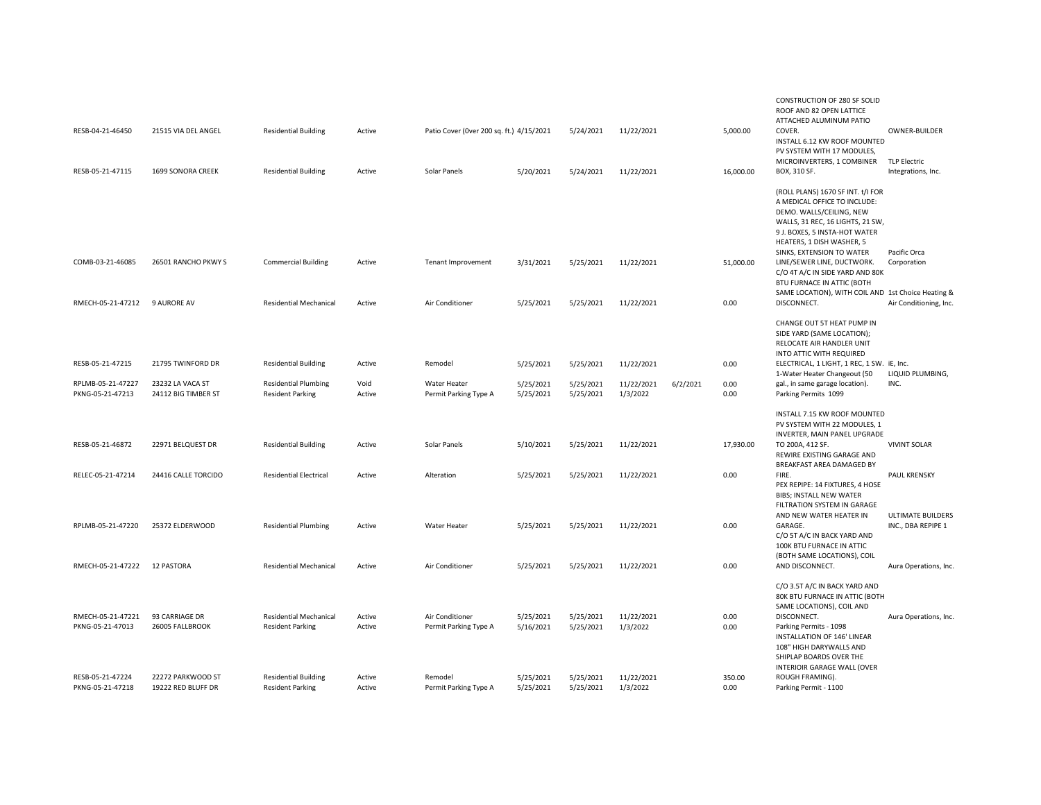| | | | | | | | | | | | |
|---|---|---|---|---|---|---|---|---|---|---|---|
| RESB-04-21-46450 | 21515 VIA DEL ANGEL | Residential Building | Active | Patio Cover (0ver 200 sq. ft.) | 4/15/2021 | 5/24/2021 | 11/22/2021 | | 5,000.00 | CONSTRUCTION OF 280 SF SOLID ROOF AND 82 OPEN LATTICE ATTACHED ALUMINUM PATIO COVER. | OWNER-BUILDER |
| RESB-05-21-47115 | 1699 SONORA CREEK | Residential Building | Active | Solar Panels | 5/20/2021 | 5/24/2021 | 11/22/2021 | | 16,000.00 | INSTALL 6.12 KW ROOF MOUNTED PV SYSTEM WITH 17 MODULES, MICROINVERTERS, 1 COMBINER BOX, 310 SF. | TLP Electric Integrations, Inc. |
| COMB-03-21-46085 | 26501 RANCHO PKWY S | Commercial Building | Active | Tenant Improvement | 3/31/2021 | 5/25/2021 | 11/22/2021 | | 51,000.00 | (ROLL PLANS) 1670 SF INT. t/I FOR A MEDICAL OFFICE TO INCLUDE: DEMO. WALLS/CEILING, NEW WALLS, 31 REC, 16 LIGHTS, 21 SW, 9 J. BOXES, 5 INSTA-HOT WATER HEATERS, 1 DISH WASHER, 5 SINKS, EXTENSION TO WATER LINE/SEWER LINE, DUCTWORK. | Pacific Orca Corporation |
| RMECH-05-21-47212 | 9 AURORE AV | Residential Mechanical | Active | Air Conditioner | 5/25/2021 | 5/25/2021 | 11/22/2021 | | 0.00 | C/O 4T A/C IN SIDE YARD AND 80K BTU FURNACE IN ATTIC (BOTH SAME LOCATION), WITH COIL AND DISCONNECT. | 1st Choice Heating & Air Conditioning, Inc. |
| RESB-05-21-47215 | 21795 TWINFORD DR | Residential Building | Active | Remodel | 5/25/2021 | 5/25/2021 | 11/22/2021 | | 0.00 | CHANGE OUT 5T HEAT PUMP IN SIDE YARD (SAME LOCATION); RELOCATE AIR HANDLER UNIT INTO ATTIC WITH REQUIRED ELECTRICAL, 1 LIGHT, 1 REC, 1 SW. | iE, Inc. |
| RPLMB-05-21-47227 | 23232 LA VACA ST | Residential Plumbing | Void | Water Heater | 5/25/2021 | 5/25/2021 | 11/22/2021 | 6/2/2021 | 0.00 | 1-Water Heater Changeout (50 gal., in same garage location). | LIQUID PLUMBING, INC. |
| PKNG-05-21-47213 | 24112 BIG TIMBER ST | Resident Parking | Active | Permit Parking Type A | 5/25/2021 | 5/25/2021 | 1/3/2022 | | 0.00 | Parking Permits 1099 | |
| RESB-05-21-46872 | 22971 BELQUEST DR | Residential Building | Active | Solar Panels | 5/10/2021 | 5/25/2021 | 11/22/2021 | | 17,930.00 | INSTALL 7.15 KW ROOF MOUNTED PV SYSTEM WITH 22 MODULES, 1 INVERTER, MAIN PANEL UPGRADE TO 200A, 412 SF. | VIVINT SOLAR |
| RELEC-05-21-47214 | 24416 CALLE TORCIDO | Residential Electrical | Active | Alteration | 5/25/2021 | 5/25/2021 | 11/22/2021 | | 0.00 | REWIRE EXISTING GARAGE AND BREAKFAST AREA DAMAGED BY FIRE. | PAUL KRENSKY |
| RPLMB-05-21-47220 | 25372 ELDERWOOD | Residential Plumbing | Active | Water Heater | 5/25/2021 | 5/25/2021 | 11/22/2021 | | 0.00 | PEX REPIPE: 14 FIXTURES, 4 HOSE BIBS; INSTALL NEW WATER FILTRATION SYSTEM IN GARAGE AND NEW WATER HEATER IN GARAGE. | ULTIMATE BUILDERS INC., DBA REPIPE 1 |
| RMECH-05-21-47222 | 12 PASTORA | Residential Mechanical | Active | Air Conditioner | 5/25/2021 | 5/25/2021 | 11/22/2021 | | 0.00 | C/O 5T A/C IN BACK YARD AND 100K BTU FURNACE IN ATTIC (BOTH SAME LOCATIONS), COIL AND DISCONNECT. | Aura Operations, Inc. |
| RMECH-05-21-47221 | 93 CARRIAGE DR | Residential Mechanical | Active | Air Conditioner | 5/25/2021 | 5/25/2021 | 11/22/2021 | | 0.00 | C/O 3.5T A/C IN BACK YARD AND 80K BTU FURNACE IN ATTIC (BOTH SAME LOCATIONS), COIL AND DISCONNECT. | Aura Operations, Inc. |
| PKNG-05-21-47013 | 26005 FALLBROOK | Resident Parking | Active | Permit Parking Type A | 5/16/2021 | 5/25/2021 | 1/3/2022 | | 0.00 | Parking Permits - 1098 | |
| RESB-05-21-47224 | 22272 PARKWOOD ST | Residential Building | Active | Remodel | 5/25/2021 | 5/25/2021 | 11/22/2021 | | 350.00 | INSTALLATION OF 146' LINEAR 108" HIGH DARYWALLS AND SHIPLAP BOARDS OVER THE INTERIOIR GARAGE WALL (OVER ROUGH FRAMING). | |
| PKNG-05-21-47218 | 19222 RED BLUFF DR | Resident Parking | Active | Permit Parking Type A | 5/25/2021 | 5/25/2021 | 1/3/2022 | | 0.00 | Parking Permit - 1100 | |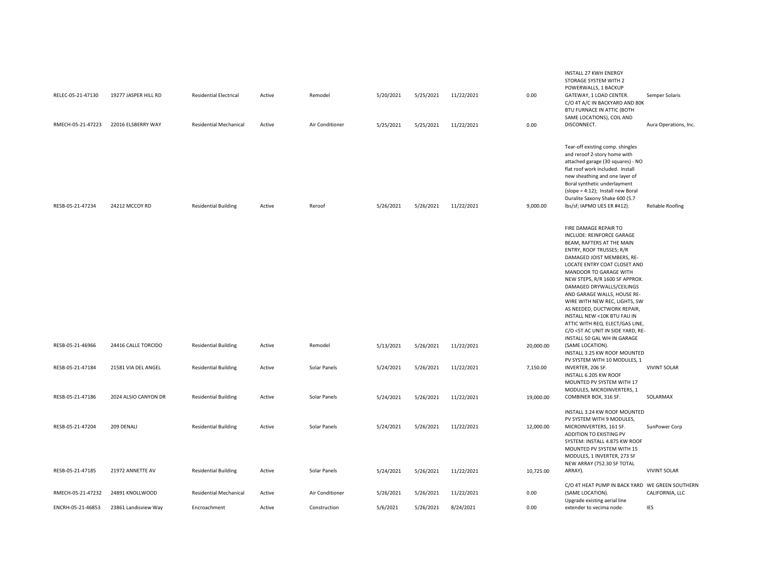| | | | | | | | | | | |
|---|---|---|---|---|---|---|---|---|---|---|
| RELEC-05-21-47130 | 19277 JASPER HILL RD | Residential Electrical | Active | Remodel | 5/20/2021 | 5/25/2021 | 11/22/2021 | 0.00 | INSTALL 27 KWH ENERGY STORAGE SYSTEM WITH 2 POWERWALLS, 1 BACKUP GATEWAY, 1 LOAD CENTER. | Semper Solaris |
| RMECH-05-21-47223 | 22016 ELSBERRY WAY | Residential Mechanical | Active | Air Conditioner | 5/25/2021 | 5/25/2021 | 11/22/2021 | 0.00 | C/O 4T A/C IN BACKYARD AND 80K BTU FURNACE IN ATTIC (BOTH SAME LOCATIONS), COIL AND DISCONNECT. | Aura Operations, Inc. |
| RESB-05-21-47234 | 24212 MCCOY RD | Residential Building | Active | Reroof | 5/26/2021 | 5/26/2021 | 11/22/2021 | 9,000.00 | Tear-off existing comp. shingles and reroof 2-story home with attached garage (30 squares) - NO flat roof work included. Install new sheathing and one layer of Boral synthetic underlayment (slope = 4:12); Install new Boral Duralite Saxony Shake 600 (5.7 lbs/sf; IAPMO UES ER #412). | Reliable Roofing |
| RESB-05-21-46966 | 24416 CALLE TORCIDO | Residential Building | Active | Remodel | 5/13/2021 | 5/26/2021 | 11/22/2021 | 20,000.00 | FIRE DAMAGE REPAIR TO INCLUDE: REINFORCE GARAGE BEAM, RAFTERS AT THE MAIN ENTRY, ROOF TRUSSES; R/R DAMAGED JOIST MEMBERS, RE-LOCATE ENTRY COAT CLOSET AND MANDOOR TO GARAGE WITH NEW STEPS, R/R 1600 SF APPROX. DAMAGED DRYWALLS/CEILINGS AND GARAGE WALLS, HOUSE RE-WIRE WITH NEW REC, LIGHTS, SW AS NEEDED, DUCTWORK REPAIR, INSTALL NEW <10K BTU FAU IN ATTIC WITH REQ. ELECT/GAS LINE, C/O <5T AC UNIT IN SIDE YARD, RE-INSTALL 50 GAL WH IN GARAGE (SAME LOCATION). | |
| RESB-05-21-47184 | 21581 VIA DEL ANGEL | Residential Building | Active | Solar Panels | 5/24/2021 | 5/26/2021 | 11/22/2021 | 7,150.00 | INSTALL 3.25 KW ROOF MOUNTED PV SYSTEM WITH 10 MODULES, 1 INVERTER, 206 SF. | VIVINT SOLAR |
| RESB-05-21-47186 | 2024 ALSIO CANYON DR | Residential Building | Active | Solar Panels | 5/24/2021 | 5/26/2021 | 11/22/2021 | 19,000.00 | INSTALL 6.205 KW ROOF MOUNTED PV SYSTEM WITH 17 MODULES, MICROINVERTERS, 1 COMBINER BOX, 316 SF. | SOLARMAX |
| RESB-05-21-47204 | 209 DENALI | Residential Building | Active | Solar Panels | 5/24/2021 | 5/26/2021 | 11/22/2021 | 12,000.00 | INSTALL 3.24 KW ROOF MOUNTED PV SYSTEM WITH 9 MODULES, MICROINVERTERS, 161 SF. | SunPower Corp |
| RESB-05-21-47185 | 21972 ANNETTE AV | Residential Building | Active | Solar Panels | 5/24/2021 | 5/26/2021 | 11/22/2021 | 10,725.00 | ADDITION TO EXISTING PV SYSTEM: INSTALL 4.875 KW ROOF MOUNTED PV SYSTEM WITH 15 MODULES, 1 INVERTER, 273 SF NEW ARRAY (752.30 SF TOTAL ARRAY). | VIVINT SOLAR |
| RMECH-05-21-47232 | 24891 KNOLLWOOD | Residential Mechanical | Active | Air Conditioner | 5/26/2021 | 5/26/2021 | 11/22/2021 | 0.00 | C/O 4T HEAT PUMP IN BACK YARD (SAME LOCATION). | WE GREEN SOUTHERN CALIFORNIA, LLC |
| ENCRH-05-21-46853 | 23861 Landisview Way | Encroachment | Active | Construction | 5/6/2021 | 5/26/2021 | 8/24/2021 | 0.00 | Upgrade existing aerial line extender to vecima node. | IES |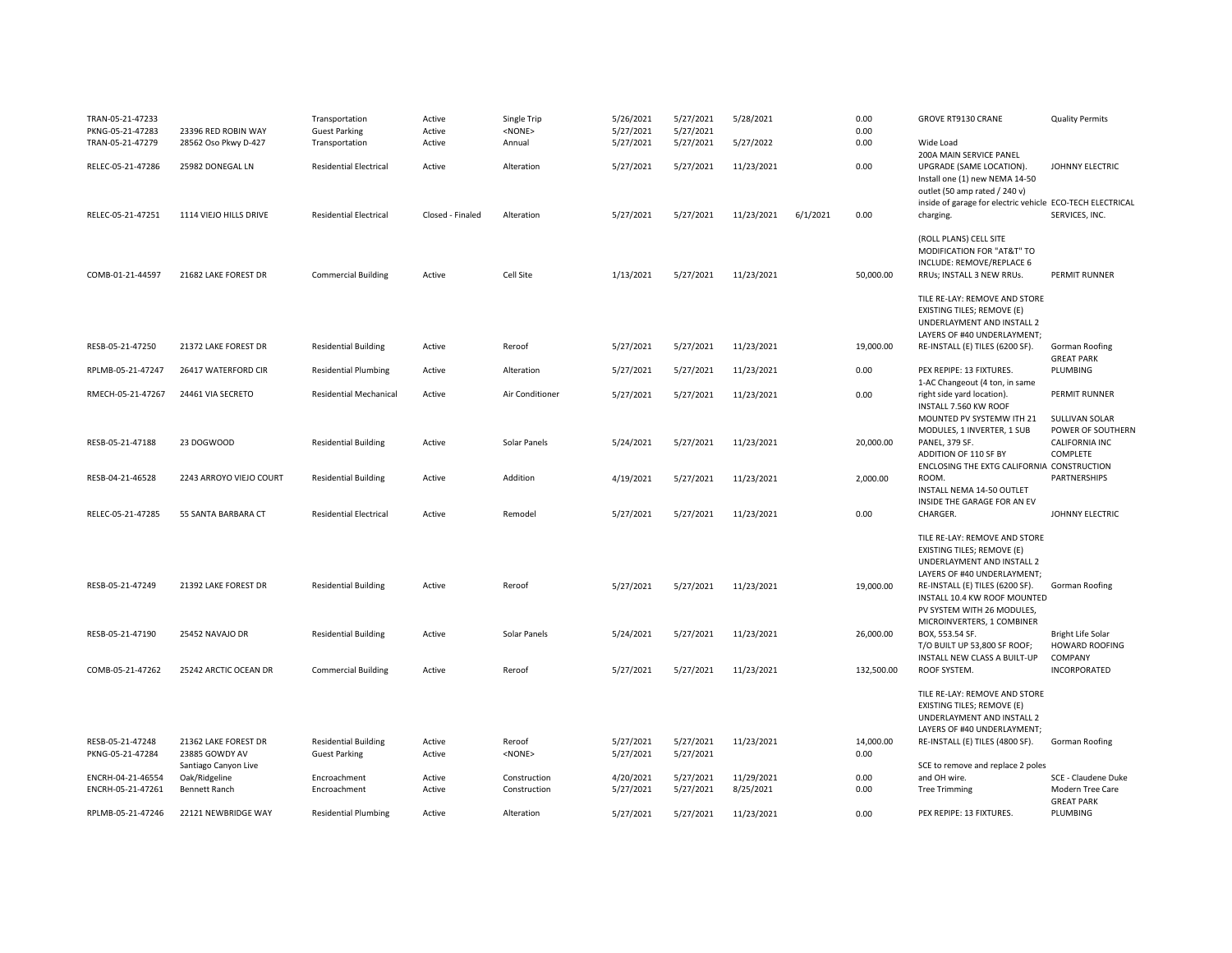| | | | | | | | | | | | |
|---|---|---|---|---|---|---|---|---|---|---|---|
| TRAN-05-21-47233 | | Transportation | Active | Single Trip | 5/26/2021 | 5/27/2021 | 5/28/2021 | | 0.00 | GROVE RT9130 CRANE | Quality Permits |
| PKNG-05-21-47283 | 23396 RED ROBIN WAY | Guest Parking | Active | <NONE> | 5/27/2021 | 5/27/2021 | | | 0.00 | | |
| TRAN-05-21-47279 | 28562 Oso Pkwy D-427 | Transportation | Active | Annual | 5/27/2021 | 5/27/2021 | 5/27/2022 | | 0.00 | Wide Load | |
| RELEC-05-21-47286 | 25982 DONEGAL LN | Residential Electrical | Active | Alteration | 5/27/2021 | 5/27/2021 | 11/23/2021 | | 0.00 | 200A MAIN SERVICE PANEL UPGRADE (SAME LOCATION). | JOHNNY ELECTRIC |
| RELEC-05-21-47251 | 1114 VIEJO HILLS DRIVE | Residential Electrical | Closed - Finaled | Alteration | 5/27/2021 | 5/27/2021 | 11/23/2021 | 6/1/2021 | 0.00 | Install one (1) new NEMA 14-50 outlet (50 amp rated / 240 v) inside of garage for electric vehicle charging. | ECO-TECH ELECTRICAL SERVICES, INC. |
| COMB-01-21-44597 | 21682 LAKE FOREST DR | Commercial Building | Active | Cell Site | 1/13/2021 | 5/27/2021 | 11/23/2021 | | 50,000.00 | (ROLL PLANS) CELL SITE MODIFICATION FOR "AT&T" TO INCLUDE: REMOVE/REPLACE 6 RRUs; INSTALL 3 NEW RRUs. | PERMIT RUNNER |
| RESB-05-21-47250 | 21372 LAKE FOREST DR | Residential Building | Active | Reroof | 5/27/2021 | 5/27/2021 | 11/23/2021 | | 19,000.00 | TILE RE-LAY: REMOVE AND STORE EXISTING TILES; REMOVE (E) UNDERLAYMENT AND INSTALL 2 LAYERS OF #40 UNDERLAYMENT; RE-INSTALL (E) TILES (6200 SF). | Gorman Roofing |
| RPLMB-05-21-47247 | 26417 WATERFORD CIR | Residential Plumbing | Active | Alteration | 5/27/2021 | 5/27/2021 | 11/23/2021 | | 0.00 | PEX REPIPE: 13 FIXTURES. | GREAT PARK PLUMBING |
| RMECH-05-21-47267 | 24461 VIA SECRETO | Residential Mechanical | Active | Air Conditioner | 5/27/2021 | 5/27/2021 | 11/23/2021 | | 0.00 | 1-AC Changeout (4 ton, in same right side yard location). | PERMIT RUNNER |
| RESB-05-21-47188 | 23 DOGWOOD | Residential Building | Active | Solar Panels | 5/24/2021 | 5/27/2021 | 11/23/2021 | | 20,000.00 | INSTALL 7.560 KW ROOF MOUNTED PV SYSTEMW ITH 21 MODULES, 1 INVERTER, 1 SUB PANEL, 379 SF. | SULLIVAN SOLAR POWER OF SOUTHERN CALIFORNIA INC |
| RESB-04-21-46528 | 2243 ARROYO VIEJO COURT | Residential Building | Active | Addition | 4/19/2021 | 5/27/2021 | 11/23/2021 | | 2,000.00 | ADDITION OF 110 SF BY ENCLOSING THE EXTG CALIFORNIA ROOM. | COMPLETE CONSTRUCTION PARTNERSHIPS |
| RELEC-05-21-47285 | 55 SANTA BARBARA CT | Residential Electrical | Active | Remodel | 5/27/2021 | 5/27/2021 | 11/23/2021 | | 0.00 | INSTALL NEMA 14-50 OUTLET INSIDE THE GARAGE FOR AN EV CHARGER. | JOHNNY ELECTRIC |
| RESB-05-21-47249 | 21392 LAKE FOREST DR | Residential Building | Active | Reroof | 5/27/2021 | 5/27/2021 | 11/23/2021 | | 19,000.00 | TILE RE-LAY: REMOVE AND STORE EXISTING TILES; REMOVE (E) UNDERLAYMENT AND INSTALL 2 LAYERS OF #40 UNDERLAYMENT; RE-INSTALL (E) TILES (6200 SF). | Gorman Roofing |
| RESB-05-21-47190 | 25452 NAVAJO DR | Residential Building | Active | Solar Panels | 5/24/2021 | 5/27/2021 | 11/23/2021 | | 26,000.00 | INSTALL 10.4 KW ROOF MOUNTED PV SYSTEM WITH 26 MODULES, MICROINVERTERS, 1 COMBINER BOX, 553.54 SF. | Bright Life Solar |
| COMB-05-21-47262 | 25242 ARCTIC OCEAN DR | Commercial Building | Active | Reroof | 5/27/2021 | 5/27/2021 | 11/23/2021 | | 132,500.00 | T/O BUILT UP 53,800 SF ROOF; INSTALL NEW CLASS A BUILT-UP ROOF SYSTEM. | HOWARD ROOFING COMPANY INCORPORATED |
| RESB-05-21-47248 | 21362 LAKE FOREST DR | Residential Building | Active | Reroof | 5/27/2021 | 5/27/2021 | 11/23/2021 | | 14,000.00 | TILE RE-LAY: REMOVE AND STORE EXISTING TILES; REMOVE (E) UNDERLAYMENT AND INSTALL 2 LAYERS OF #40 UNDERLAYMENT; RE-INSTALL (E) TILES (4800 SF). | Gorman Roofing |
| PKNG-05-21-47284 | 23885 GOWDY AV | Guest Parking | Active | <NONE> | 5/27/2021 | 5/27/2021 | | | 0.00 | | |
| ENCRH-04-21-46554 | Santiago Canyon Live Oak/Ridgeline | Encroachment | Active | Construction | 4/20/2021 | 5/27/2021 | 11/29/2021 | | 0.00 | SCE to remove and replace 2 poles and OH wire. | SCE - Claudene Duke |
| ENCRH-05-21-47261 | Bennett Ranch | Encroachment | Active | Construction | 5/27/2021 | 5/27/2021 | 8/25/2021 | | 0.00 | Tree Trimming | Modern Tree Care |
| RPLMB-05-21-47246 | 22121 NEWBRIDGE WAY | Residential Plumbing | Active | Alteration | 5/27/2021 | 5/27/2021 | 11/23/2021 | | 0.00 | PEX REPIPE: 13 FIXTURES. | GREAT PARK PLUMBING |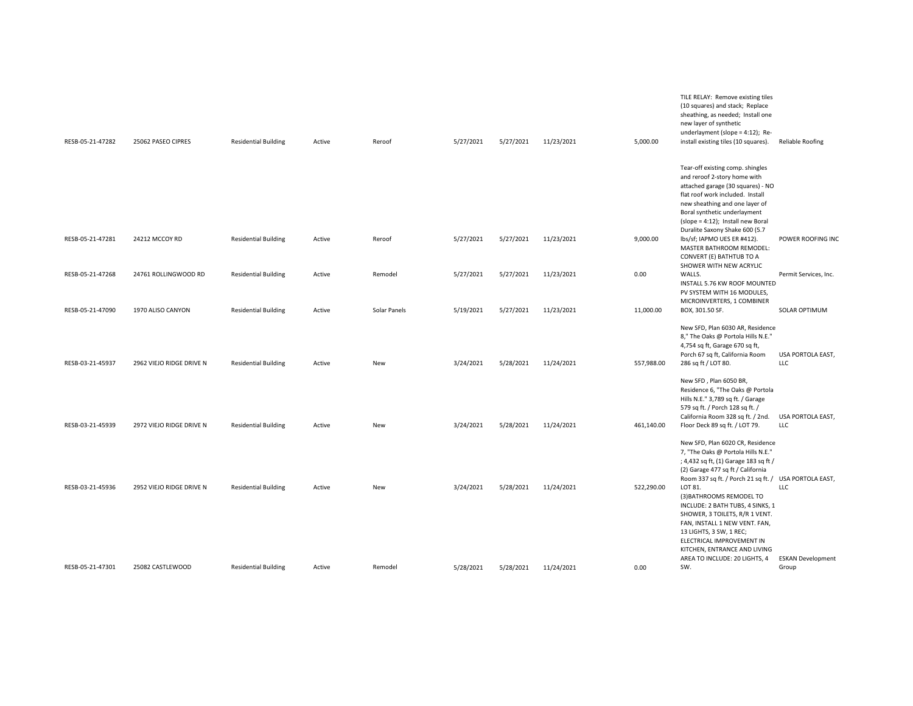| | | | | | | | | | | |
|---|---|---|---|---|---|---|---|---|---|---|
| RESB-05-21-47282 | 25062 PASEO CIPRES | Residential Building | Active | Reroof | 5/27/2021 | 5/27/2021 | 11/23/2021 | 5,000.00 | TILE RELAY: Remove existing tiles (10 squares) and stack; Replace sheathing, as needed; Install one new layer of synthetic underlayment (slope = 4:12); Re-install existing tiles (10 squares). | Reliable Roofing |
| RESB-05-21-47281 | 24212 MCCOY RD | Residential Building | Active | Reroof | 5/27/2021 | 5/27/2021 | 11/23/2021 | 9,000.00 | Tear-off existing comp. shingles and reroof 2-story home with attached garage (30 squares) - NO flat roof work included. Install new sheathing and one layer of Boral synthetic underlayment (slope = 4:12); Install new Boral Duralite Saxony Shake 600 (5.7 lbs/sf; IAPMO UES ER #412). | POWER ROOFING INC |
| RESB-05-21-47268 | 24761 ROLLINGWOOD RD | Residential Building | Active | Remodel | 5/27/2021 | 5/27/2021 | 11/23/2021 | 0.00 | MASTER BATHROOM REMODEL: CONVERT (E) BATHTUB TO A SHOWER WITH NEW ACRYLIC WALLS. | Permit Services, Inc. |
| RESB-05-21-47090 | 1970 ALISO CANYON | Residential Building | Active | Solar Panels | 5/19/2021 | 5/27/2021 | 11/23/2021 | 11,000.00 | INSTALL 5.76 KW ROOF MOUNTED PV SYSTEM WITH 16 MODULES, MICROINVERTERS, 1 COMBINER BOX, 301.50 SF. | SOLAR OPTIMUM |
| RESB-03-21-45937 | 2962 VIEJO RIDGE DRIVE N | Residential Building | Active | New | 3/24/2021 | 5/28/2021 | 11/24/2021 | 557,988.00 | New SFD, Plan 6030 AR, Residence 8," The Oaks @ Portola Hills N.E." 4,754 sq ft, Garage 670 sq ft, Porch 67 sq ft, California Room 286 sq ft / LOT 80. | USA PORTOLA EAST, LLC |
| RESB-03-21-45939 | 2972 VIEJO RIDGE DRIVE N | Residential Building | Active | New | 3/24/2021 | 5/28/2021 | 11/24/2021 | 461,140.00 | New SFD , Plan 6050 BR, Residence 6, "The Oaks @ Portola Hills N.E." 3,789 sq ft. / Garage 579 sq ft. / Porch 128 sq ft. / California Room 328 sq ft. / 2nd. Floor Deck 89 sq ft. / LOT 79. | USA PORTOLA EAST, LLC |
| RESB-03-21-45936 | 2952 VIEJO RIDGE DRIVE N | Residential Building | Active | New | 3/24/2021 | 5/28/2021 | 11/24/2021 | 522,290.00 | New SFD, Plan 6020 CR, Residence 7, "The Oaks @ Portola Hills N.E." ; 4,432 sq ft, (1) Garage 183 sq ft / (2) Garage 477 sq ft / California Room 337 sq ft. / Porch 21 sq ft. / LOT 81. | USA PORTOLA EAST, LLC |
| RESB-05-21-47301 | 25082 CASTLEWOOD | Residential Building | Active | Remodel | 5/28/2021 | 5/28/2021 | 11/24/2021 | 0.00 | (3)BATHROOMS REMODEL TO INCLUDE: 2 BATH TUBS, 4 SINKS, 1 SHOWER, 3 TOILETS, R/R 1 VENT. FAN, INSTALL 1 NEW VENT. FAN, 13 LIGHTS, 3 SW, 1 REC; ELECTRICAL IMPROVEMENT IN KITCHEN, ENTRANCE AND LIVING AREA TO INCLUDE: 20 LIGHTS, 4 SW. | ESKAN Development Group |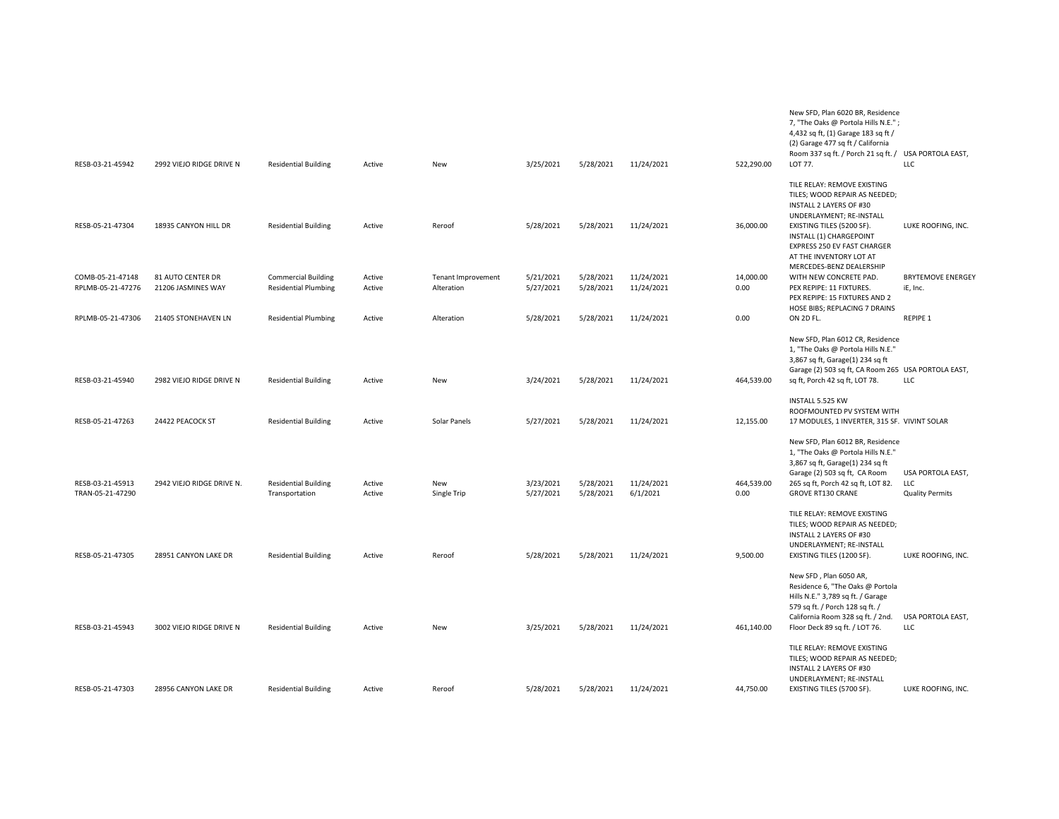| | | | | | | | | | | |
|---|---|---|---|---|---|---|---|---|---|---|
| RESB-03-21-45942 | 2992 VIEJO RIDGE DRIVE N | Residential Building | Active | New | 3/25/2021 | 5/28/2021 | 11/24/2021 | 522,290.00 | New SFD, Plan 6020 BR, Residence 7, "The Oaks @ Portola Hills N.E." ; 4,432 sq ft, (1) Garage 183 sq ft / (2) Garage 477 sq ft / California Room 337 sq ft. / Porch 21 sq ft. / LOT 77. | USA PORTOLA EAST, LLC |
| RESB-05-21-47304 | 18935 CANYON HILL DR | Residential Building | Active | Reroof | 5/28/2021 | 5/28/2021 | 11/24/2021 | 36,000.00 | TILE RELAY: REMOVE EXISTING TILES; WOOD REPAIR AS NEEDED; INSTALL 2 LAYERS OF #30 UNDERLAYMENT; RE-INSTALL EXISTING TILES (5200 SF). | LUKE ROOFING, INC. |
| COMB-05-21-47148 | 81 AUTO CENTER DR | Commercial Building | Active | Tenant Improvement | 5/21/2021 | 5/28/2021 | 11/24/2021 | 14,000.00 | INSTALL (1) CHARGEPOINT EXPRESS 250 EV FAST CHARGER AT THE INVENTORY LOT AT MERCEDES-BENZ DEALERSHIP WITH NEW CONCRETE PAD. | BRYTEMOVE ENERGEY iE, Inc. |
| RPLMB-05-21-47276 | 21206 JASMINES WAY | Residential Plumbing | Active | Alteration | 5/27/2021 | 5/28/2021 | 11/24/2021 | 0.00 | PEX REPIPE: 11 FIXTURES. | |
| RPLMB-05-21-47306 | 21405 STONEHAVEN LN | Residential Plumbing | Active | Alteration | 5/28/2021 | 5/28/2021 | 11/24/2021 | 0.00 | PEX REPIPE: 15 FIXTURES AND 2 HOSE BIBS; REPLACING 7 DRAINS ON 2D FL. | REPIPE 1 |
| RESB-03-21-45940 | 2982 VIEJO RIDGE DRIVE N | Residential Building | Active | New | 3/24/2021 | 5/28/2021 | 11/24/2021 | 464,539.00 | New SFD, Plan 6012 CR, Residence 1, "The Oaks @ Portola Hills N.E." 3,867 sq ft, Garage(1) 234 sq ft Garage (2) 503 sq ft, CA Room 265 sq ft, Porch 42 sq ft, LOT 78. | USA PORTOLA EAST, LLC |
| RESB-05-21-47263 | 24422 PEACOCK ST | Residential Building | Active | Solar Panels | 5/27/2021 | 5/28/2021 | 11/24/2021 | 12,155.00 | INSTALL 5.525 KW ROOFMOUNTED PV SYSTEM WITH 17 MODULES, 1 INVERTER, 315 SF. | VIVINT SOLAR |
| RESB-03-21-45913 | 2942 VIEJO RIDGE DRIVE N. | Residential Building | Active | New | 3/23/2021 | 5/28/2021 | 11/24/2021 | 464,539.00 | New SFD, Plan 6012 BR, Residence 1, "The Oaks @ Portola Hills N.E." 3,867 sq ft, Garage(1) 234 sq ft Garage (2) 503 sq ft, CA Room 265 sq ft, Porch 42 sq ft, LOT 82. | USA PORTOLA EAST, LLC |
| TRAN-05-21-47290 | | Transportation | Active | Single Trip | 5/27/2021 | 5/28/2021 | 6/1/2021 | 0.00 | GROVE RT130 CRANE | Quality Permits |
| RESB-05-21-47305 | 28951 CANYON LAKE DR | Residential Building | Active | Reroof | 5/28/2021 | 5/28/2021 | 11/24/2021 | 9,500.00 | TILE RELAY: REMOVE EXISTING TILES; WOOD REPAIR AS NEEDED; INSTALL 2 LAYERS OF #30 UNDERLAYMENT; RE-INSTALL EXISTING TILES (1200 SF). | LUKE ROOFING, INC. |
| RESB-03-21-45943 | 3002 VIEJO RIDGE DRIVE N | Residential Building | Active | New | 3/25/2021 | 5/28/2021 | 11/24/2021 | 461,140.00 | New SFD , Plan 6050 AR, Residence 6, "The Oaks @ Portola Hills N.E." 3,789 sq ft. / Garage 579 sq ft. / Porch 128 sq ft. / California Room 328 sq ft. / 2nd. Floor Deck 89 sq ft. / LOT 76. | USA PORTOLA EAST, LLC |
| RESB-05-21-47303 | 28956 CANYON LAKE DR | Residential Building | Active | Reroof | 5/28/2021 | 5/28/2021 | 11/24/2021 | 44,750.00 | TILE RELAY: REMOVE EXISTING TILES; WOOD REPAIR AS NEEDED; INSTALL 2 LAYERS OF #30 UNDERLAYMENT; RE-INSTALL EXISTING TILES (5700 SF). | LUKE ROOFING, INC. |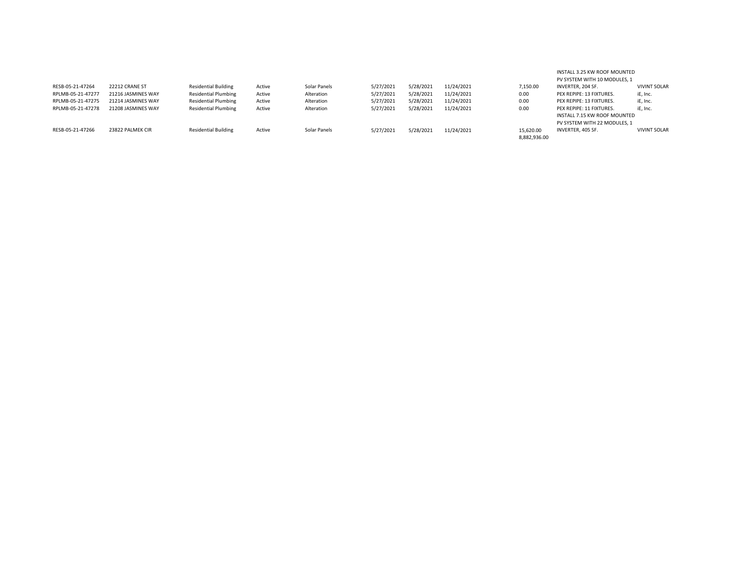| | | | | | | | | | | |
|---|---|---|---|---|---|---|---|---|---|---|
| RESB-05-21-47264 | 22212 CRANE ST | Residential Building | Active | Solar Panels | 5/27/2021 | 5/28/2021 | 11/24/2021 | 7,150.00 | INSTALL 3.25 KW ROOF MOUNTED PV SYSTEM WITH 10 MODULES, 1 INVERTER, 204 SF. | VIVINT SOLAR |
| RPLMB-05-21-47277 | 21216 JASMINES WAY | Residential Plumbing | Active | Alteration | 5/27/2021 | 5/28/2021 | 11/24/2021 | 0.00 | PEX REPIPE: 13 FIXTURES. | iE, Inc. |
| RPLMB-05-21-47275 | 21214 JASMINES WAY | Residential Plumbing | Active | Alteration | 5/27/2021 | 5/28/2021 | 11/24/2021 | 0.00 | PEX REPIPE: 13 FIXTURES. | iE, Inc. |
| RPLMB-05-21-47278 | 21208 JASMINES WAY | Residential Plumbing | Active | Alteration | 5/27/2021 | 5/28/2021 | 11/24/2021 | 0.00 | PEX REPIPE: 11 FIXTURES. | iE, Inc. |
| RESB-05-21-47266 | 23822 PALMEK CIR | Residential Building | Active | Solar Panels | 5/27/2021 | 5/28/2021 | 11/24/2021 | 15,620.00 | INSTALL 7.15 KW ROOF MOUNTED PV SYSTEM WITH 22 MODULES, 1 INVERTER, 405 SF. | VIVINT SOLAR |
| | | | | | | | | 8,882,936.00 | | |